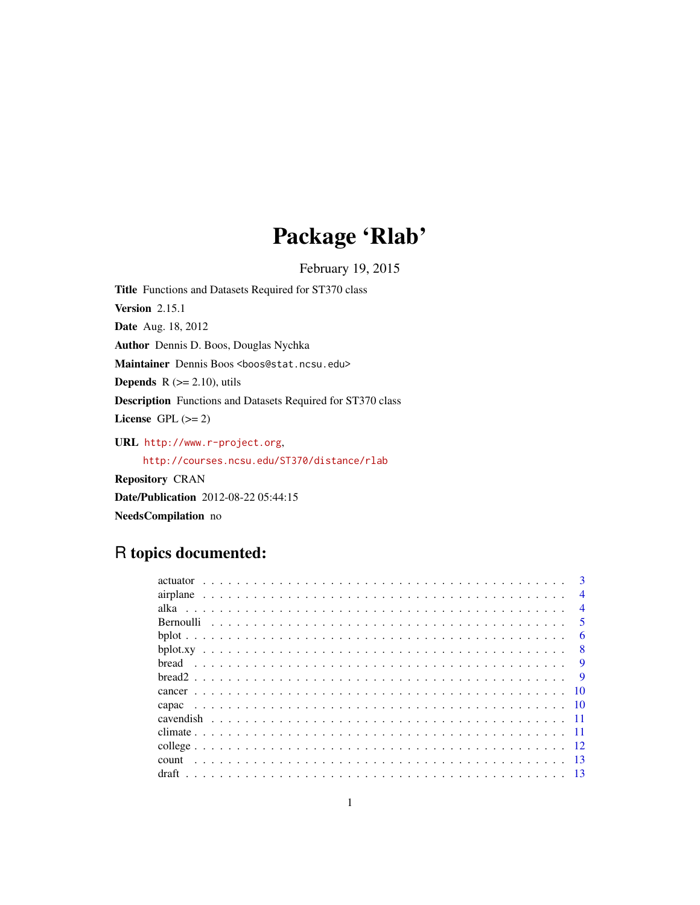# Package 'Rlab'

February 19, 2015

**Title** Functions and Datasets Required for ST370 class

**Version** 2.15.1

**Date** Aug. 18, 2012

**Author** Dennis D. Boos, Douglas Nychka

**Maintainer** Dennis Boos <boos@stat.ncsu.edu>

**Depends** R (>= 2.10), utils

**Description** Functions and Datasets Required for ST370 class

**License** GPL (>= 2)

**URL** http://www.r-project.org,
http://courses.ncsu.edu/ST370/distance/rlab

**Repository** CRAN

**Date/Publication** 2012-08-22 05:44:15

**NeedsCompilation** no

## R topics documented:

actuator . . . . . . . . . . . . . . . . . . . . . . . . . . . . . . . . . . . . . . . . . . 3
airplane . . . . . . . . . . . . . . . . . . . . . . . . . . . . . . . . . . . . . . . . . . 4
alka . . . . . . . . . . . . . . . . . . . . . . . . . . . . . . . . . . . . . . . . . . . . 4
Bernoulli . . . . . . . . . . . . . . . . . . . . . . . . . . . . . . . . . . . . . . . . . 5
bplot . . . . . . . . . . . . . . . . . . . . . . . . . . . . . . . . . . . . . . . . . . . 6
bplot.xy . . . . . . . . . . . . . . . . . . . . . . . . . . . . . . . . . . . . . . . . . 8
bread . . . . . . . . . . . . . . . . . . . . . . . . . . . . . . . . . . . . . . . . . . . 9
bread2 . . . . . . . . . . . . . . . . . . . . . . . . . . . . . . . . . . . . . . . . . . 9
cancer . . . . . . . . . . . . . . . . . . . . . . . . . . . . . . . . . . . . . . . . . . 10
capac . . . . . . . . . . . . . . . . . . . . . . . . . . . . . . . . . . . . . . . . . . . 10
cavendish . . . . . . . . . . . . . . . . . . . . . . . . . . . . . . . . . . . . . . . . 11
climate . . . . . . . . . . . . . . . . . . . . . . . . . . . . . . . . . . . . . . . . . . 11
college . . . . . . . . . . . . . . . . . . . . . . . . . . . . . . . . . . . . . . . . . . 12
count . . . . . . . . . . . . . . . . . . . . . . . . . . . . . . . . . . . . . . . . . . . 13
draft . . . . . . . . . . . . . . . . . . . . . . . . . . . . . . . . . . . . . . . . . . . 13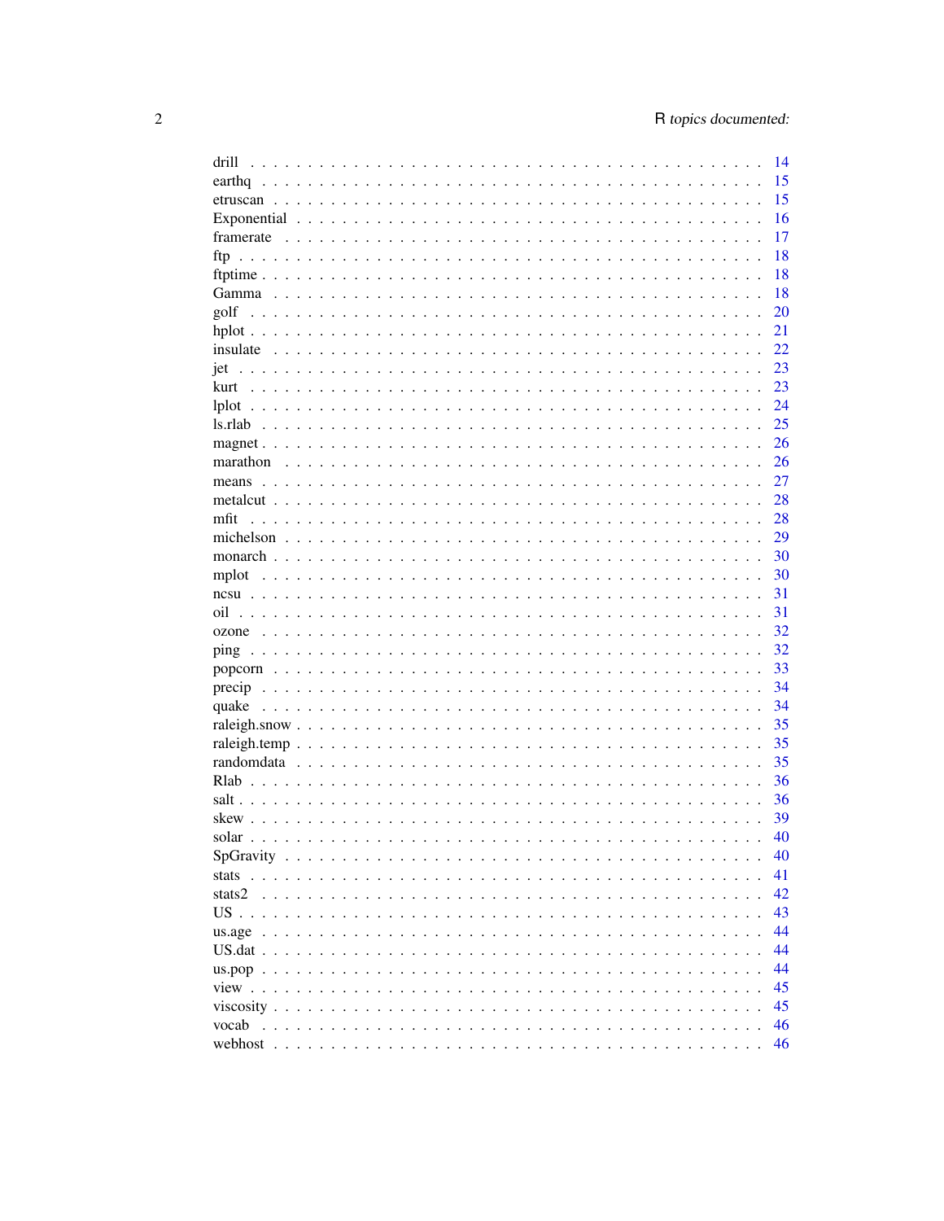drill . . . . . . . . . . . . . . . . . . . . . . . . . . . . . . . . . . . . . . . . . . 14
earthq . . . . . . . . . . . . . . . . . . . . . . . . . . . . . . . . . . . . . . . . . 15
etruscan . . . . . . . . . . . . . . . . . . . . . . . . . . . . . . . . . . . . . . . . 15
Exponential . . . . . . . . . . . . . . . . . . . . . . . . . . . . . . . . . . . . . . 16
framerate . . . . . . . . . . . . . . . . . . . . . . . . . . . . . . . . . . . . . . . 17
ftp . . . . . . . . . . . . . . . . . . . . . . . . . . . . . . . . . . . . . . . . . . . 18
ftptime . . . . . . . . . . . . . . . . . . . . . . . . . . . . . . . . . . . . . . . . 18
Gamma . . . . . . . . . . . . . . . . . . . . . . . . . . . . . . . . . . . . . . . . . 18
golf . . . . . . . . . . . . . . . . . . . . . . . . . . . . . . . . . . . . . . . . . . 20
hplot . . . . . . . . . . . . . . . . . . . . . . . . . . . . . . . . . . . . . . . . . 21
insulate . . . . . . . . . . . . . . . . . . . . . . . . . . . . . . . . . . . . . . . . 22
jet . . . . . . . . . . . . . . . . . . . . . . . . . . . . . . . . . . . . . . . . . . . 23
kurt . . . . . . . . . . . . . . . . . . . . . . . . . . . . . . . . . . . . . . . . . . 23
lplot . . . . . . . . . . . . . . . . . . . . . . . . . . . . . . . . . . . . . . . . . 24
ls.rlab . . . . . . . . . . . . . . . . . . . . . . . . . . . . . . . . . . . . . . . . 25
magnet . . . . . . . . . . . . . . . . . . . . . . . . . . . . . . . . . . . . . . . . 26
marathon . . . . . . . . . . . . . . . . . . . . . . . . . . . . . . . . . . . . . . . 26
means . . . . . . . . . . . . . . . . . . . . . . . . . . . . . . . . . . . . . . . . . 27
metalcut . . . . . . . . . . . . . . . . . . . . . . . . . . . . . . . . . . . . . . . 28
mfit . . . . . . . . . . . . . . . . . . . . . . . . . . . . . . . . . . . . . . . . . . 28
michelson . . . . . . . . . . . . . . . . . . . . . . . . . . . . . . . . . . . . . . 29
monarch . . . . . . . . . . . . . . . . . . . . . . . . . . . . . . . . . . . . . . . . 30
mplot . . . . . . . . . . . . . . . . . . . . . . . . . . . . . . . . . . . . . . . . . 30
ncsu . . . . . . . . . . . . . . . . . . . . . . . . . . . . . . . . . . . . . . . . . . 31
oil . . . . . . . . . . . . . . . . . . . . . . . . . . . . . . . . . . . . . . . . . . . 31
ozone . . . . . . . . . . . . . . . . . . . . . . . . . . . . . . . . . . . . . . . . . 32
ping . . . . . . . . . . . . . . . . . . . . . . . . . . . . . . . . . . . . . . . . . . 32
popcorn . . . . . . . . . . . . . . . . . . . . . . . . . . . . . . . . . . . . . . . . 33
precip . . . . . . . . . . . . . . . . . . . . . . . . . . . . . . . . . . . . . . . . . 34
quake . . . . . . . . . . . . . . . . . . . . . . . . . . . . . . . . . . . . . . . . . 34
raleigh.snow . . . . . . . . . . . . . . . . . . . . . . . . . . . . . . . . . . . . . 35
raleigh.temp . . . . . . . . . . . . . . . . . . . . . . . . . . . . . . . . . . . . . 35
randomdata . . . . . . . . . . . . . . . . . . . . . . . . . . . . . . . . . . . . . . 35
Rlab . . . . . . . . . . . . . . . . . . . . . . . . . . . . . . . . . . . . . . . . . . 36
salt . . . . . . . . . . . . . . . . . . . . . . . . . . . . . . . . . . . . . . . . . . 36
skew . . . . . . . . . . . . . . . . . . . . . . . . . . . . . . . . . . . . . . . . . . 39
solar . . . . . . . . . . . . . . . . . . . . . . . . . . . . . . . . . . . . . . . . . 40
SpGravity . . . . . . . . . . . . . . . . . . . . . . . . . . . . . . . . . . . . . . 40
stats . . . . . . . . . . . . . . . . . . . . . . . . . . . . . . . . . . . . . . . . . 41
stats2 . . . . . . . . . . . . . . . . . . . . . . . . . . . . . . . . . . . . . . . . 42
US . . . . . . . . . . . . . . . . . . . . . . . . . . . . . . . . . . . . . . . . . . . 43
us.age . . . . . . . . . . . . . . . . . . . . . . . . . . . . . . . . . . . . . . . . 44
US.dat . . . . . . . . . . . . . . . . . . . . . . . . . . . . . . . . . . . . . . . . 44
us.pop . . . . . . . . . . . . . . . . . . . . . . . . . . . . . . . . . . . . . . . . 44
view . . . . . . . . . . . . . . . . . . . . . . . . . . . . . . . . . . . . . . . . . . 45
viscosity . . . . . . . . . . . . . . . . . . . . . . . . . . . . . . . . . . . . . . . 45
vocab . . . . . . . . . . . . . . . . . . . . . . . . . . . . . . . . . . . . . . . . . 46
webhost . . . . . . . . . . . . . . . . . . . . . . . . . . . . . . . . . . . . . . . . 46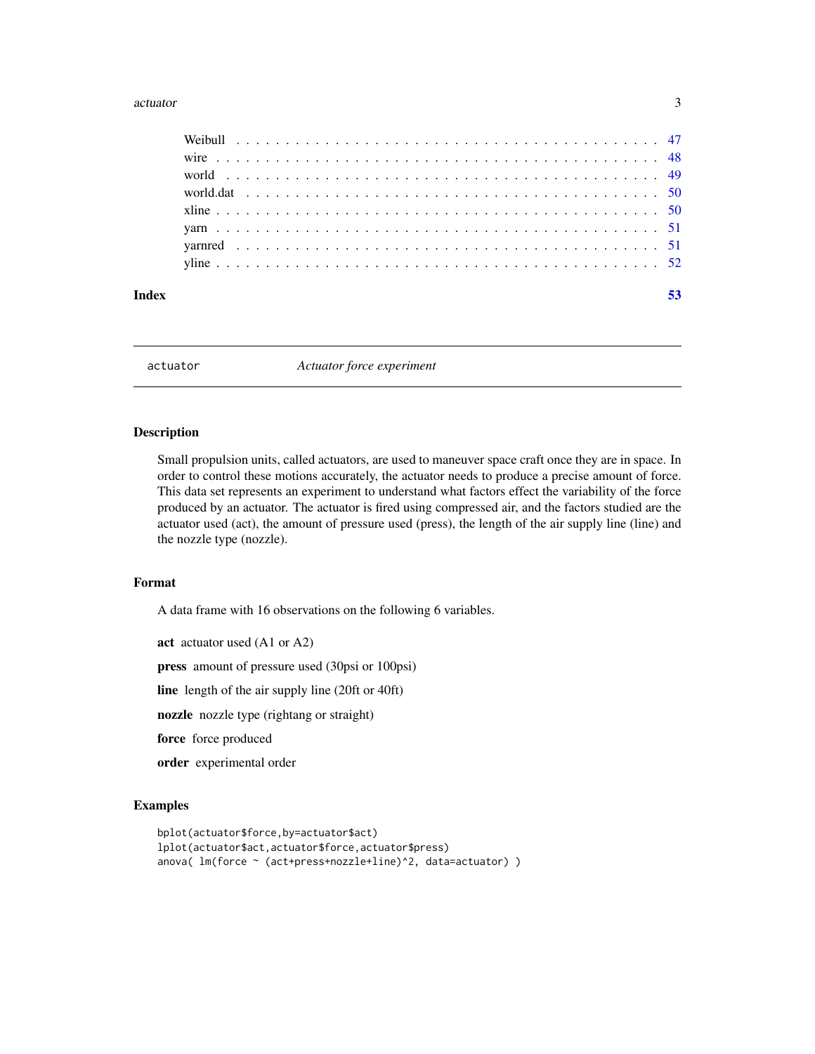| | |
|---|---|
| Weibull | 47 |
| wire | 48 |
| world | 49 |
| world.dat | 50 |
| xline | 50 |
| yarn | 51 |
| yarnred | 51 |
| yline | 52 |

**Index** 53

---

`actuator` *Actuator force experiment*

---

## Description

Small propulsion units, called actuators, are used to maneuver space craft once they are in space. In order to control these motions accurately, the actuator needs to produce a precise amount of force. This data set represents an experiment to understand what factors effect the variability of the force produced by an actuator. The actuator is fired using compressed air, and the factors studied are the actuator used (act), the amount of pressure used (press), the length of the air supply line (line) and the nozzle type (nozzle).

## Format

A data frame with 16 observations on the following 6 variables.

**act** actuator used (A1 or A2)

**press** amount of pressure used (30psi or 100psi)

**line** length of the air supply line (20ft or 40ft)

**nozzle** nozzle type (rightang or straight)

**force** force produced

**order** experimental order

## Examples

```
bplot(actuator$force,by=actuator$act)
lplot(actuator$act,actuator$force,actuator$press)
anova( lm(force ~ (act+press+nozzle+line)^2, data=actuator) )
```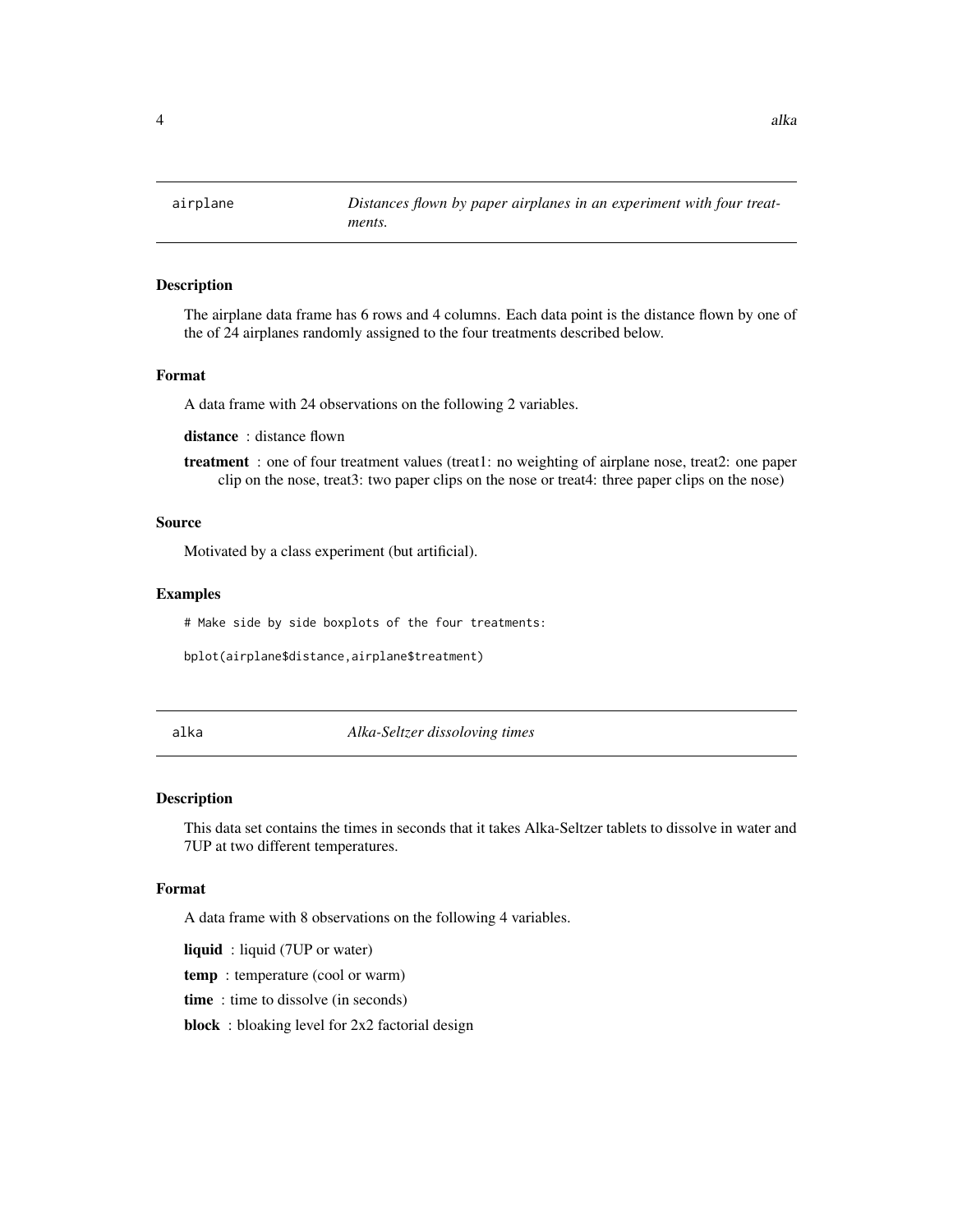## airplane — *Distances flown by paper airplanes in an experiment with four treatments.*

### Description

The airplane data frame has 6 rows and 4 columns. Each data point is the distance flown by one of the of 24 airplanes randomly assigned to the four treatments described below.

### Format

A data frame with 24 observations on the following 2 variables.

**distance** : distance flown

**treatment** : one of four treatment values (treat1: no weighting of airplane nose, treat2: one paper clip on the nose, treat3: two paper clips on the nose or treat4: three paper clips on the nose)

### Source

Motivated by a class experiment (but artificial).

### Examples

```
# Make side by side boxplots of the four treatments:

bplot(airplane$distance,airplane$treatment)
```

## alka — *Alka-Seltzer dissoloving times*

### Description

This data set contains the times in seconds that it takes Alka-Seltzer tablets to dissolve in water and 7UP at two different temperatures.

### Format

A data frame with 8 observations on the following 4 variables.

**liquid** : liquid (7UP or water)

**temp** : temperature (cool or warm)

**time** : time to dissolve (in seconds)

**block** : bloaking level for 2x2 factorial design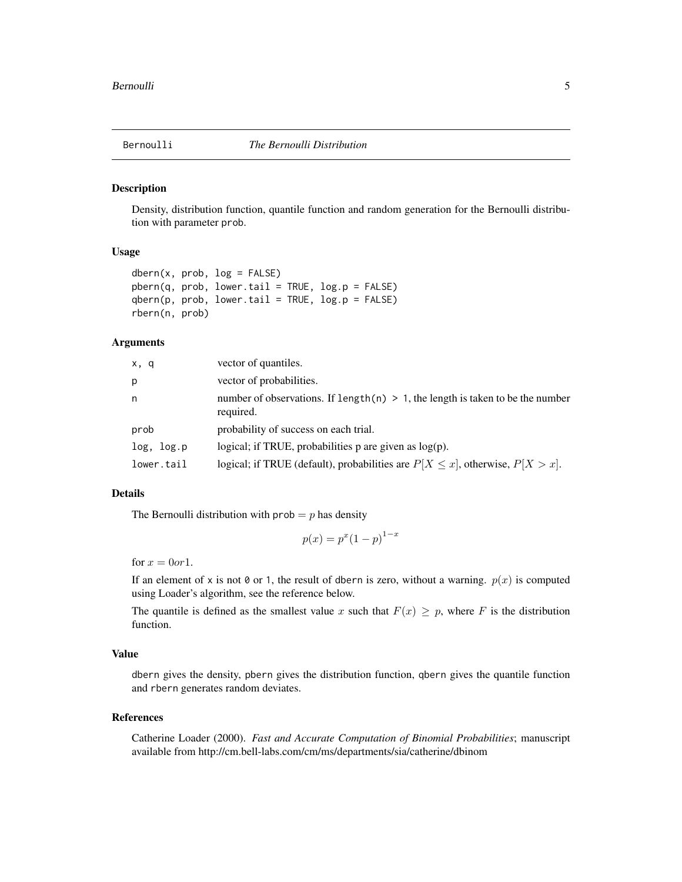Bernoulli *The Bernoulli Distribution*

## Description

Density, distribution function, quantile function and random generation for the Bernoulli distribution with parameter `prob`.

## Usage

```
dbern(x, prob, log = FALSE)
pbern(q, prob, lower.tail = TRUE, log.p = FALSE)
qbern(p, prob, lower.tail = TRUE, log.p = FALSE)
rbern(n, prob)
```

## Arguments

| | |
|---|---|
| `x, q` | vector of quantiles. |
| `p` | vector of probabilities. |
| `n` | number of observations. If `length(n) > 1`, the length is taken to be the number required. |
| `prob` | probability of success on each trial. |
| `log, log.p` | logical; if TRUE, probabilities p are given as log(p). |
| `lower.tail` | logical; if TRUE (default), probabilities are $P[X \leq x]$, otherwise, $P[X > x]$. |

## Details

The Bernoulli distribution with `prob` $= p$ has density

$$p(x) = p^x (1-p)^{1-x}$$

for $x = 0 or 1$.

If an element of `x` is not `0` or `1`, the result of `dbern` is zero, without a warning. $p(x)$ is computed using Loader's algorithm, see the reference below.

The quantile is defined as the smallest value $x$ such that $F(x) \geq p$, where $F$ is the distribution function.

## Value

`dbern` gives the density, `pbern` gives the distribution function, `qbern` gives the quantile function and `rbern` generates random deviates.

## References

Catherine Loader (2000). *Fast and Accurate Computation of Binomial Probabilities*; manuscript available from http://cm.bell-labs.com/cm/ms/departments/sia/catherine/dbinom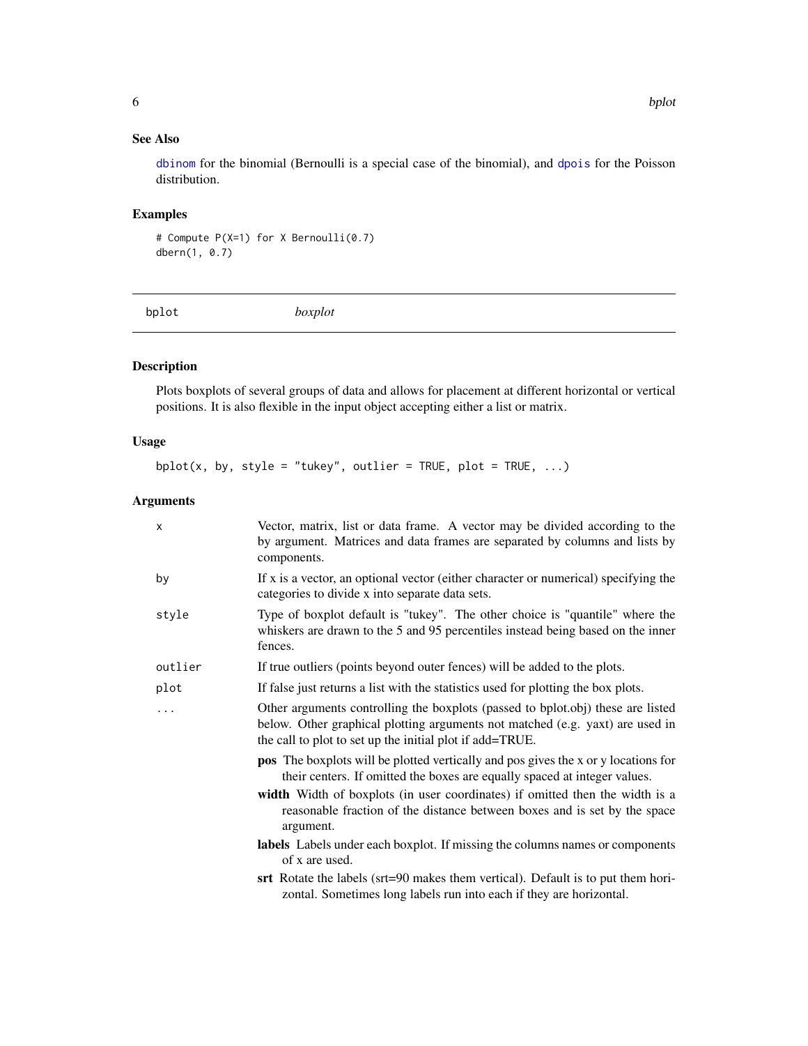### See Also

`dbinom` for the binomial (Bernoulli is a special case of the binomial), and `dpois` for the Poisson distribution.

### Examples

```
# Compute P(X=1) for X Bernoulli(0.7)
dbern(1, 0.7)
```

---

## bplot *boxplot*

---

### Description

Plots boxplots of several groups of data and allows for placement at different horizontal or vertical positions. It is also flexible in the input object accepting either a list or matrix.

### Usage

```
bplot(x, by, style = "tukey", outlier = TRUE, plot = TRUE, ...)
```

### Arguments

| | |
|---|---|
| `x` | Vector, matrix, list or data frame. A vector may be divided according to the by argument. Matrices and data frames are separated by columns and lists by components. |
| `by` | If x is a vector, an optional vector (either character or numerical) specifying the categories to divide x into separate data sets. |
| `style` | Type of boxplot default is "tukey". The other choice is "quantile" where the whiskers are drawn to the 5 and 95 percentiles instead being based on the inner fences. |
| `outlier` | If true outliers (points beyond outer fences) will be added to the plots. |
| `plot` | If false just returns a list with the statistics used for plotting the box plots. |
| `...` | Other arguments controlling the boxplots (passed to bplot.obj) these are listed below. Other graphical plotting arguments not matched (e.g. yaxt) are used in the call to plot to set up the initial plot if add=TRUE.<br>**pos** The boxplots will be plotted vertically and pos gives the x or y locations for their centers. If omitted the boxes are equally spaced at integer values.<br>**width** Width of boxplots (in user coordinates) if omitted then the width is a reasonable fraction of the distance between boxes and is set by the space argument.<br>**labels** Labels under each boxplot. If missing the columns names or components of x are used.<br>**srt** Rotate the labels (srt=90 makes them vertical). Default is to put them horizontal. Sometimes long labels run into each if they are horizontal. |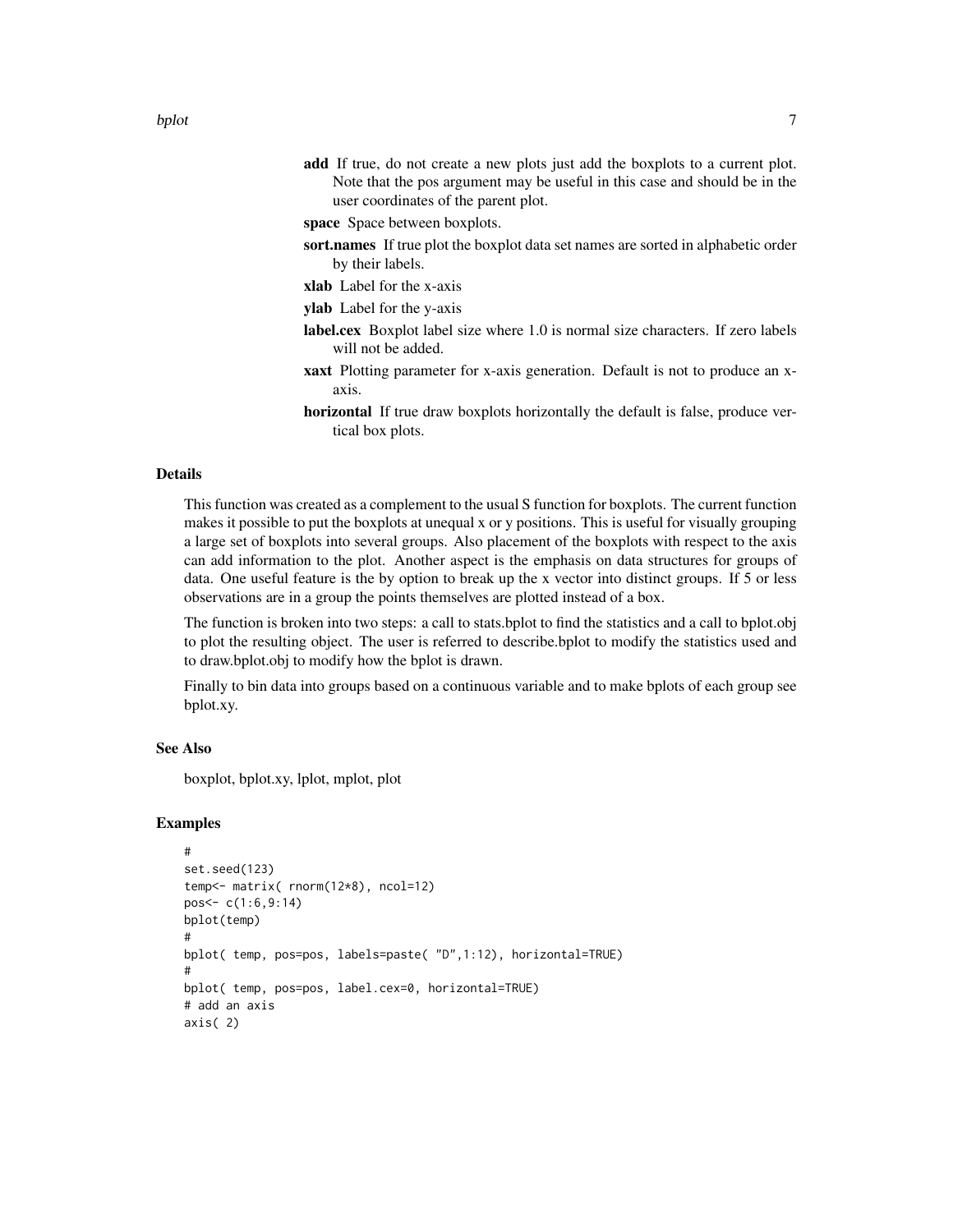**add** If true, do not create a new plots just add the boxplots to a current plot. Note that the pos argument may be useful in this case and should be in the user coordinates of the parent plot.

**space** Space between boxplots.

**sort.names** If true plot the boxplot data set names are sorted in alphabetic order by their labels.

**xlab** Label for the x-axis

**ylab** Label for the y-axis

**label.cex** Boxplot label size where 1.0 is normal size characters. If zero labels will not be added.

**xaxt** Plotting parameter for x-axis generation. Default is not to produce an x-axis.

**horizontal** If true draw boxplots horizontally the default is false, produce vertical box plots.

## Details

This function was created as a complement to the usual S function for boxplots. The current function makes it possible to put the boxplots at unequal x or y positions. This is useful for visually grouping a large set of boxplots into several groups. Also placement of the boxplots with respect to the axis can add information to the plot. Another aspect is the emphasis on data structures for groups of data. One useful feature is the by option to break up the x vector into distinct groups. If 5 or less observations are in a group the points themselves are plotted instead of a box.

The function is broken into two steps: a call to stats.bplot to find the statistics and a call to bplot.obj to plot the resulting object. The user is referred to describe.bplot to modify the statistics used and to draw.bplot.obj to modify how the bplot is drawn.

Finally to bin data into groups based on a continuous variable and to make bplots of each group see bplot.xy.

## See Also

boxplot, bplot.xy, lplot, mplot, plot

## Examples

```
#
set.seed(123)
temp<- matrix( rnorm(12*8), ncol=12)
pos<- c(1:6,9:14)
bplot(temp)
#
bplot( temp, pos=pos, labels=paste( "D",1:12), horizontal=TRUE)
#
bplot( temp, pos=pos, label.cex=0, horizontal=TRUE)
# add an axis
axis( 2)
```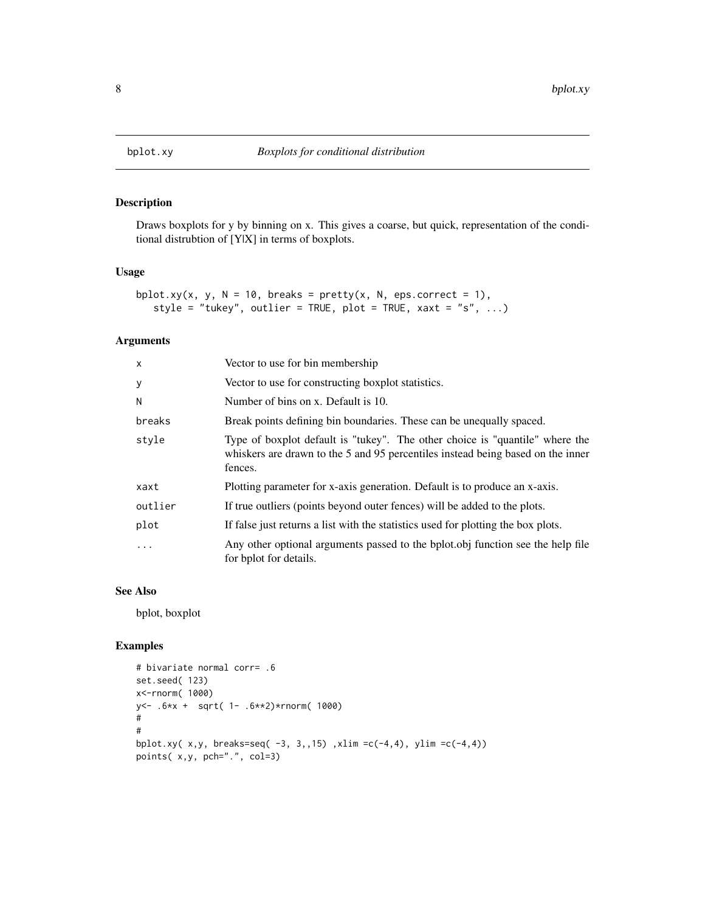# bplot.xy — *Boxplots for conditional distribution*

## Description

Draws boxplots for y by binning on x. This gives a coarse, but quick, representation of the conditional distrubtion of [Y|X] in terms of boxplots.

## Usage

```
bplot.xy(x, y, N = 10, breaks = pretty(x, N, eps.correct = 1),
   style = "tukey", outlier = TRUE, plot = TRUE, xaxt = "s", ...)
```

## Arguments

| | |
|---|---|
| `x` | Vector to use for bin membership |
| `y` | Vector to use for constructing boxplot statistics. |
| `N` | Number of bins on x. Default is 10. |
| `breaks` | Break points defining bin boundaries. These can be unequally spaced. |
| `style` | Type of boxplot default is "tukey". The other choice is "quantile" where the whiskers are drawn to the 5 and 95 percentiles instead being based on the inner fences. |
| `xaxt` | Plotting parameter for x-axis generation. Default is to produce an x-axis. |
| `outlier` | If true outliers (points beyond outer fences) will be added to the plots. |
| `plot` | If false just returns a list with the statistics used for plotting the box plots. |
| `...` | Any other optional arguments passed to the bplot.obj function see the help file for bplot for details. |

## See Also

bplot, boxplot

## Examples

```
# bivariate normal corr= .6
set.seed( 123)
x<-rnorm( 1000)
y<- .6*x +  sqrt( 1- .6**2)*rnorm( 1000)
#
#
bplot.xy( x,y, breaks=seq( -3, 3,,15) ,xlim =c(-4,4), ylim =c(-4,4))
points( x,y, pch=".", col=3)
```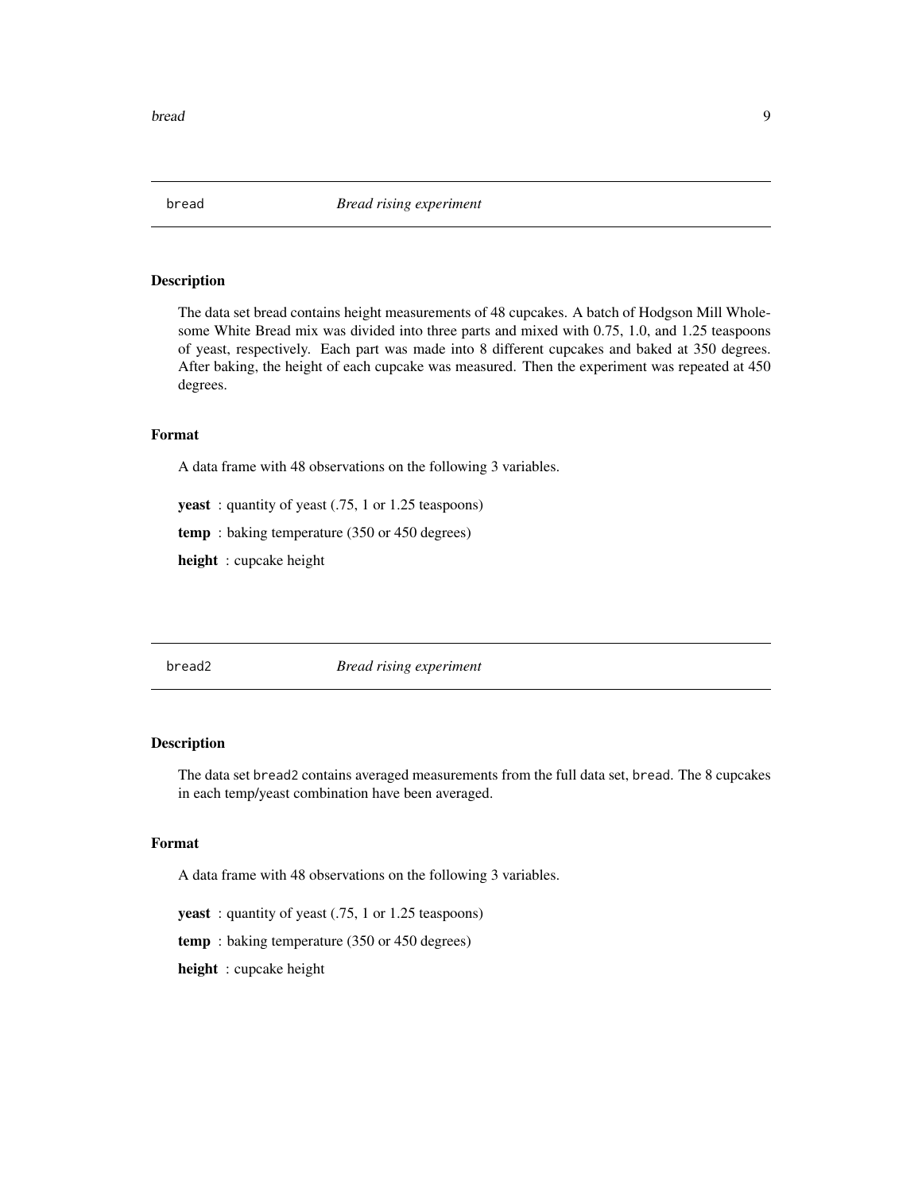## bread — *Bread rising experiment*

### Description

The data set bread contains height measurements of 48 cupcakes. A batch of Hodgson Mill Wholesome White Bread mix was divided into three parts and mixed with 0.75, 1.0, and 1.25 teaspoons of yeast, respectively. Each part was made into 8 different cupcakes and baked at 350 degrees. After baking, the height of each cupcake was measured. Then the experiment was repeated at 450 degrees.

### Format

A data frame with 48 observations on the following 3 variables.

**yeast** : quantity of yeast (.75, 1 or 1.25 teaspoons)

**temp** : baking temperature (350 or 450 degrees)

**height** : cupcake height

## bread2 — *Bread rising experiment*

### Description

The data set `bread2` contains averaged measurements from the full data set, `bread`. The 8 cupcakes in each temp/yeast combination have been averaged.

### Format

A data frame with 48 observations on the following 3 variables.

**yeast** : quantity of yeast (.75, 1 or 1.25 teaspoons)

**temp** : baking temperature (350 or 450 degrees)

**height** : cupcake height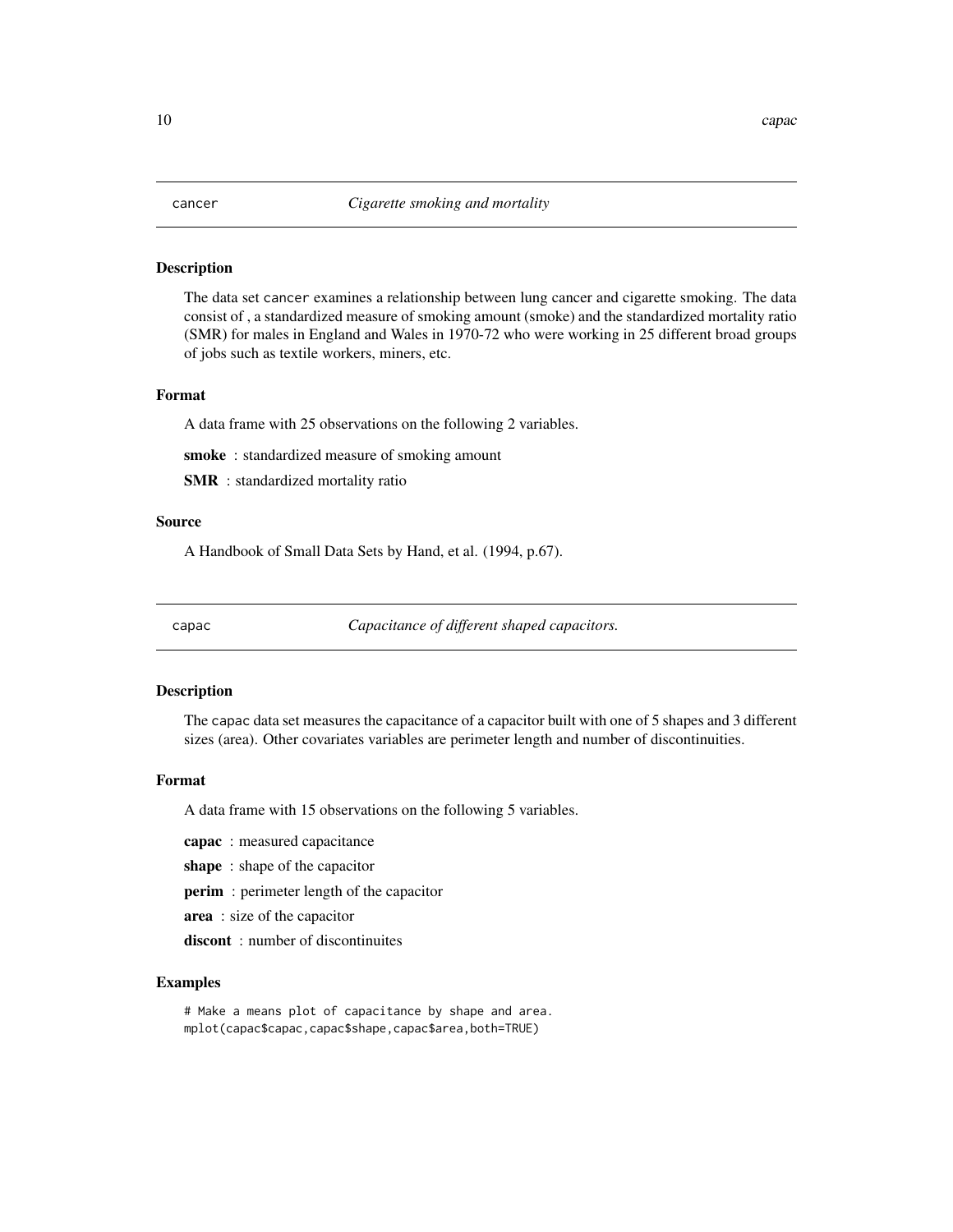## cancer — *Cigarette smoking and mortality*

### Description

The data set `cancer` examines a relationship between lung cancer and cigarette smoking. The data consist of , a standardized measure of smoking amount (smoke) and the standardized mortality ratio (SMR) for males in England and Wales in 1970-72 who were working in 25 different broad groups of jobs such as textile workers, miners, etc.

### Format

A data frame with 25 observations on the following 2 variables.

**smoke** : standardized measure of smoking amount

**SMR** : standardized mortality ratio

### Source

A Handbook of Small Data Sets by Hand, et al. (1994, p.67).

## capac — *Capacitance of different shaped capacitors.*

### Description

The `capac` data set measures the capacitance of a capacitor built with one of 5 shapes and 3 different sizes (area). Other covariates variables are perimeter length and number of discontinuities.

### Format

A data frame with 15 observations on the following 5 variables.

**capac** : measured capacitance

**shape** : shape of the capacitor

**perim** : perimeter length of the capacitor

**area** : size of the capacitor

**discont** : number of discontinuites

### Examples

```
# Make a means plot of capacitance by shape and area.
mplot(capac$capac,capac$shape,capac$area,both=TRUE)
```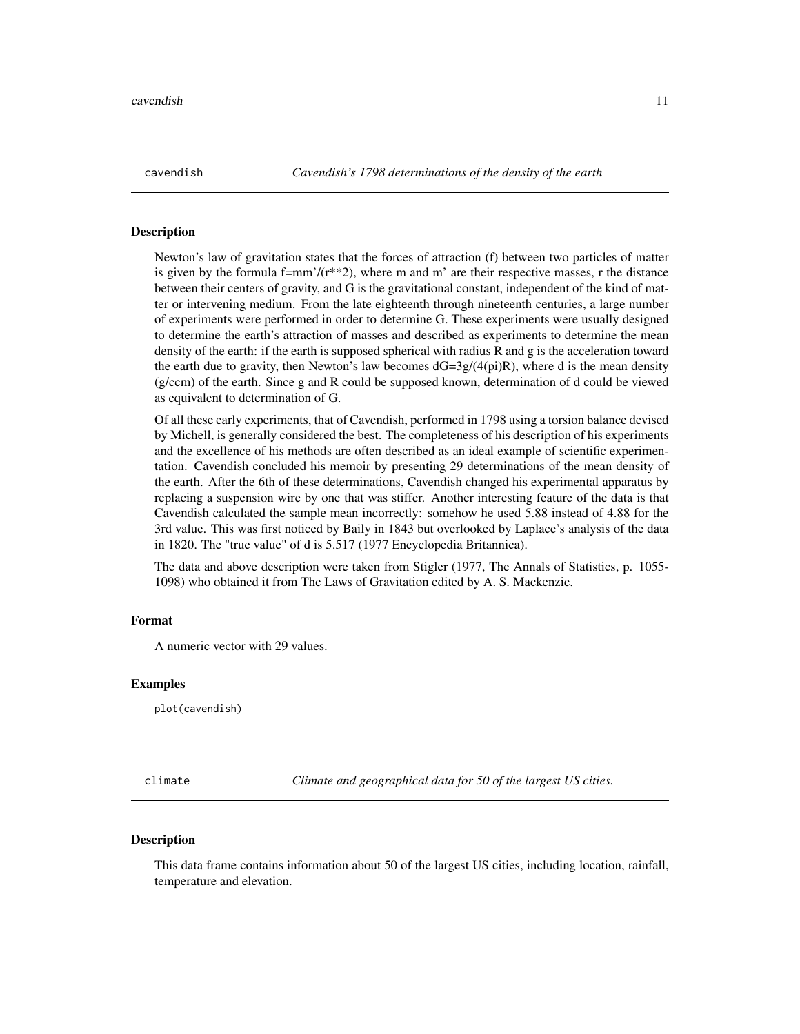## cavendish *Cavendish's 1798 determinations of the density of the earth*

### Description

Newton's law of gravitation states that the forces of attraction (f) between two particles of matter is given by the formula f=mm'/(r**2), where m and m' are their respective masses, r the distance between their centers of gravity, and G is the gravitational constant, independent of the kind of matter or intervening medium. From the late eighteenth through nineteenth centuries, a large number of experiments were performed in order to determine G. These experiments were usually designed to determine the earth's attraction of masses and described as experiments to determine the mean density of the earth: if the earth is supposed spherical with radius R and g is the acceleration toward the earth due to gravity, then Newton's law becomes dG=3g/(4(pi)R), where d is the mean density (g/ccm) of the earth. Since g and R could be supposed known, determination of d could be viewed as equivalent to determination of G.

Of all these early experiments, that of Cavendish, performed in 1798 using a torsion balance devised by Michell, is generally considered the best. The completeness of his description of his experiments and the excellence of his methods are often described as an ideal example of scientific experimentation. Cavendish concluded his memoir by presenting 29 determinations of the mean density of the earth. After the 6th of these determinations, Cavendish changed his experimental apparatus by replacing a suspension wire by one that was stiffer. Another interesting feature of the data is that Cavendish calculated the sample mean incorrectly: somehow he used 5.88 instead of 4.88 for the 3rd value. This was first noticed by Baily in 1843 but overlooked by Laplace's analysis of the data in 1820. The "true value" of d is 5.517 (1977 Encyclopedia Britannica).

The data and above description were taken from Stigler (1977, The Annals of Statistics, p. 1055-1098) who obtained it from The Laws of Gravitation edited by A. S. Mackenzie.

### Format

A numeric vector with 29 values.

### Examples

```
plot(cavendish)
```

## climate *Climate and geographical data for 50 of the largest US cities.*

### Description

This data frame contains information about 50 of the largest US cities, including location, rainfall, temperature and elevation.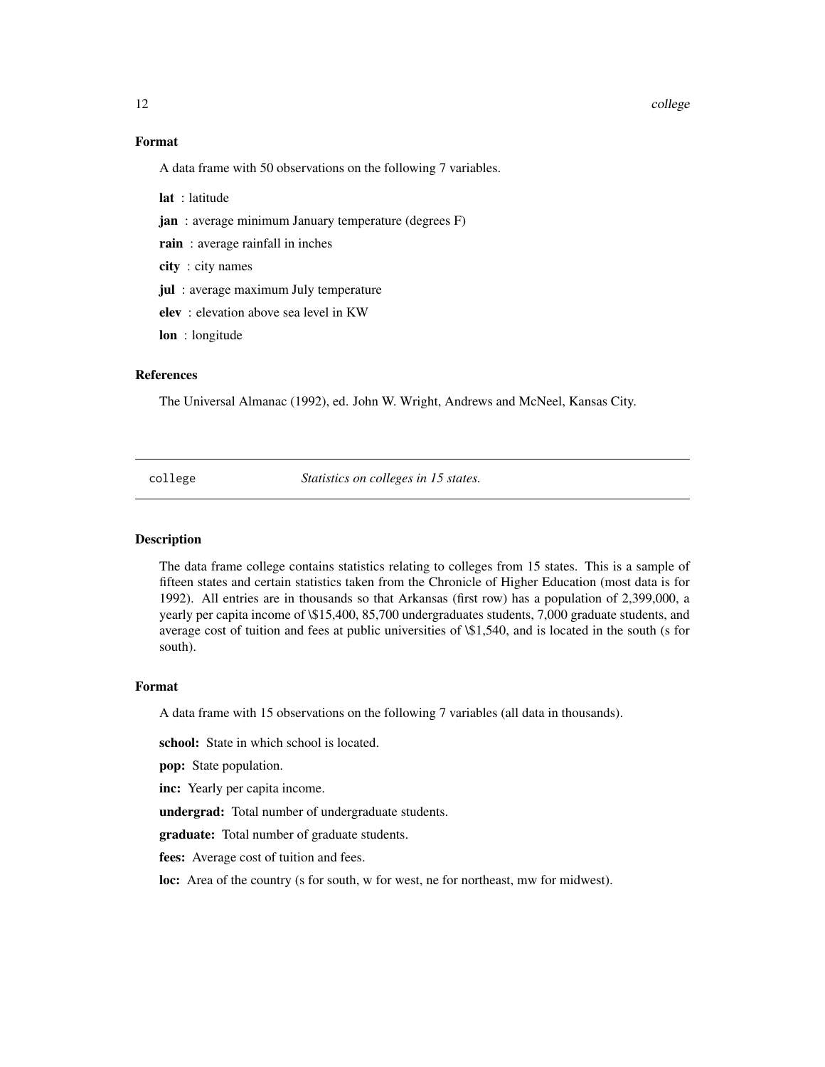## Format

A data frame with 50 observations on the following 7 variables.

**lat** : latitude

**jan** : average minimum January temperature (degrees F)

**rain** : average rainfall in inches

**city** : city names

**jul** : average maximum July temperature

**elev** : elevation above sea level in KW

**lon** : longitude

## References

The Universal Almanac (1992), ed. John W. Wright, Andrews and McNeel, Kansas City.

---

# college — *Statistics on colleges in 15 states.*

---

## Description

The data frame college contains statistics relating to colleges from 15 states. This is a sample of fifteen states and certain statistics taken from the Chronicle of Higher Education (most data is for 1992). All entries are in thousands so that Arkansas (first row) has a population of 2,399,000, a yearly per capita income of \$15,400, 85,700 undergraduates students, 7,000 graduate students, and average cost of tuition and fees at public universities of \$1,540, and is located in the south (s for south).

## Format

A data frame with 15 observations on the following 7 variables (all data in thousands).

**school:** State in which school is located.

**pop:** State population.

**inc:** Yearly per capita income.

**undergrad:** Total number of undergraduate students.

**graduate:** Total number of graduate students.

**fees:** Average cost of tuition and fees.

**loc:** Area of the country (s for south, w for west, ne for northeast, mw for midwest).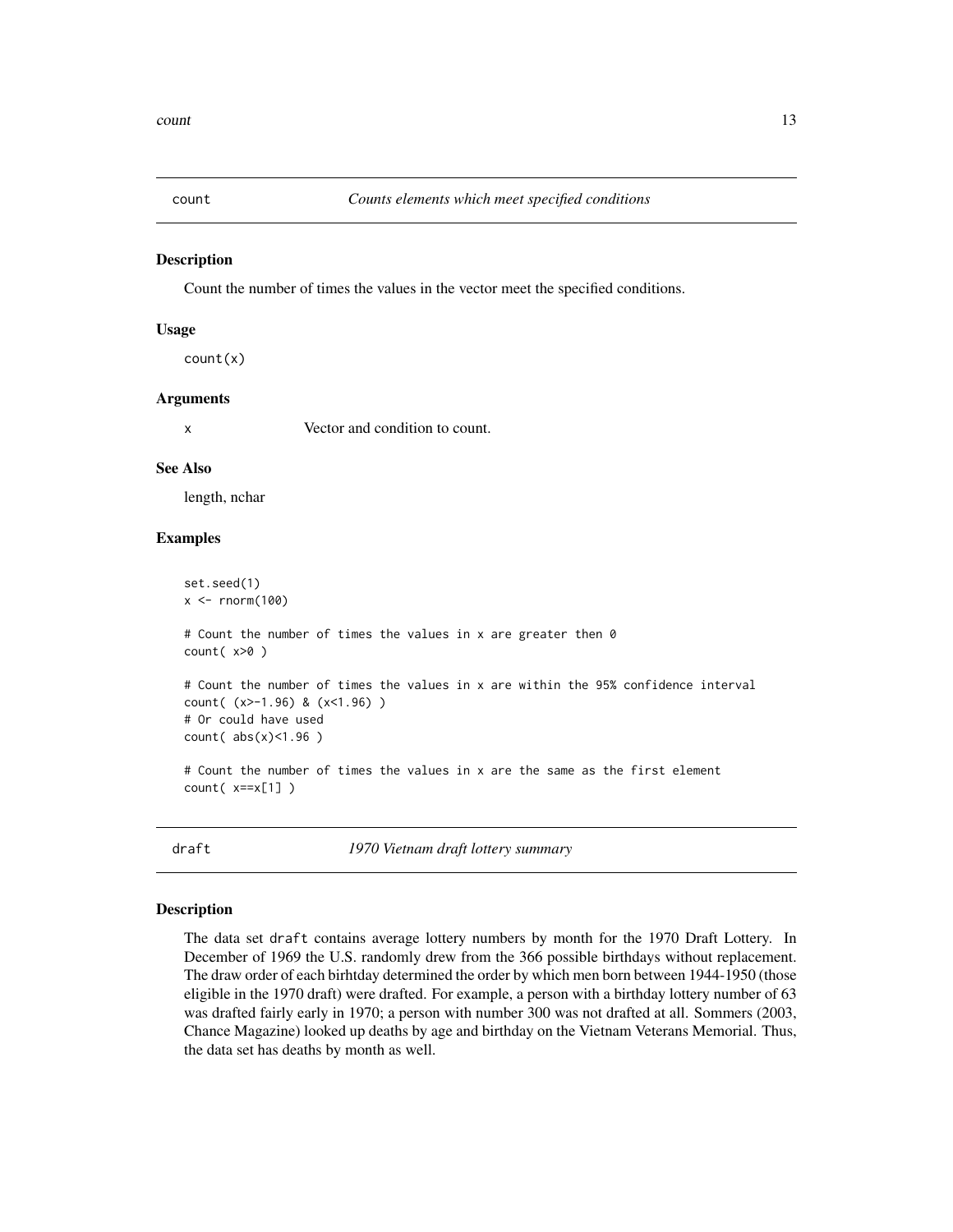## count — *Counts elements which meet specified conditions*

### Description

Count the number of times the values in the vector meet the specified conditions.

### Usage

```
count(x)
```

### Arguments

| | |
|---|---|
| x | Vector and condition to count. |

### See Also

length, nchar

### Examples

```
set.seed(1)
x <- rnorm(100)

# Count the number of times the values in x are greater then 0
count( x>0 )

# Count the number of times the values in x are within the 95% confidence interval
count( (x>-1.96) & (x<1.96) )
# Or could have used
count( abs(x)<1.96 )

# Count the number of times the values in x are the same as the first element
count( x==x[1] )
```

## draft — *1970 Vietnam draft lottery summary*

### Description

The data set `draft` contains average lottery numbers by month for the 1970 Draft Lottery. In December of 1969 the U.S. randomly drew from the 366 possible birthdays without replacement. The draw order of each birhtday determined the order by which men born between 1944-1950 (those eligible in the 1970 draft) were drafted. For example, a person with a birthday lottery number of 63 was drafted fairly early in 1970; a person with number 300 was not drafted at all. Sommers (2003, Chance Magazine) looked up deaths by age and birthday on the Vietnam Veterans Memorial. Thus, the data set has deaths by month as well.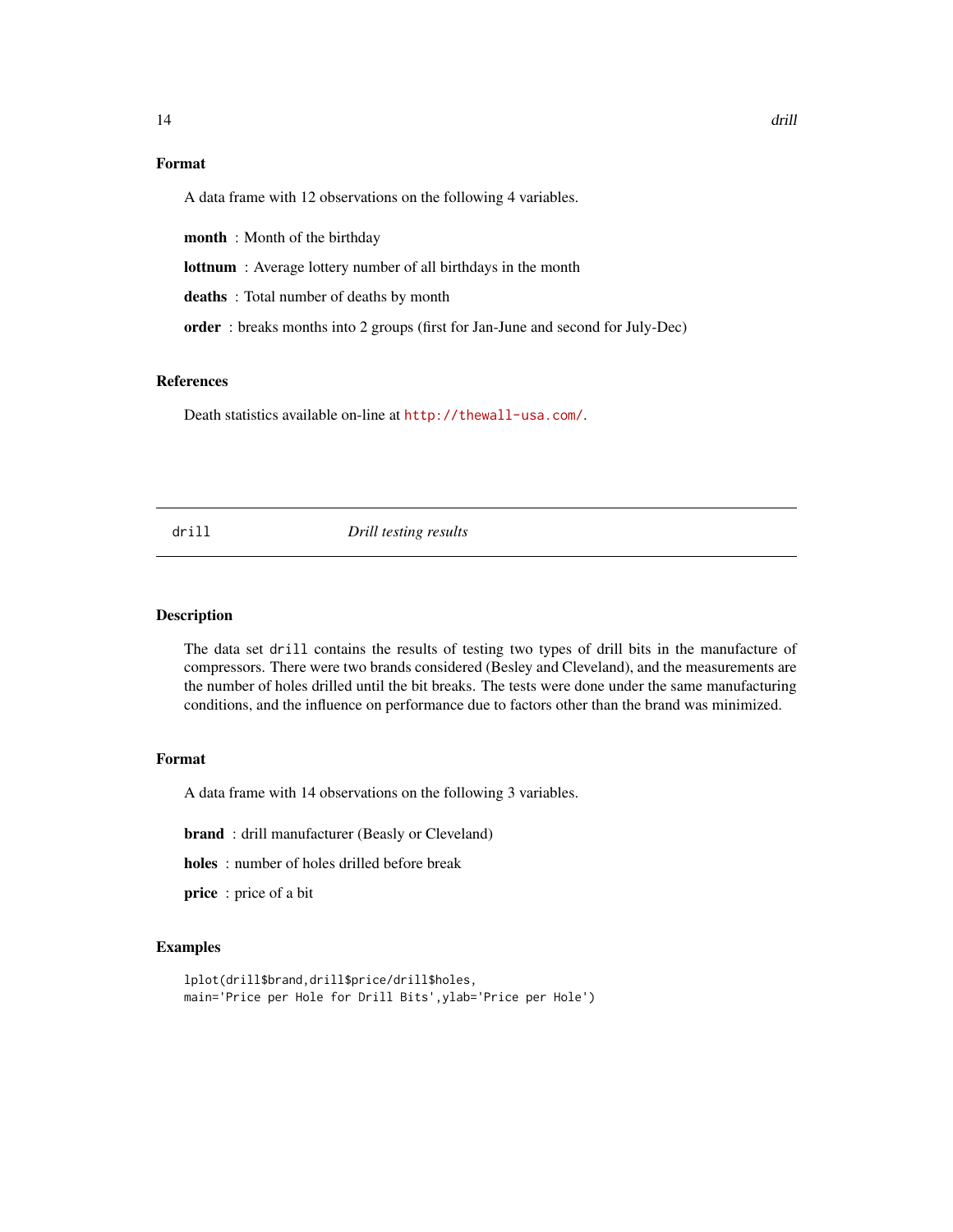## Format

A data frame with 12 observations on the following 4 variables.

**month** : Month of the birthday

**lottnum** : Average lottery number of all birthdays in the month

**deaths** : Total number of deaths by month

**order** : breaks months into 2 groups (first for Jan-June and second for July-Dec)

## References

Death statistics available on-line at http://thewall-usa.com/.

---

# drill — *Drill testing results*

## Description

The data set `drill` contains the results of testing two types of drill bits in the manufacture of compressors. There were two brands considered (Besley and Cleveland), and the measurements are the number of holes drilled until the bit breaks. The tests were done under the same manufacturing conditions, and the influence on performance due to factors other than the brand was minimized.

## Format

A data frame with 14 observations on the following 3 variables.

**brand** : drill manufacturer (Beasly or Cleveland)

**holes** : number of holes drilled before break

**price** : price of a bit

## Examples

```
lplot(drill$brand,drill$price/drill$holes,
main='Price per Hole for Drill Bits',ylab='Price per Hole')
```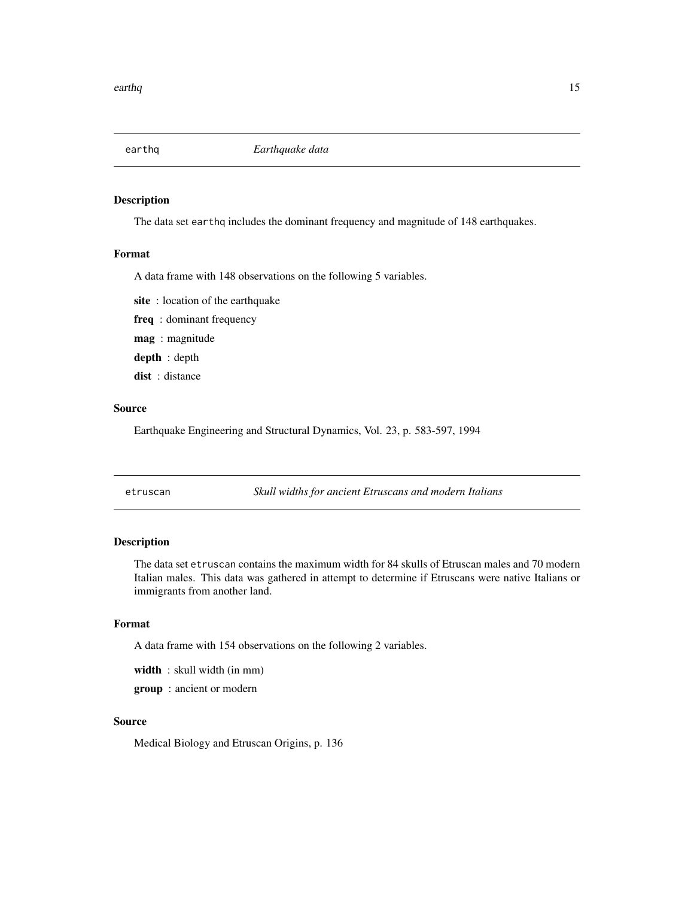## earthq *Earthquake data*

### Description

The data set earthq includes the dominant frequency and magnitude of 148 earthquakes.

### Format

A data frame with 148 observations on the following 5 variables.

**site** : location of the earthquake

**freq** : dominant frequency

**mag** : magnitude

**depth** : depth

**dist** : distance

### Source

Earthquake Engineering and Structural Dynamics, Vol. 23, p. 583-597, 1994

## etruscan *Skull widths for ancient Etruscans and modern Italians*

### Description

The data set etruscan contains the maximum width for 84 skulls of Etruscan males and 70 modern Italian males. This data was gathered in attempt to determine if Etruscans were native Italians or immigrants from another land.

### Format

A data frame with 154 observations on the following 2 variables.

**width** : skull width (in mm)

**group** : ancient or modern

### Source

Medical Biology and Etruscan Origins, p. 136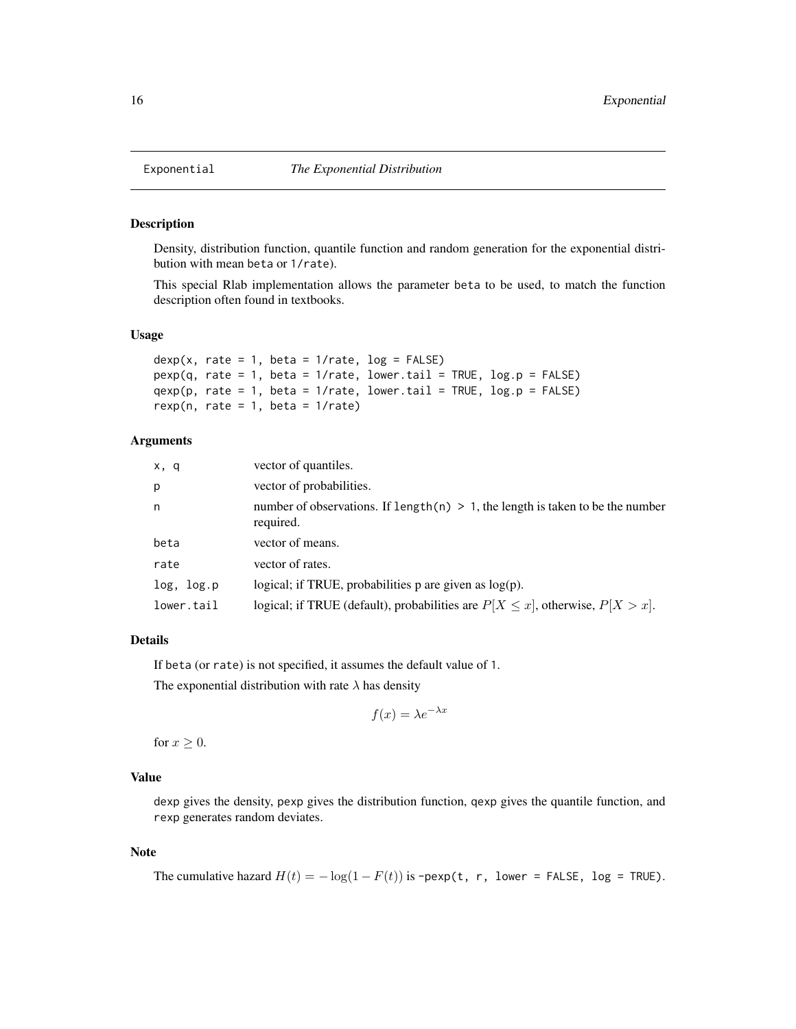# Exponential — *The Exponential Distribution*

## Description

Density, distribution function, quantile function and random generation for the exponential distribution with mean beta or 1/rate).

This special Rlab implementation allows the parameter beta to be used, to match the function description often found in textbooks.

## Usage

```
dexp(x, rate = 1, beta = 1/rate, log = FALSE)
pexp(q, rate = 1, beta = 1/rate, lower.tail = TRUE, log.p = FALSE)
qexp(p, rate = 1, beta = 1/rate, lower.tail = TRUE, log.p = FALSE)
rexp(n, rate = 1, beta = 1/rate)
```

## Arguments

| | |
|---|---|
| x, q | vector of quantiles. |
| p | vector of probabilities. |
| n | number of observations. If length(n) > 1, the length is taken to be the number required. |
| beta | vector of means. |
| rate | vector of rates. |
| log, log.p | logical; if TRUE, probabilities p are given as log(p). |
| lower.tail | logical; if TRUE (default), probabilities are $P[X \leq x]$, otherwise, $P[X > x]$. |

## Details

If beta (or rate) is not specified, it assumes the default value of 1.

The exponential distribution with rate $\lambda$ has density

$$f(x) = \lambda e^{-\lambda x}$$

for $x \geq 0$.

## Value

dexp gives the density, pexp gives the distribution function, qexp gives the quantile function, and rexp generates random deviates.

## Note

The cumulative hazard $H(t) = -\log(1 - F(t))$ is -pexp(t, r, lower = FALSE, log = TRUE).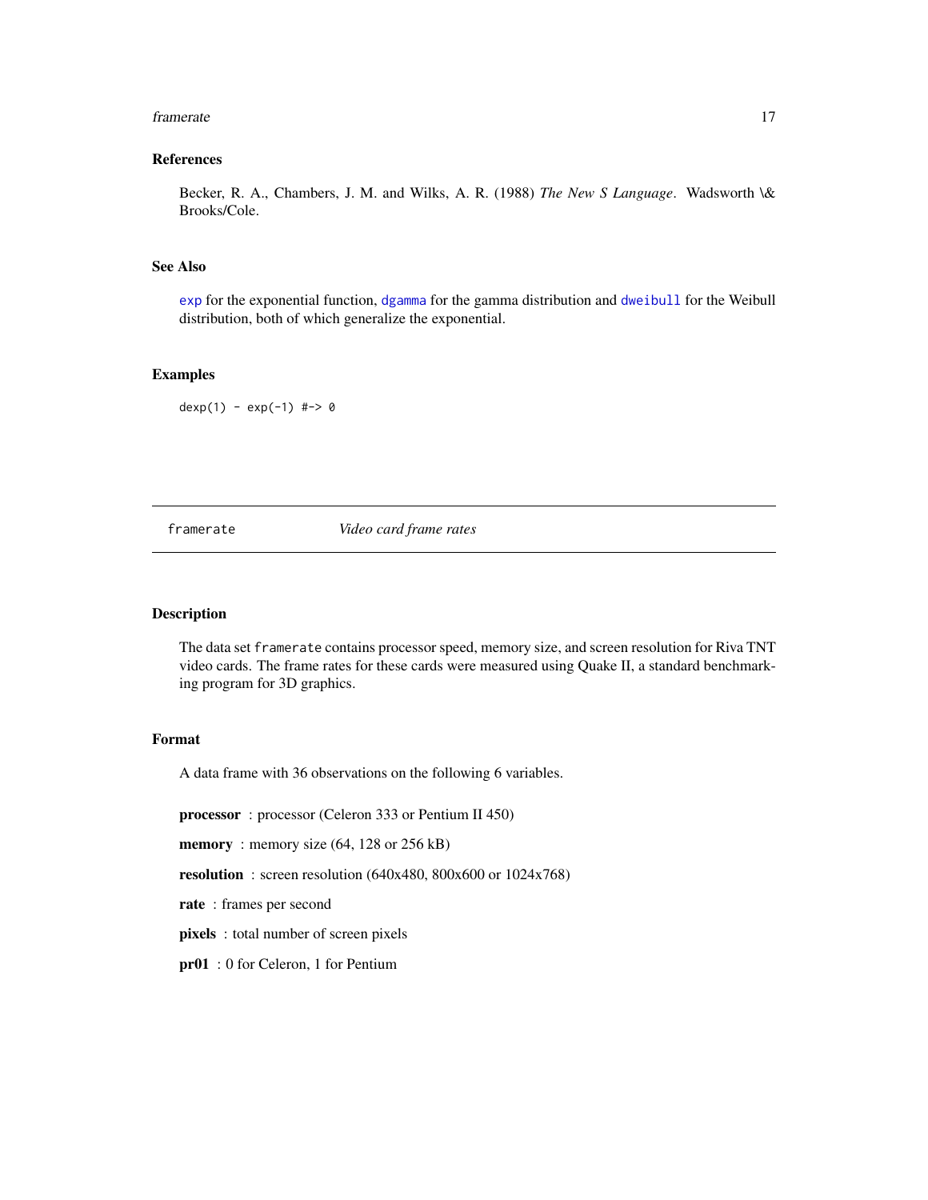### References

Becker, R. A., Chambers, J. M. and Wilks, A. R. (1988) *The New S Language*. Wadsworth \& Brooks/Cole.

### See Also

exp for the exponential function, dgamma for the gamma distribution and dweibull for the Weibull distribution, both of which generalize the exponential.

### Examples

```
dexp(1) - exp(-1) #-> 0
```

---

## framerate — *Video card frame rates*

---

### Description

The data set `framerate` contains processor speed, memory size, and screen resolution for Riva TNT video cards. The frame rates for these cards were measured using Quake II, a standard benchmarking program for 3D graphics.

### Format

A data frame with 36 observations on the following 6 variables.

**processor** : processor (Celeron 333 or Pentium II 450)

**memory** : memory size (64, 128 or 256 kB)

**resolution** : screen resolution (640x480, 800x600 or 1024x768)

**rate** : frames per second

**pixels** : total number of screen pixels

**pr01** : 0 for Celeron, 1 for Pentium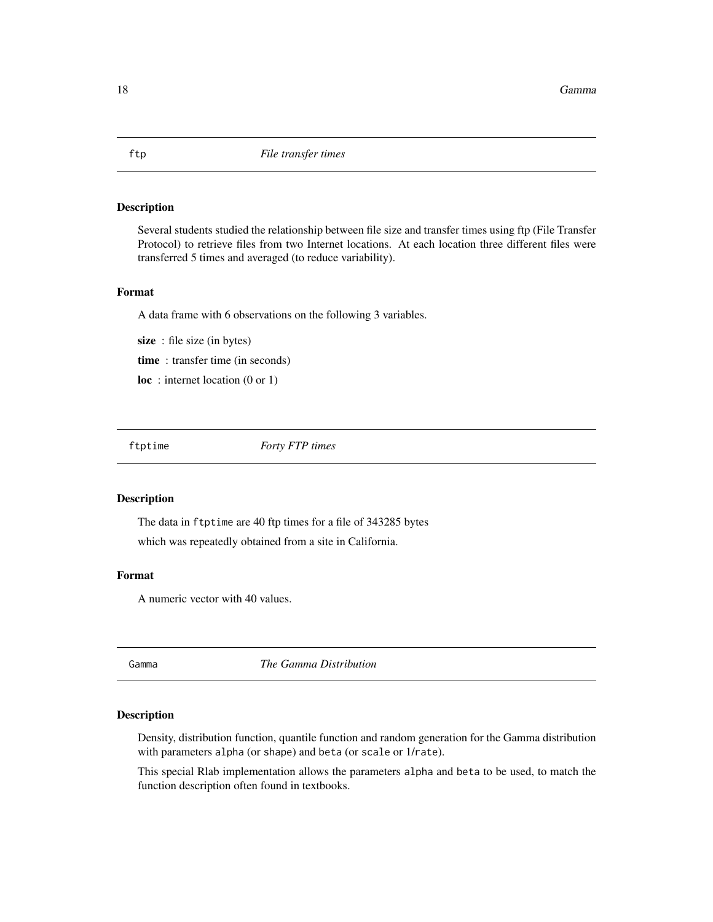## ftp *File transfer times*

### Description

Several students studied the relationship between file size and transfer times using ftp (File Transfer Protocol) to retrieve files from two Internet locations. At each location three different files were transferred 5 times and averaged (to reduce variability).

### Format

A data frame with 6 observations on the following 3 variables.

**size** : file size (in bytes)

**time** : transfer time (in seconds)

**loc** : internet location (0 or 1)

## ftptime *Forty FTP times*

### Description

The data in `ftptime` are 40 ftp times for a file of 343285 bytes

which was repeatedly obtained from a site in California.

### Format

A numeric vector with 40 values.

## Gamma *The Gamma Distribution*

### Description

Density, distribution function, quantile function and random generation for the Gamma distribution with parameters `alpha` (or `shape`) and `beta` (or `scale` or `1/rate`).

This special Rlab implementation allows the parameters `alpha` and `beta` to be used, to match the function description often found in textbooks.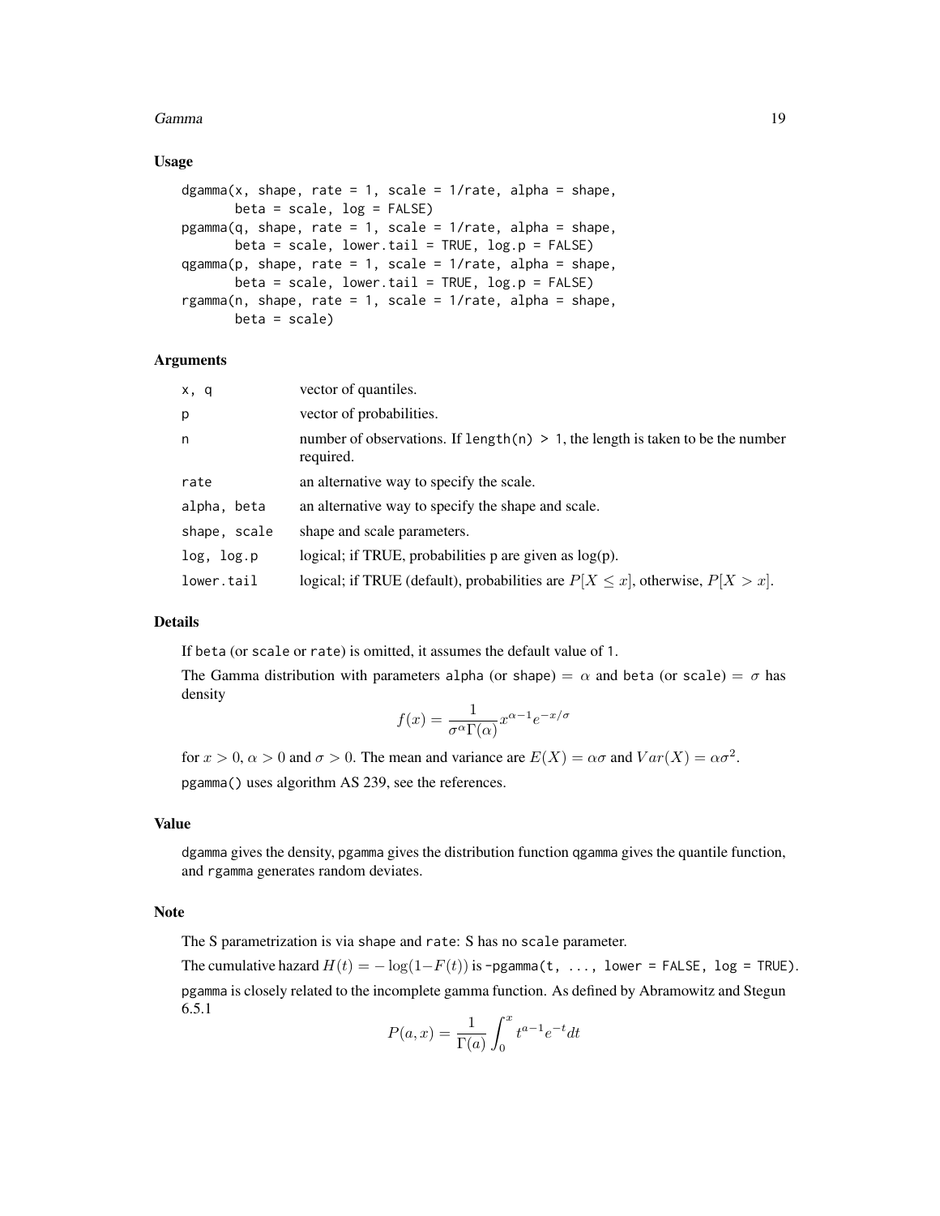### Usage

```
dgamma(x, shape, rate = 1, scale = 1/rate, alpha = shape,
       beta = scale, log = FALSE)
pgamma(q, shape, rate = 1, scale = 1/rate, alpha = shape,
       beta = scale, lower.tail = TRUE, log.p = FALSE)
qgamma(p, shape, rate = 1, scale = 1/rate, alpha = shape,
       beta = scale, lower.tail = TRUE, log.p = FALSE)
rgamma(n, shape, rate = 1, scale = 1/rate, alpha = shape,
       beta = scale)
```

### Arguments

| | |
|---|---|
| `x, q` | vector of quantiles. |
| `p` | vector of probabilities. |
| `n` | number of observations. If `length(n) > 1`, the length is taken to be the number required. |
| `rate` | an alternative way to specify the scale. |
| `alpha, beta` | an alternative way to specify the shape and scale. |
| `shape, scale` | shape and scale parameters. |
| `log, log.p` | logical; if TRUE, probabilities p are given as log(p). |
| `lower.tail` | logical; if TRUE (default), probabilities are $P[X \leq x]$, otherwise, $P[X > x]$. |

### Details

If `beta` (or `scale` or `rate`) is omitted, it assumes the default value of `1`.

The Gamma distribution with parameters `alpha` (or `shape`) = $\alpha$ and `beta` (or `scale`) = $\sigma$ has density

$$f(x) = \frac{1}{\sigma^{\alpha}\Gamma(\alpha)} x^{\alpha-1} e^{-x/\sigma}$$

for $x > 0$, $\alpha > 0$ and $\sigma > 0$. The mean and variance are $E(X) = \alpha\sigma$ and $Var(X) = \alpha\sigma^2$.

`pgamma()` uses algorithm AS 239, see the references.

### Value

`dgamma` gives the density, `pgamma` gives the distribution function `qgamma` gives the quantile function, and `rgamma` generates random deviates.

### Note

The S parametrization is via `shape` and `rate`: S has no `scale` parameter.

The cumulative hazard $H(t) = -\log(1-F(t))$ is `-pgamma(t, ..., lower = FALSE, log = TRUE)`.

`pgamma` is closely related to the incomplete gamma function. As defined by Abramowitz and Stegun 6.5.1

$$P(a, x) = \frac{1}{\Gamma(a)} \int_0^x t^{a-1} e^{-t} dt$$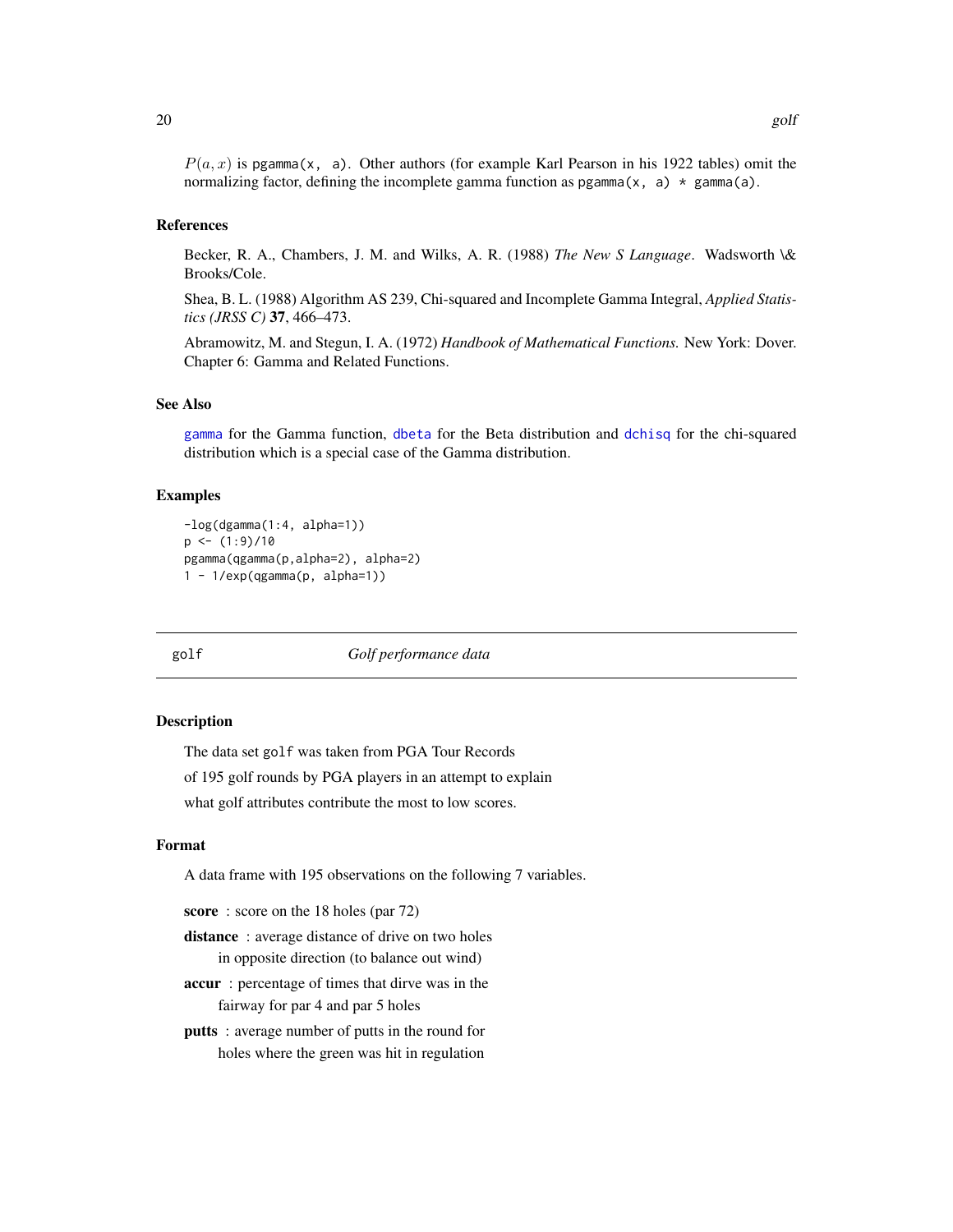$P(a, x)$ is `pgamma(x, a)`. Other authors (for example Karl Pearson in his 1922 tables) omit the normalizing factor, defining the incomplete gamma function as `pgamma(x, a) * gamma(a)`.

### References

Becker, R. A., Chambers, J. M. and Wilks, A. R. (1988) *The New S Language*. Wadsworth \& Brooks/Cole.

Shea, B. L. (1988) Algorithm AS 239, Chi-squared and Incomplete Gamma Integral, *Applied Statistics (JRSS C)* **37**, 466–473.

Abramowitz, M. and Stegun, I. A. (1972) *Handbook of Mathematical Functions.* New York: Dover. Chapter 6: Gamma and Related Functions.

### See Also

`gamma` for the Gamma function, `dbeta` for the Beta distribution and `dchisq` for the chi-squared distribution which is a special case of the Gamma distribution.

### Examples

```
-log(dgamma(1:4, alpha=1))
p <- (1:9)/10
pgamma(qgamma(p,alpha=2), alpha=2)
1 - 1/exp(qgamma(p, alpha=1))
```

---

## golf — *Golf performance data*

---

### Description

The data set `golf` was taken from PGA Tour Records

of 195 golf rounds by PGA players in an attempt to explain

what golf attributes contribute the most to low scores.

### Format

A data frame with 195 observations on the following 7 variables.

**score** : score on the 18 holes (par 72)

**distance** : average distance of drive on two holes
in opposite direction (to balance out wind)

**accur** : percentage of times that dirve was in the
fairway for par 4 and par 5 holes

**putts** : average number of putts in the round for
holes where the green was hit in regulation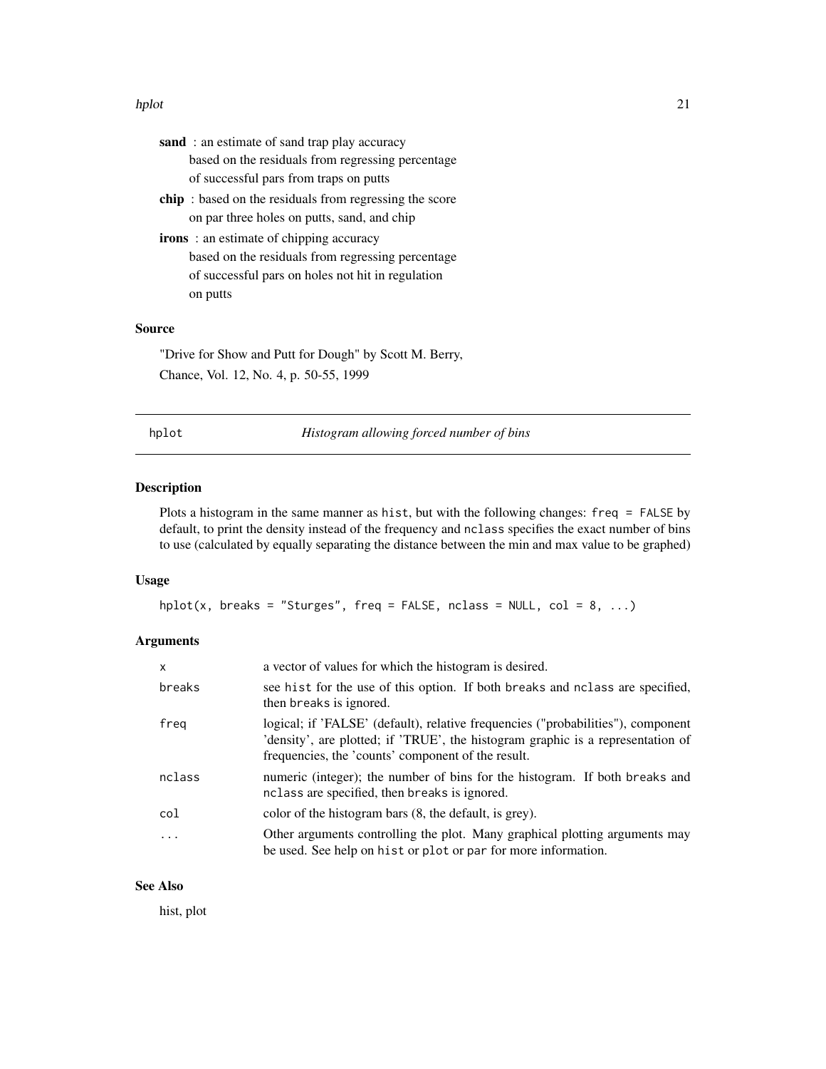**sand** : an estimate of sand trap play accuracy
based on the residuals from regressing percentage
of successful pars from traps on putts

**chip** : based on the residuals from regressing the score
on par three holes on putts, sand, and chip

**irons** : an estimate of chipping accuracy
based on the residuals from regressing percentage
of successful pars on holes not hit in regulation
on putts

### Source

"Drive for Show and Putt for Dough" by Scott M. Berry,
Chance, Vol. 12, No. 4, p. 50-55, 1999

---

## hplot *Histogram allowing forced number of bins*

### Description

Plots a histogram in the same manner as `hist`, but with the following changes: `freq = FALSE` by default, to print the density instead of the frequency and `nclass` specifies the exact number of bins to use (calculated by equally separating the distance between the min and max value to be graphed)

### Usage

```
hplot(x, breaks = "Sturges", freq = FALSE, nclass = NULL, col = 8, ...)
```

### Arguments

| | |
|---|---|
| `x` | a vector of values for which the histogram is desired. |
| `breaks` | see `hist` for the use of this option. If both `breaks` and `nclass` are specified, then `breaks` is ignored. |
| `freq` | logical; if 'FALSE' (default), relative frequencies ("probabilities"), component 'density', are plotted; if 'TRUE', the histogram graphic is a representation of frequencies, the 'counts' component of the result. |
| `nclass` | numeric (integer); the number of bins for the histogram. If both `breaks` and `nclass` are specified, then `breaks` is ignored. |
| `col` | color of the histogram bars (8, the default, is grey). |
| `...` | Other arguments controlling the plot. Many graphical plotting arguments may be used. See help on `hist` or `plot` or `par` for more information. |

### See Also

hist, plot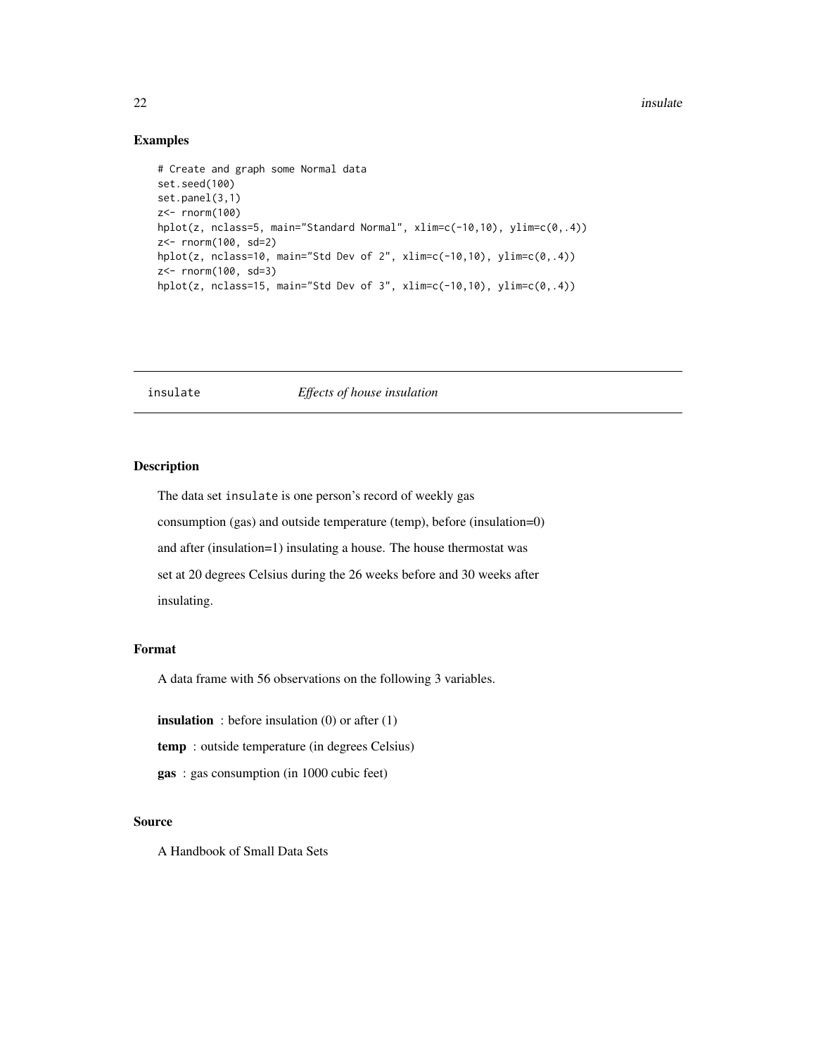## Examples

```
# Create and graph some Normal data
set.seed(100)
set.panel(3,1)
z<- rnorm(100)
hplot(z, nclass=5, main="Standard Normal", xlim=c(-10,10), ylim=c(0,.4))
z<- rnorm(100, sd=2)
hplot(z, nclass=10, main="Std Dev of 2", xlim=c(-10,10), ylim=c(0,.4))
z<- rnorm(100, sd=3)
hplot(z, nclass=15, main="Std Dev of 3", xlim=c(-10,10), ylim=c(0,.4))
```

---

# insulate *Effects of house insulation*

---

## Description

The data set insulate is one person's record of weekly gas consumption (gas) and outside temperature (temp), before (insulation=0) and after (insulation=1) insulating a house. The house thermostat was set at 20 degrees Celsius during the 26 weeks before and 30 weeks after insulating.

## Format

A data frame with 56 observations on the following 3 variables.

**insulation** : before insulation (0) or after (1)

**temp** : outside temperature (in degrees Celsius)

**gas** : gas consumption (in 1000 cubic feet)

## Source

A Handbook of Small Data Sets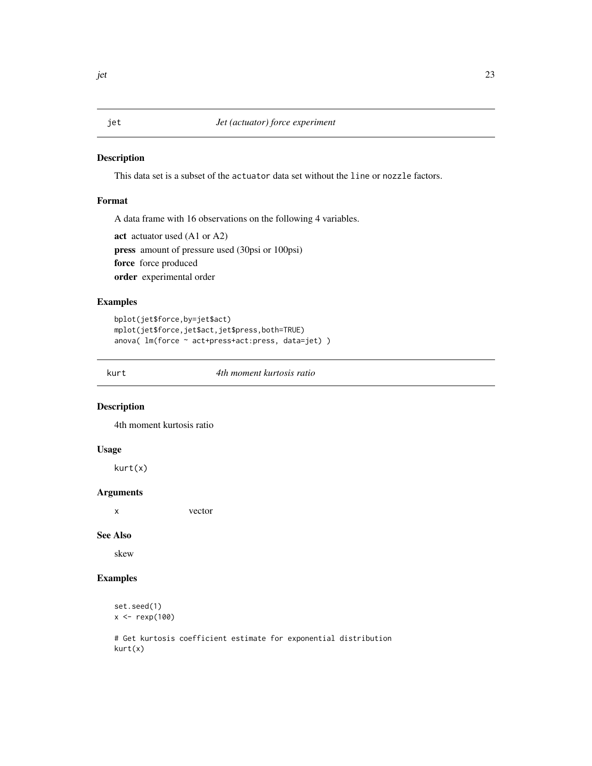## jet — *Jet (actuator) force experiment*

### Description

This data set is a subset of the `actuator` data set without the `line` or `nozzle` factors.

### Format

A data frame with 16 observations on the following 4 variables.

**act** actuator used (A1 or A2)

**press** amount of pressure used (30psi or 100psi)

**force** force produced

**order** experimental order

### Examples

```
bplot(jet$force,by=jet$act)
mplot(jet$force,jet$act,jet$press,both=TRUE)
anova( lm(force ~ act+press+act:press, data=jet) )
```

## kurt — *4th moment kurtosis ratio*

### Description

4th moment kurtosis ratio

### Usage

```
kurt(x)
```

### Arguments

| | |
|---|---|
| x | vector |

### See Also

skew

### Examples

```
set.seed(1)
x <- rexp(100)

# Get kurtosis coefficient estimate for exponential distribution
kurt(x)
```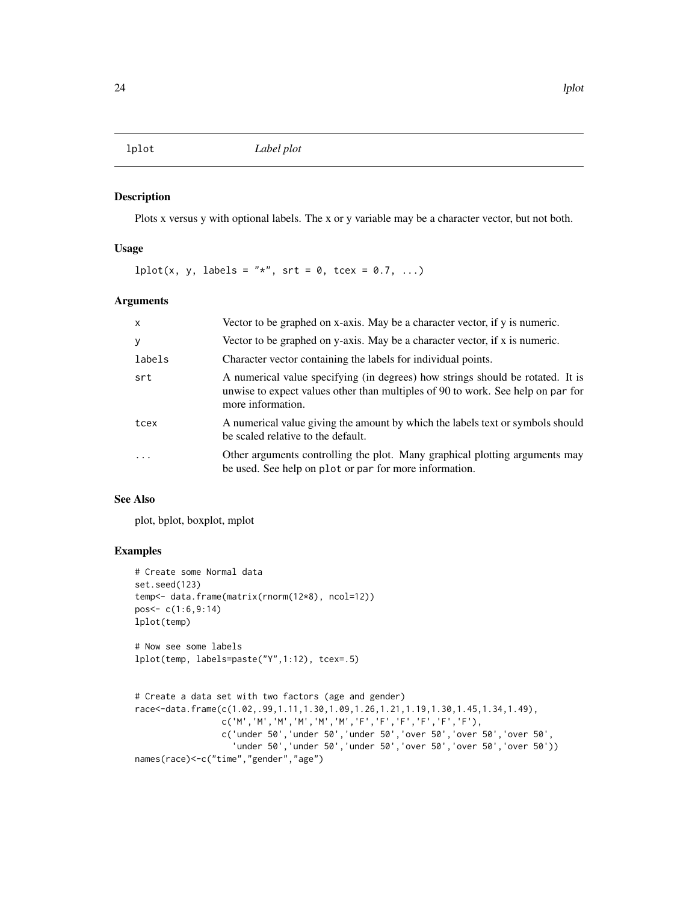lplot *Label plot*

## Description

Plots x versus y with optional labels. The x or y variable may be a character vector, but not both.

## Usage

```
lplot(x, y, labels = "*", srt = 0, tcex = 0.7, ...)
```

## Arguments

| | |
|---|---|
| x | Vector to be graphed on x-axis. May be a character vector, if y is numeric. |
| y | Vector to be graphed on y-axis. May be a character vector, if x is numeric. |
| labels | Character vector containing the labels for individual points. |
| srt | A numerical value specifying (in degrees) how strings should be rotated. It is unwise to expect values other than multiples of 90 to work. See help on par for more information. |
| tcex | A numerical value giving the amount by which the labels text or symbols should be scaled relative to the default. |
| ... | Other arguments controlling the plot. Many graphical plotting arguments may be used. See help on plot or par for more information. |

## See Also

plot, bplot, boxplot, mplot

## Examples

```
# Create some Normal data
set.seed(123)
temp<- data.frame(matrix(rnorm(12*8), ncol=12))
pos<- c(1:6,9:14)
lplot(temp)

# Now see some labels
lplot(temp, labels=paste("Y",1:12), tcex=.5)


# Create a data set with two factors (age and gender)
race<-data.frame(c(1.02,.99,1.11,1.30,1.09,1.26,1.21,1.19,1.30,1.45,1.34,1.49),
                 c('M','M','M','M','M','M','F','F','F','F','F','F'),
                 c('under 50','under 50','under 50','over 50','over 50','over 50',
                   'under 50','under 50','under 50','over 50','over 50','over 50'))
names(race)<-c("time","gender","age")
```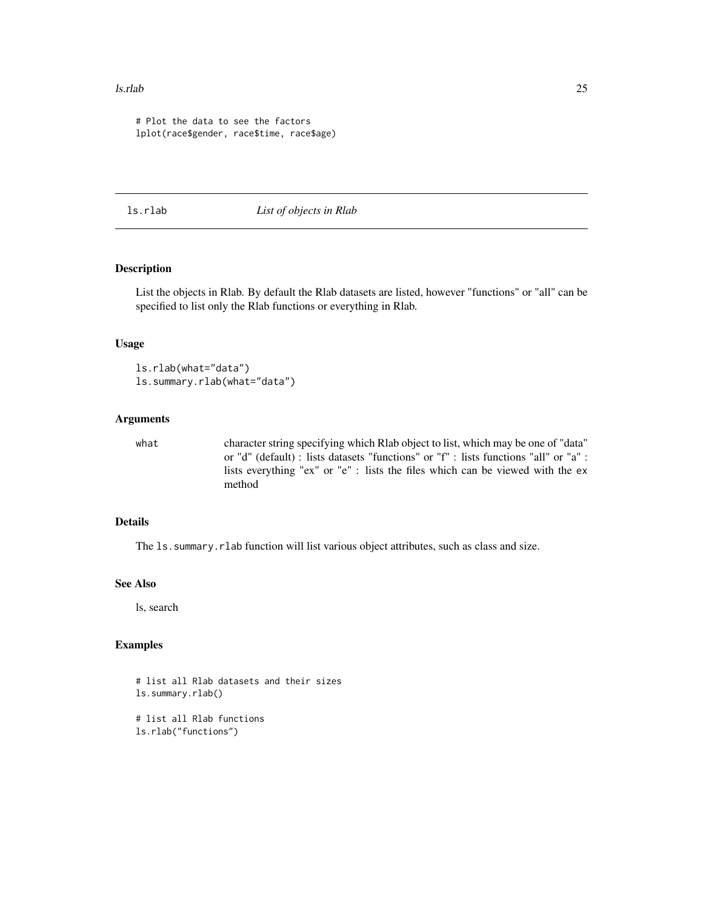```
# Plot the data to see the factors
lplot(race$gender, race$time, race$age)
```

## ls.rlab *List of objects in Rlab*

### Description

List the objects in Rlab. By default the Rlab datasets are listed, however "functions" or "all" can be specified to list only the Rlab functions or everything in Rlab.

### Usage

```
ls.rlab(what="data")
ls.summary.rlab(what="data")
```

### Arguments

| | |
|---|---|
| what | character string specifying which Rlab object to list, which may be one of "data" or "d" (default) : lists datasets "functions" or "f" : lists functions "all" or "a" : lists everything "ex" or "e" : lists the files which can be viewed with the ex method |

### Details

The `ls.summary.rlab` function will list various object attributes, such as class and size.

### See Also

ls, search

### Examples

```
# list all Rlab datasets and their sizes
ls.summary.rlab()

# list all Rlab functions
ls.rlab("functions")
```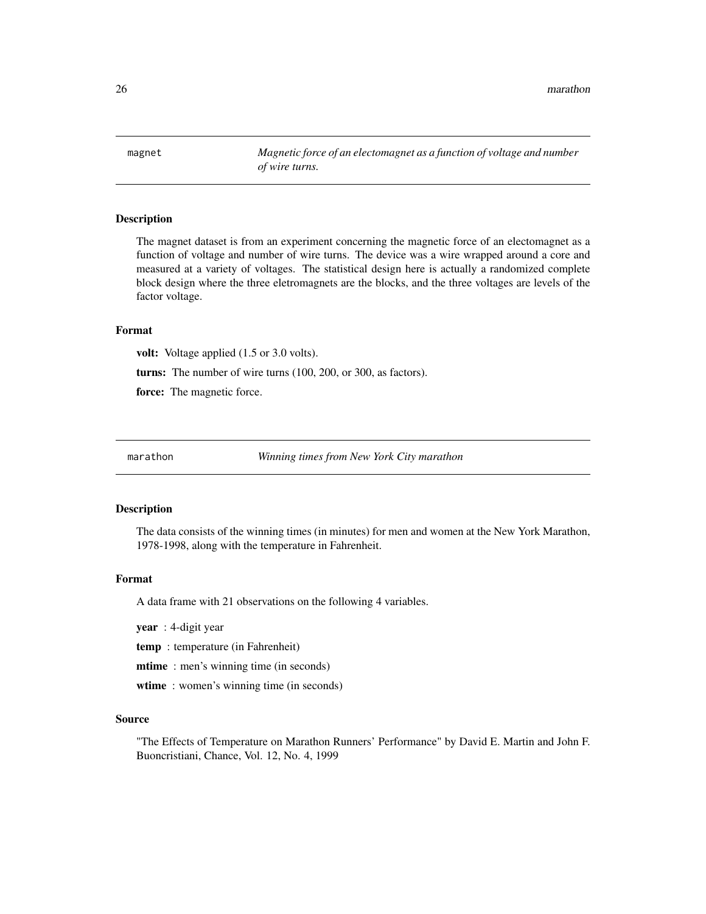## magnet — *Magnetic force of an electomagnet as a function of voltage and number of wire turns.*

### Description

The magnet dataset is from an experiment concerning the magnetic force of an electomagnet as a function of voltage and number of wire turns. The device was a wire wrapped around a core and measured at a variety of voltages. The statistical design here is actually a randomized complete block design where the three eletromagnets are the blocks, and the three voltages are levels of the factor voltage.

### Format

**volt:** Voltage applied (1.5 or 3.0 volts).

**turns:** The number of wire turns (100, 200, or 300, as factors).

**force:** The magnetic force.

## marathon — *Winning times from New York City marathon*

### Description

The data consists of the winning times (in minutes) for men and women at the New York Marathon, 1978-1998, along with the temperature in Fahrenheit.

### Format

A data frame with 21 observations on the following 4 variables.

**year** : 4-digit year

**temp** : temperature (in Fahrenheit)

**mtime** : men's winning time (in seconds)

**wtime** : women's winning time (in seconds)

### Source

"The Effects of Temperature on Marathon Runners' Performance" by David E. Martin and John F. Buoncristiani, Chance, Vol. 12, No. 4, 1999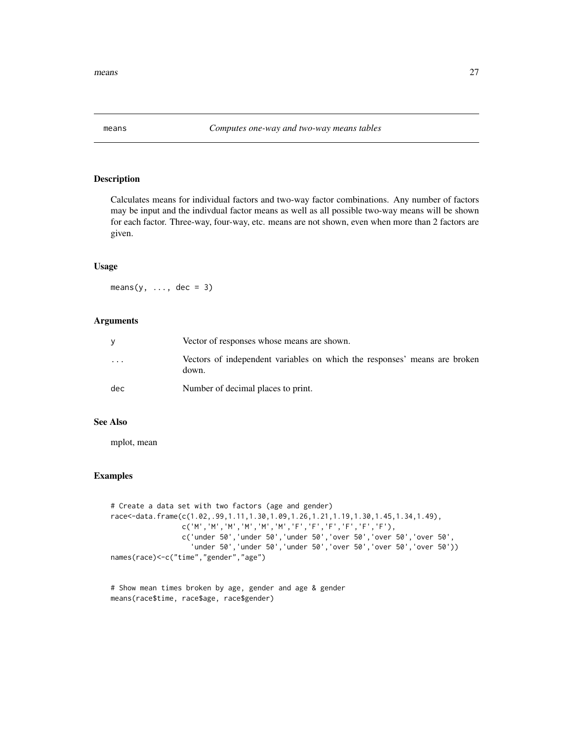# means — *Computes one-way and two-way means tables*

## Description

Calculates means for individual factors and two-way factor combinations. Any number of factors may be input and the indivdual factor means as well as all possible two-way means will be shown for each factor. Three-way, four-way, etc. means are not shown, even when more than 2 factors are given.

## Usage

```
means(y, ..., dec = 3)
```

## Arguments

| | |
|---|---|
| y | Vector of responses whose means are shown. |
| ... | Vectors of independent variables on which the responses' means are broken down. |
| dec | Number of decimal places to print. |

## See Also

mplot, mean

## Examples

```
# Create a data set with two factors (age and gender)
race<-data.frame(c(1.02,.99,1.11,1.30,1.09,1.26,1.21,1.19,1.30,1.45,1.34,1.49),
                 c('M','M','M','M','M','M','F','F','F','F','F','F'),
                 c('under 50','under 50','under 50','over 50','over 50','over 50',
                   'under 50','under 50','under 50','over 50','over 50','over 50'))
names(race)<-c("time","gender","age")


# Show mean times broken by age, gender and age & gender
means(race$time, race$age, race$gender)
```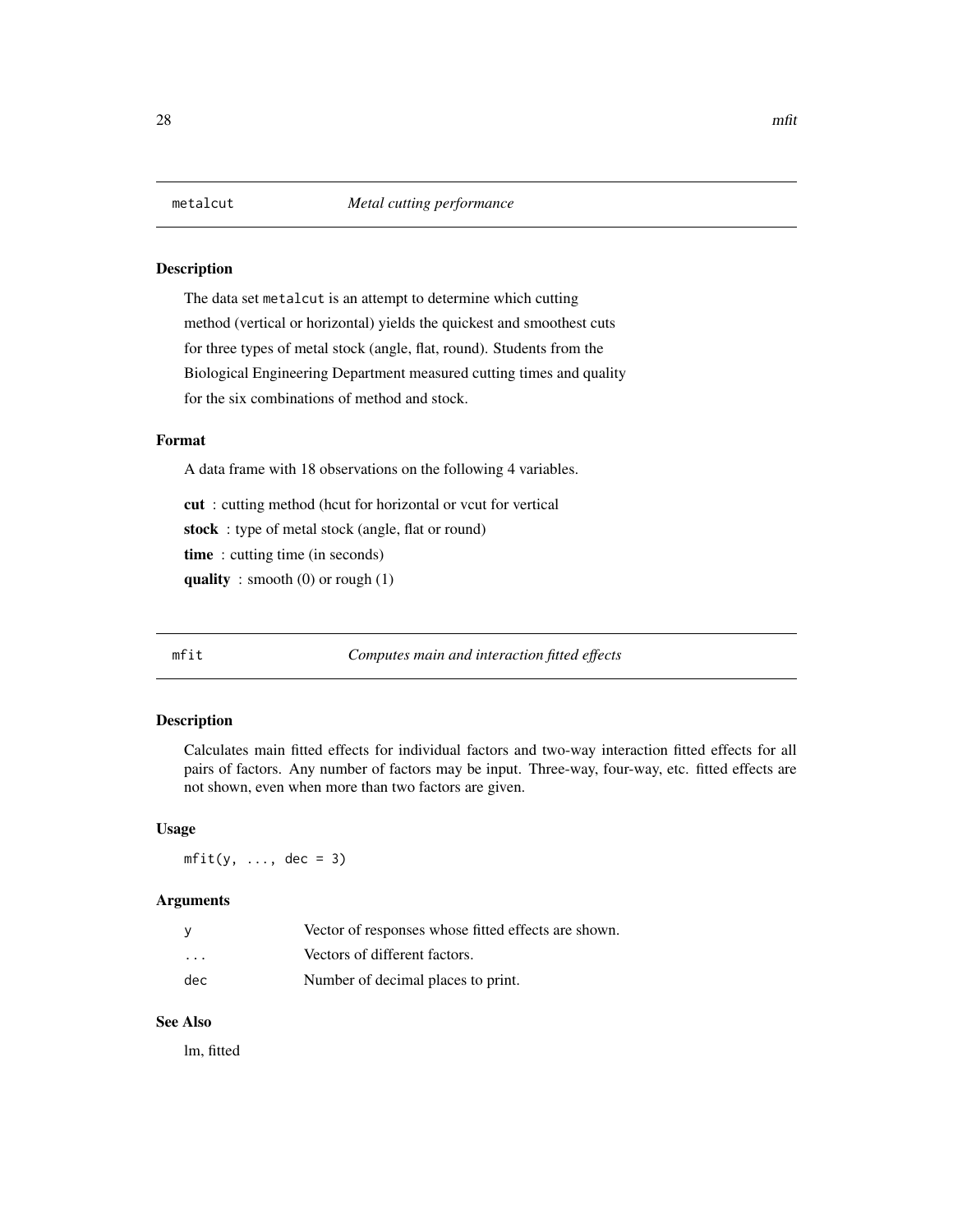## metalcut *Metal cutting performance*

### Description

The data set `metalcut` is an attempt to determine which cutting method (vertical or horizontal) yields the quickest and smoothest cuts for three types of metal stock (angle, flat, round). Students from the Biological Engineering Department measured cutting times and quality for the six combinations of method and stock.

### Format

A data frame with 18 observations on the following 4 variables.

**cut** : cutting method (hcut for horizontal or vcut for vertical

**stock** : type of metal stock (angle, flat or round)

**time** : cutting time (in seconds)

**quality** : smooth (0) or rough (1)

## mfit *Computes main and interaction fitted effects*

### Description

Calculates main fitted effects for individual factors and two-way interaction fitted effects for all pairs of factors. Any number of factors may be input. Three-way, four-way, etc. fitted effects are not shown, even when more than two factors are given.

### Usage

```
mfit(y, ..., dec = 3)
```

### Arguments

| | |
|---|---|
| `y` | Vector of responses whose fitted effects are shown. |
| `...` | Vectors of different factors. |
| `dec` | Number of decimal places to print. |

### See Also

lm, fitted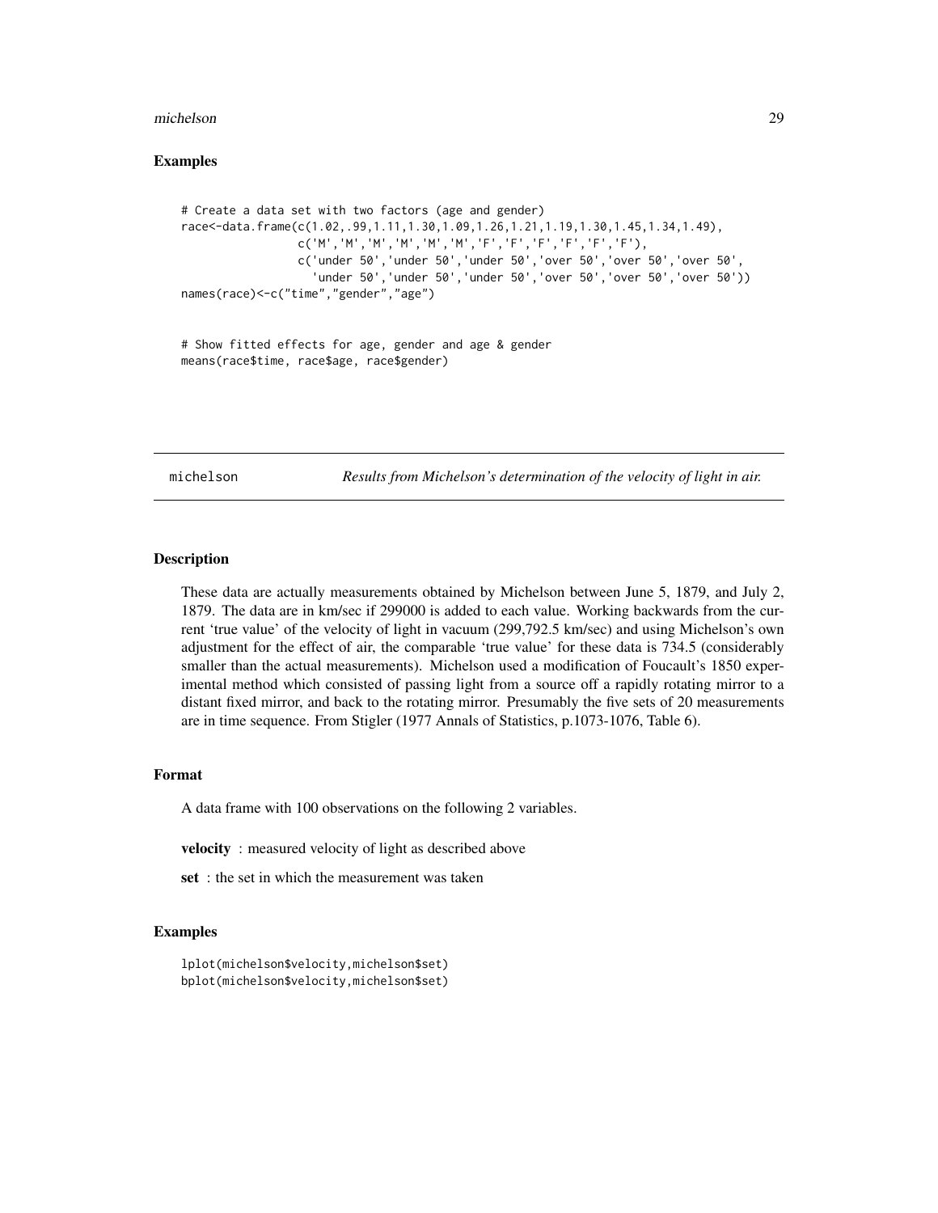## Examples

```
# Create a data set with two factors (age and gender)
race<-data.frame(c(1.02,.99,1.11,1.30,1.09,1.26,1.21,1.19,1.30,1.45,1.34,1.49),
                 c('M','M','M','M','M','M','F','F','F','F','F','F'),
                 c('under 50','under 50','under 50','over 50','over 50','over 50',
                   'under 50','under 50','under 50','over 50','over 50','over 50'))
names(race)<-c("time","gender","age")


# Show fitted effects for age, gender and age & gender
means(race$time, race$age, race$gender)
```

---

# michelson — *Results from Michelson's determination of the velocity of light in air.*

---

## Description

These data are actually measurements obtained by Michelson between June 5, 1879, and July 2, 1879. The data are in km/sec if 299000 is added to each value. Working backwards from the current 'true value' of the velocity of light in vacuum (299,792.5 km/sec) and using Michelson's own adjustment for the effect of air, the comparable 'true value' for these data is 734.5 (considerably smaller than the actual measurements). Michelson used a modification of Foucault's 1850 experimental method which consisted of passing light from a source off a rapidly rotating mirror to a distant fixed mirror, and back to the rotating mirror. Presumably the five sets of 20 measurements are in time sequence. From Stigler (1977 Annals of Statistics, p.1073-1076, Table 6).

## Format

A data frame with 100 observations on the following 2 variables.

**velocity** : measured velocity of light as described above

**set** : the set in which the measurement was taken

## Examples

```
lplot(michelson$velocity,michelson$set)
bplot(michelson$velocity,michelson$set)
```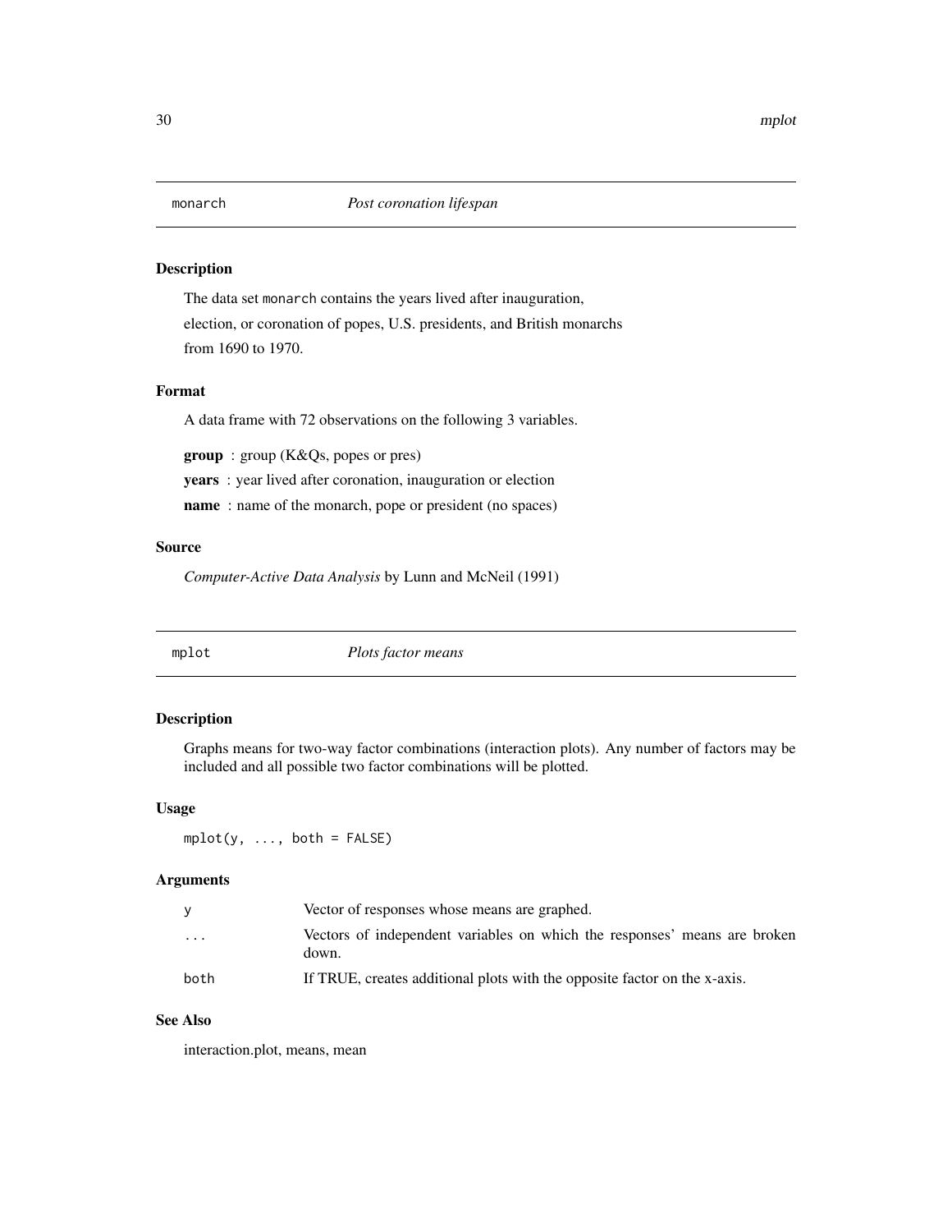## monarch — *Post coronation lifespan*

### Description

The data set `monarch` contains the years lived after inauguration,
election, or coronation of popes, U.S. presidents, and British monarchs
from 1690 to 1970.

### Format

A data frame with 72 observations on the following 3 variables.

**group** : group (K&Qs, popes or pres)

**years** : year lived after coronation, inauguration or election

**name** : name of the monarch, pope or president (no spaces)

### Source

*Computer-Active Data Analysis* by Lunn and McNeil (1991)

## mplot — *Plots factor means*

### Description

Graphs means for two-way factor combinations (interaction plots). Any number of factors may be included and all possible two factor combinations will be plotted.

### Usage

```
mplot(y, ..., both = FALSE)
```

### Arguments

| | |
|---|---|
| `y` | Vector of responses whose means are graphed. |
| `...` | Vectors of independent variables on which the responses' means are broken down. |
| `both` | If TRUE, creates additional plots with the opposite factor on the x-axis. |

### See Also

interaction.plot, means, mean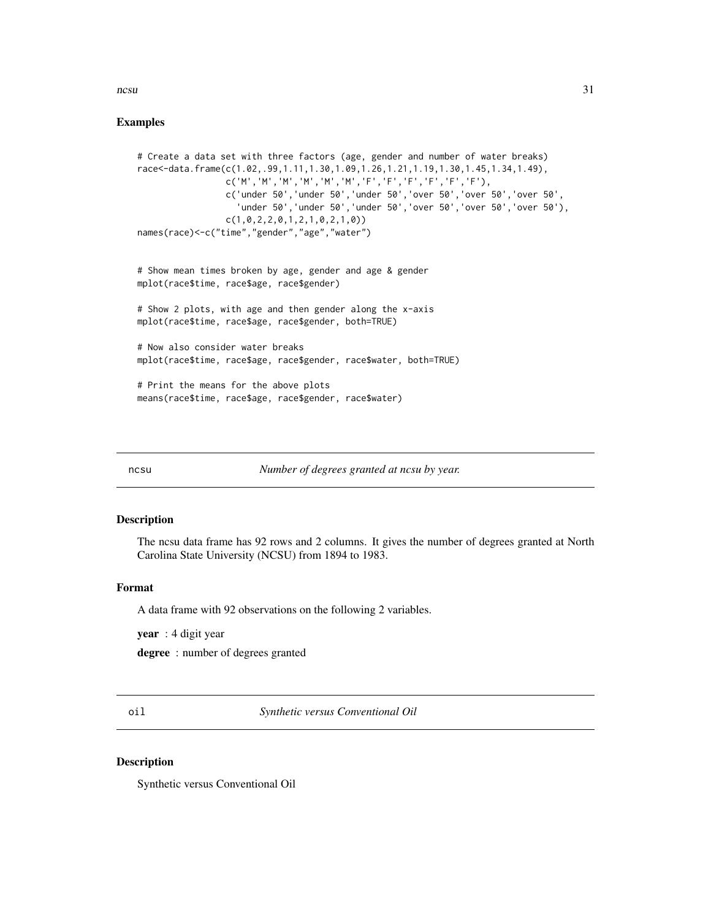### Examples

```
# Create a data set with three factors (age, gender and number of water breaks)
race<-data.frame(c(1.02,.99,1.11,1.30,1.09,1.26,1.21,1.19,1.30,1.45,1.34,1.49),
                 c('M','M','M','M','M','M','F','F','F','F','F','F'),
                 c('under 50','under 50','under 50','over 50','over 50','over 50',
                   'under 50','under 50','under 50','over 50','over 50','over 50'),
                 c(1,0,2,2,0,1,2,1,0,2,1,0))
names(race)<-c("time","gender","age","water")


# Show mean times broken by age, gender and age & gender
mplot(race$time, race$age, race$gender)

# Show 2 plots, with age and then gender along the x-axis
mplot(race$time, race$age, race$gender, both=TRUE)

# Now also consider water breaks
mplot(race$time, race$age, race$gender, race$water, both=TRUE)

# Print the means for the above plots
means(race$time, race$age, race$gender, race$water)
```

## ncsu — *Number of degrees granted at ncsu by year.*

### Description

The ncsu data frame has 92 rows and 2 columns. It gives the number of degrees granted at North Carolina State University (NCSU) from 1894 to 1983.

### Format

A data frame with 92 observations on the following 2 variables.

**year** : 4 digit year

**degree** : number of degrees granted

## oil — *Synthetic versus Conventional Oil*

### Description

Synthetic versus Conventional Oil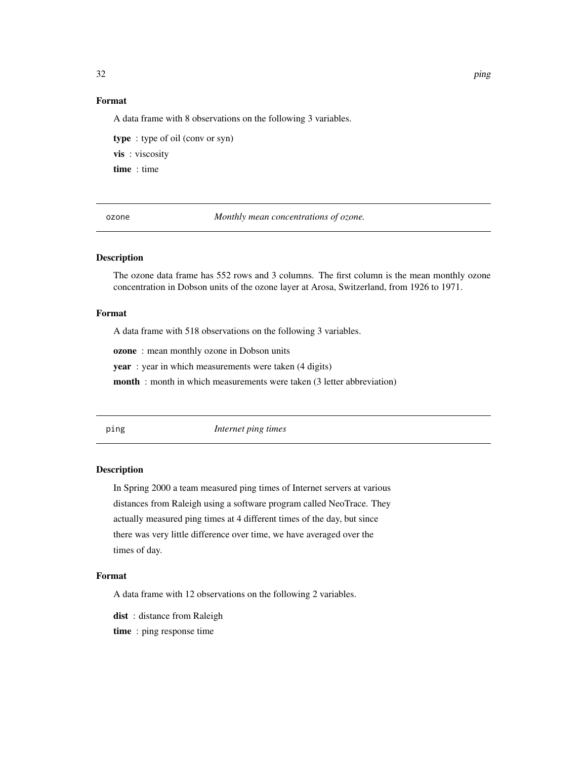### Format

A data frame with 8 observations on the following 3 variables.

**type** : type of oil (conv or syn)

**vis** : viscosity

**time** : time

---

## ozone — *Monthly mean concentrations of ozone.*

### Description

The ozone data frame has 552 rows and 3 columns. The first column is the mean monthly ozone concentration in Dobson units of the ozone layer at Arosa, Switzerland, from 1926 to 1971.

### Format

A data frame with 518 observations on the following 3 variables.

**ozone** : mean monthly ozone in Dobson units

**year** : year in which measurements were taken (4 digits)

**month** : month in which measurements were taken (3 letter abbreviation)

---

## ping — *Internet ping times*

### Description

In Spring 2000 a team measured ping times of Internet servers at various distances from Raleigh using a software program called NeoTrace. They actually measured ping times at 4 different times of the day, but since there was very little difference over time, we have averaged over the times of day.

### Format

A data frame with 12 observations on the following 2 variables.

**dist** : distance from Raleigh

**time** : ping response time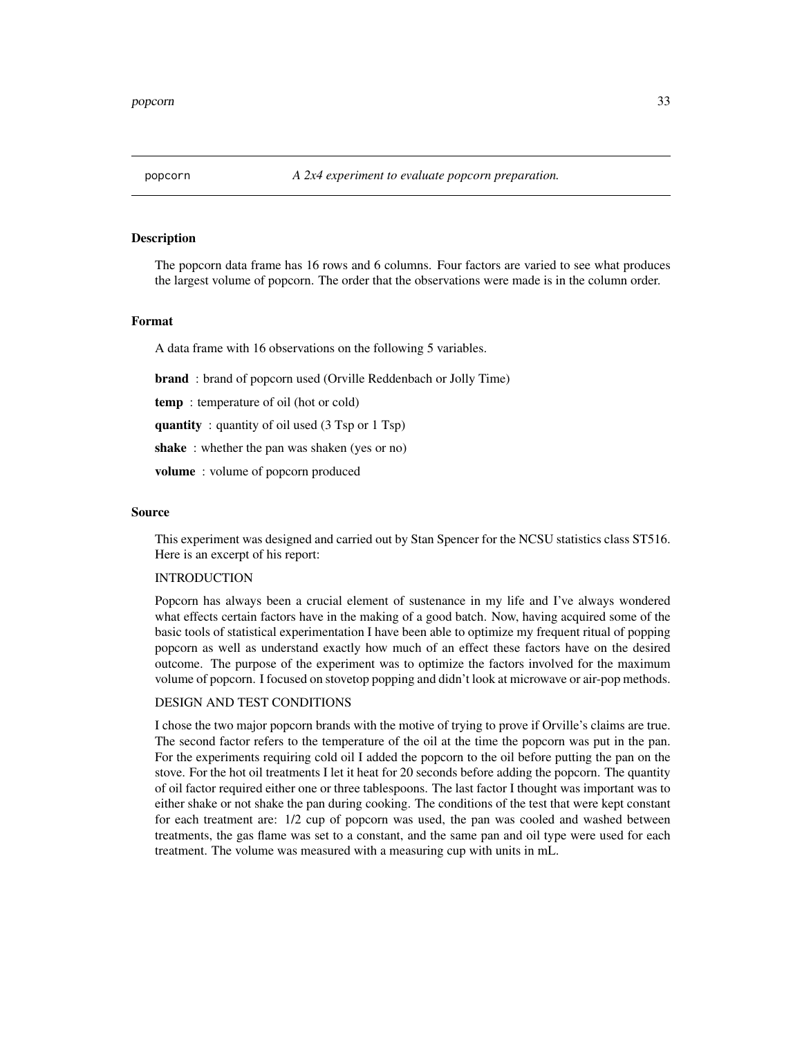popcorn *A 2x4 experiment to evaluate popcorn preparation.*

## Description

The popcorn data frame has 16 rows and 6 columns. Four factors are varied to see what produces the largest volume of popcorn. The order that the observations were made is in the column order.

## Format

A data frame with 16 observations on the following 5 variables.

**brand** : brand of popcorn used (Orville Reddenbach or Jolly Time)

**temp** : temperature of oil (hot or cold)

**quantity** : quantity of oil used (3 Tsp or 1 Tsp)

**shake** : whether the pan was shaken (yes or no)

**volume** : volume of popcorn produced

## Source

This experiment was designed and carried out by Stan Spencer for the NCSU statistics class ST516. Here is an excerpt of his report:

INTRODUCTION

Popcorn has always been a crucial element of sustenance in my life and I've always wondered what effects certain factors have in the making of a good batch. Now, having acquired some of the basic tools of statistical experimentation I have been able to optimize my frequent ritual of popping popcorn as well as understand exactly how much of an effect these factors have on the desired outcome. The purpose of the experiment was to optimize the factors involved for the maximum volume of popcorn. I focused on stovetop popping and didn't look at microwave or air-pop methods.

DESIGN AND TEST CONDITIONS

I chose the two major popcorn brands with the motive of trying to prove if Orville's claims are true. The second factor refers to the temperature of the oil at the time the popcorn was put in the pan. For the experiments requiring cold oil I added the popcorn to the oil before putting the pan on the stove. For the hot oil treatments I let it heat for 20 seconds before adding the popcorn. The quantity of oil factor required either one or three tablespoons. The last factor I thought was important was to either shake or not shake the pan during cooking. The conditions of the test that were kept constant for each treatment are: 1/2 cup of popcorn was used, the pan was cooled and washed between treatments, the gas flame was set to a constant, and the same pan and oil type were used for each treatment. The volume was measured with a measuring cup with units in mL.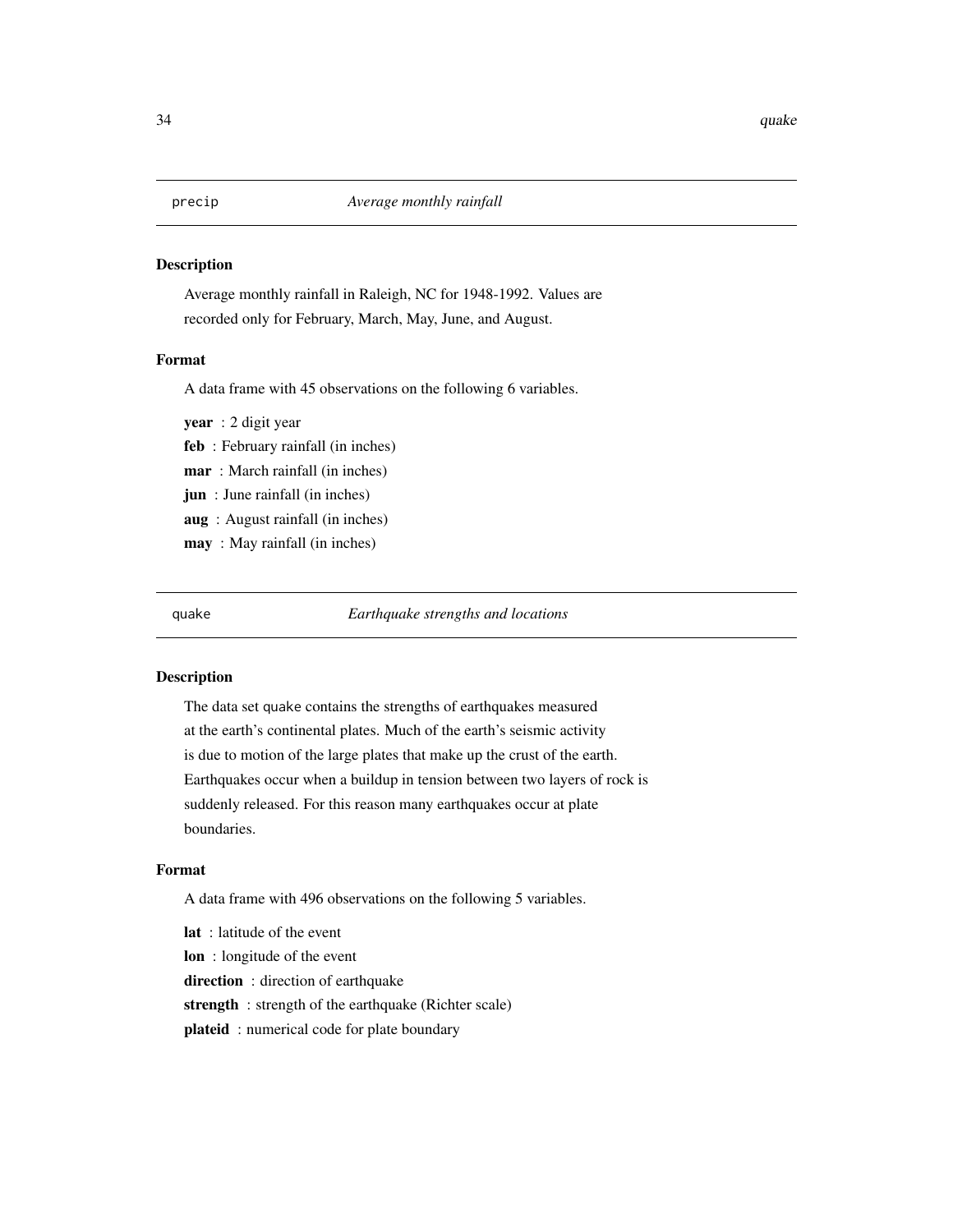## precip — *Average monthly rainfall*

### Description

Average monthly rainfall in Raleigh, NC for 1948-1992. Values are recorded only for February, March, May, June, and August.

### Format

A data frame with 45 observations on the following 6 variables.

**year** : 2 digit year
**feb** : February rainfall (in inches)
**mar** : March rainfall (in inches)
**jun** : June rainfall (in inches)
**aug** : August rainfall (in inches)
**may** : May rainfall (in inches)

## quake — *Earthquake strengths and locations*

### Description

The data set quake contains the strengths of earthquakes measured at the earth's continental plates. Much of the earth's seismic activity is due to motion of the large plates that make up the crust of the earth. Earthquakes occur when a buildup in tension between two layers of rock is suddenly released. For this reason many earthquakes occur at plate boundaries.

### Format

A data frame with 496 observations on the following 5 variables.

**lat** : latitude of the event
**lon** : longitude of the event
**direction** : direction of earthquake
**strength** : strength of the earthquake (Richter scale)
**plateid** : numerical code for plate boundary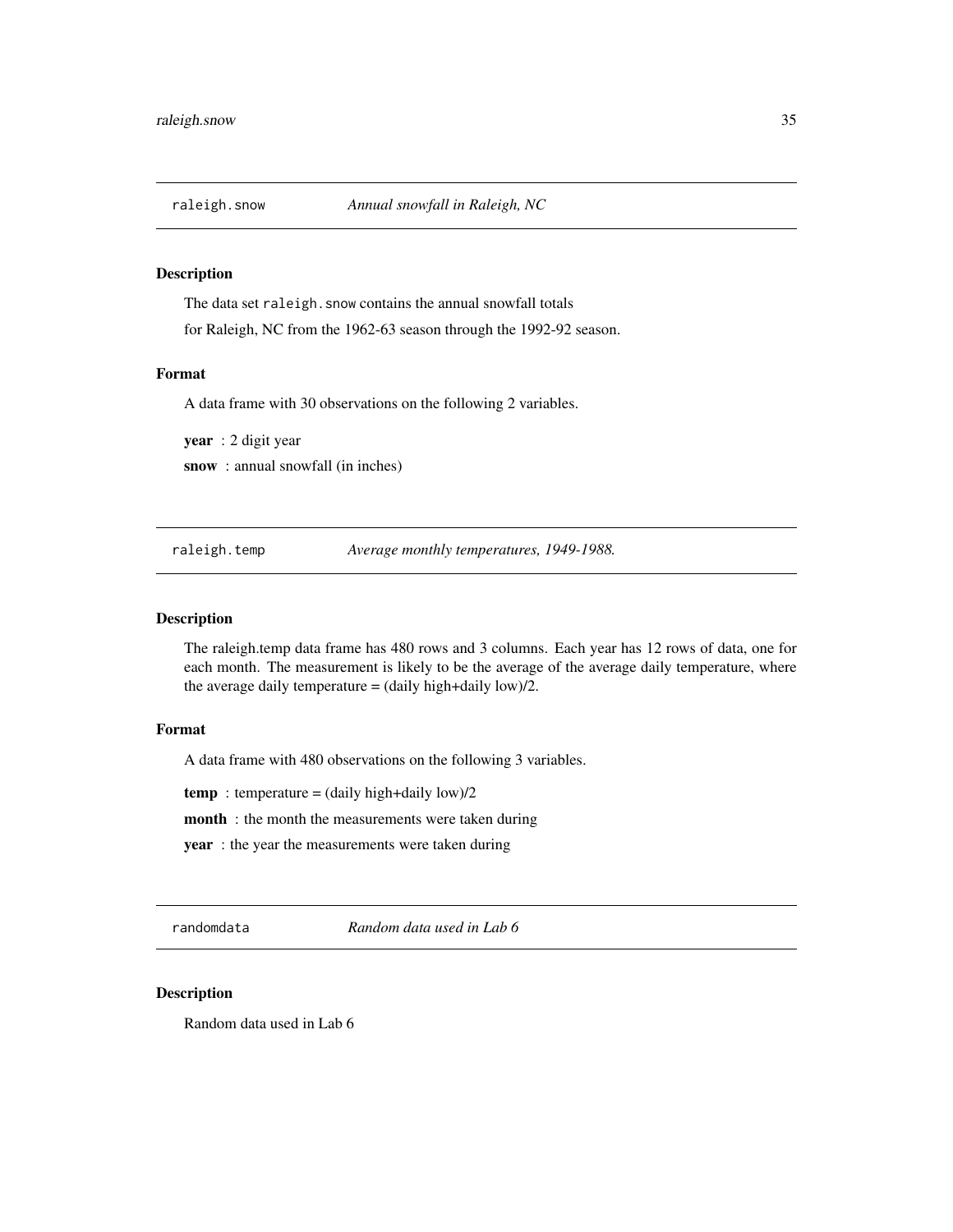## `raleigh.snow` *Annual snowfall in Raleigh, NC*

### Description

The data set `raleigh.snow` contains the annual snowfall totals

for Raleigh, NC from the 1962-63 season through the 1992-92 season.

### Format

A data frame with 30 observations on the following 2 variables.

**year** : 2 digit year

**snow** : annual snowfall (in inches)

## `raleigh.temp` *Average monthly temperatures, 1949-1988.*

### Description

The raleigh.temp data frame has 480 rows and 3 columns. Each year has 12 rows of data, one for each month. The measurement is likely to be the average of the average daily temperature, where the average daily temperature = (daily high+daily low)/2.

### Format

A data frame with 480 observations on the following 3 variables.

**temp** : temperature = (daily high+daily low)/2

**month** : the month the measurements were taken during

**year** : the year the measurements were taken during

## `randomdata` *Random data used in Lab 6*

### Description

Random data used in Lab 6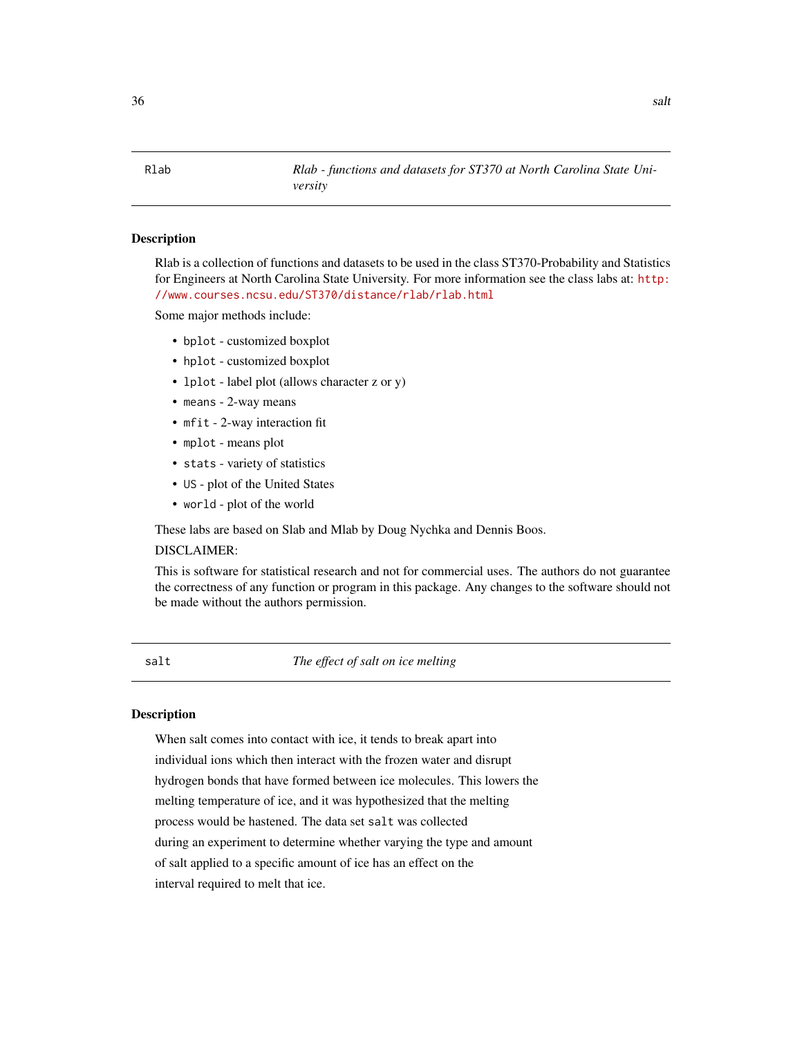## Rlab — *Rlab - functions and datasets for ST370 at North Carolina State University*

### Description

Rlab is a collection of functions and datasets to be used in the class ST370-Probability and Statistics for Engineers at North Carolina State University. For more information see the class labs at: http://www.courses.ncsu.edu/ST370/distance/rlab/rlab.html

Some major methods include:

- `bplot` - customized boxplot
- `hplot` - customized boxplot
- `lplot` - label plot (allows character z or y)
- `means` - 2-way means
- `mfit` - 2-way interaction fit
- `mplot` - means plot
- `stats` - variety of statistics
- `US` - plot of the United States
- `world` - plot of the world

These labs are based on Slab and Mlab by Doug Nychka and Dennis Boos.

DISCLAIMER:

This is software for statistical research and not for commercial uses. The authors do not guarantee the correctness of any function or program in this package. Any changes to the software should not be made without the authors permission.

## salt — *The effect of salt on ice melting*

### Description

When salt comes into contact with ice, it tends to break apart into
individual ions which then interact with the frozen water and disrupt
hydrogen bonds that have formed between ice molecules. This lowers the
melting temperature of ice, and it was hypothesized that the melting
process would be hastened. The data set `salt` was collected
during an experiment to determine whether varying the type and amount
of salt applied to a specific amount of ice has an effect on the
interval required to melt that ice.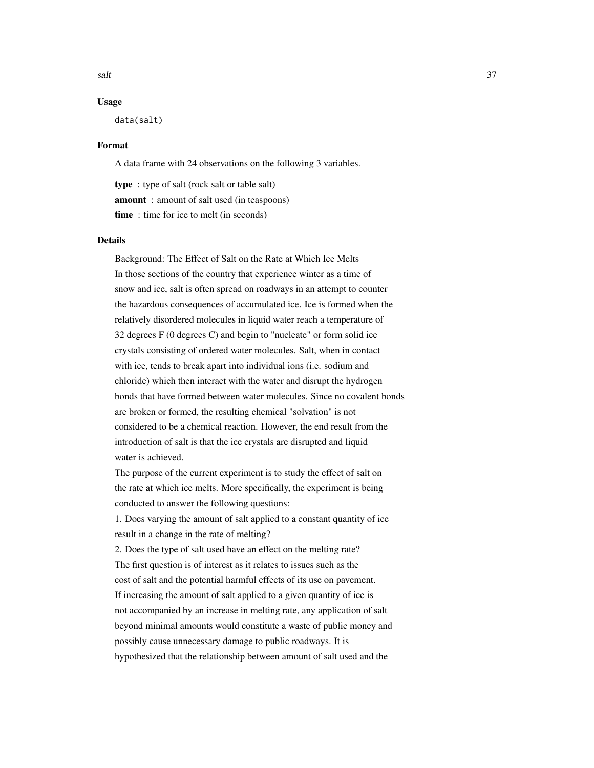### Usage

```
data(salt)
```

### Format

A data frame with 24 observations on the following 3 variables.

**type** : type of salt (rock salt or table salt)
**amount** : amount of salt used (in teaspoons)
**time** : time for ice to melt (in seconds)

### Details

Background: The Effect of Salt on the Rate at Which Ice Melts
In those sections of the country that experience winter as a time of snow and ice, salt is often spread on roadways in an attempt to counter the hazardous consequences of accumulated ice. Ice is formed when the relatively disordered molecules in liquid water reach a temperature of 32 degrees F (0 degrees C) and begin to "nucleate" or form solid ice crystals consisting of ordered water molecules. Salt, when in contact with ice, tends to break apart into individual ions (i.e. sodium and chloride) which then interact with the water and disrupt the hydrogen bonds that have formed between water molecules. Since no covalent bonds are broken or formed, the resulting chemical "solvation" is not considered to be a chemical reaction. However, the end result from the introduction of salt is that the ice crystals are disrupted and liquid water is achieved.
The purpose of the current experiment is to study the effect of salt on the rate at which ice melts. More specifically, the experiment is being conducted to answer the following questions:
1. Does varying the amount of salt applied to a constant quantity of ice result in a change in the rate of melting?
2. Does the type of salt used have an effect on the melting rate?
The first question is of interest as it relates to issues such as the cost of salt and the potential harmful effects of its use on pavement. If increasing the amount of salt applied to a given quantity of ice is not accompanied by an increase in melting rate, any application of salt beyond minimal amounts would constitute a waste of public money and possibly cause unnecessary damage to public roadways. It is hypothesized that the relationship between amount of salt used and the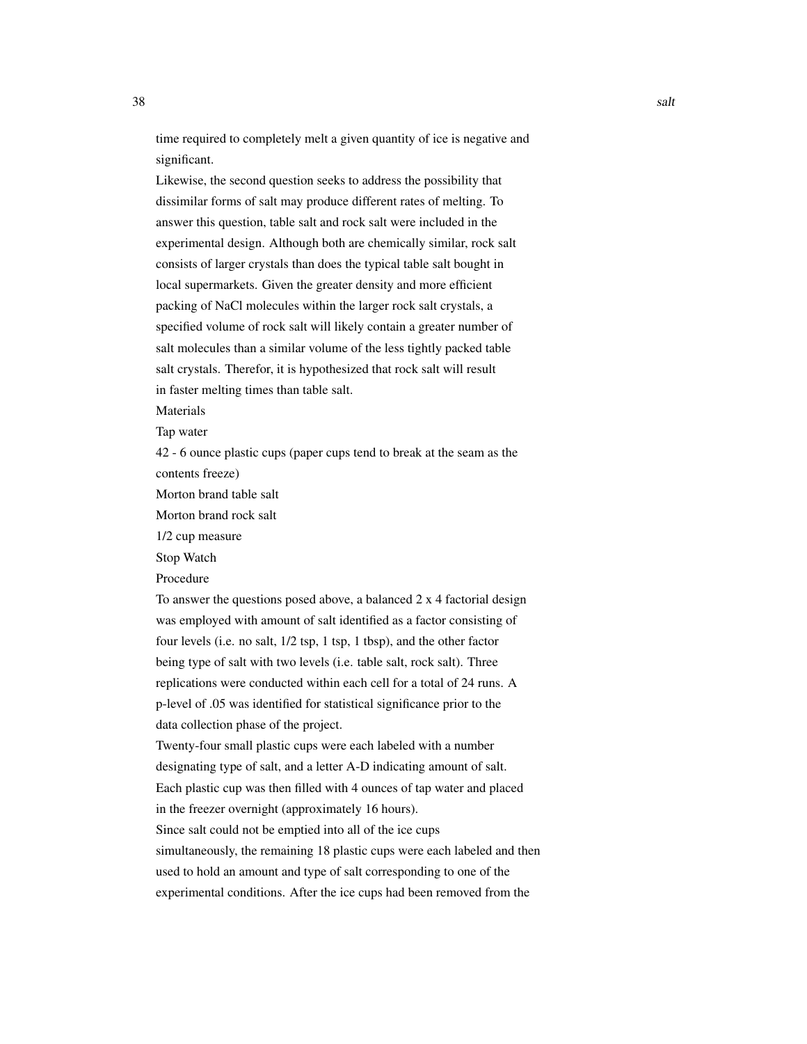time required to completely melt a given quantity of ice is negative and significant.

Likewise, the second question seeks to address the possibility that dissimilar forms of salt may produce different rates of melting. To answer this question, table salt and rock salt were included in the experimental design. Although both are chemically similar, rock salt consists of larger crystals than does the typical table salt bought in local supermarkets. Given the greater density and more efficient packing of NaCl molecules within the larger rock salt crystals, a specified volume of rock salt will likely contain a greater number of salt molecules than a similar volume of the less tightly packed table salt crystals. Therefor, it is hypothesized that rock salt will result in faster melting times than table salt.

Materials

Tap water

42 - 6 ounce plastic cups (paper cups tend to break at the seam as the contents freeze)

Morton brand table salt

Morton brand rock salt

1/2 cup measure

Stop Watch

Procedure

To answer the questions posed above, a balanced 2 x 4 factorial design was employed with amount of salt identified as a factor consisting of four levels (i.e. no salt, 1/2 tsp, 1 tsp, 1 tbsp), and the other factor being type of salt with two levels (i.e. table salt, rock salt). Three replications were conducted within each cell for a total of 24 runs. A p-level of .05 was identified for statistical significance prior to the data collection phase of the project.

Twenty-four small plastic cups were each labeled with a number designating type of salt, and a letter A-D indicating amount of salt. Each plastic cup was then filled with 4 ounces of tap water and placed in the freezer overnight (approximately 16 hours).

Since salt could not be emptied into all of the ice cups simultaneously, the remaining 18 plastic cups were each labeled and then used to hold an amount and type of salt corresponding to one of the experimental conditions. After the ice cups had been removed from the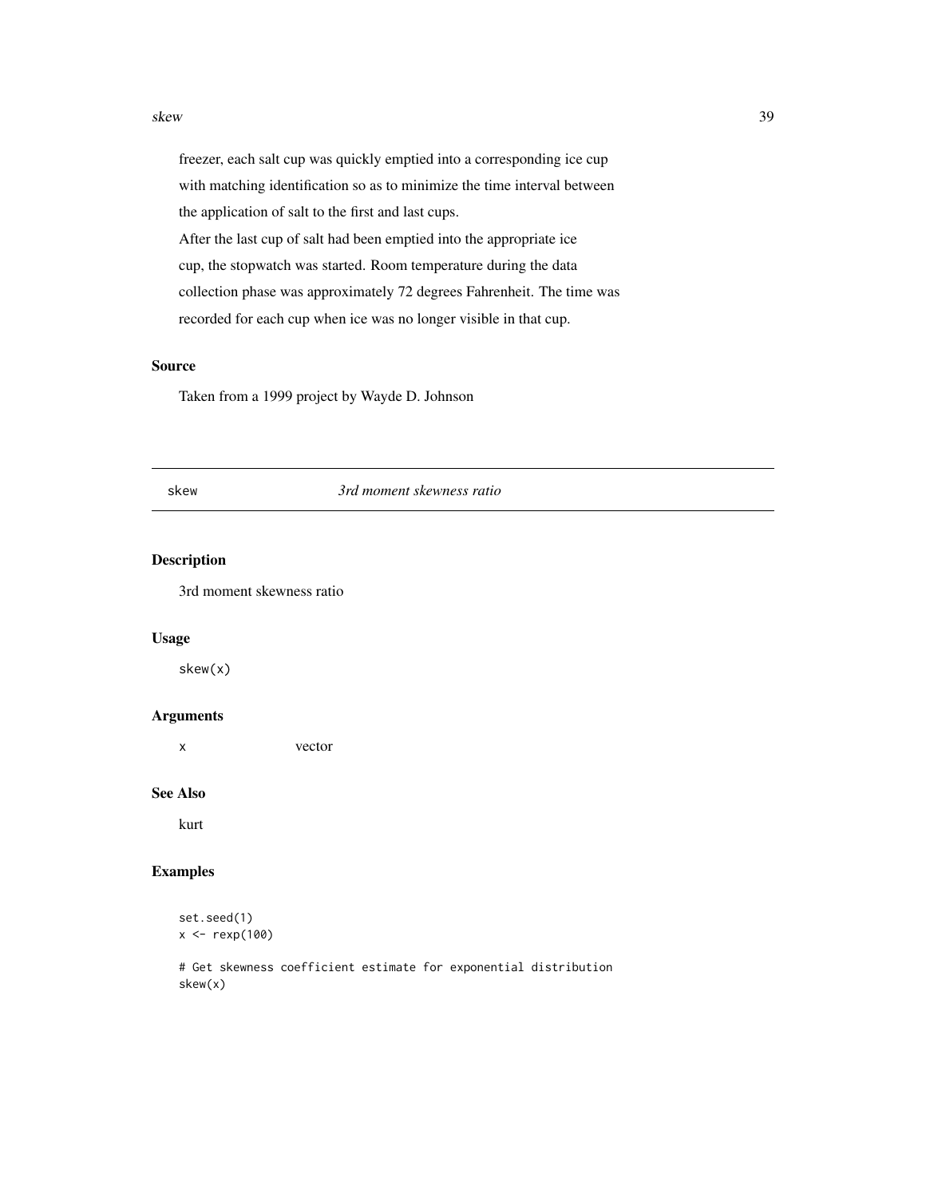freezer, each salt cup was quickly emptied into a corresponding ice cup with matching identification so as to minimize the time interval between the application of salt to the first and last cups.
After the last cup of salt had been emptied into the appropriate ice cup, the stopwatch was started. Room temperature during the data collection phase was approximately 72 degrees Fahrenheit. The time was recorded for each cup when ice was no longer visible in that cup.

### Source

Taken from a 1999 project by Wayde D. Johnson

---

## skew *3rd moment skewness ratio*

---

### Description

3rd moment skewness ratio

### Usage

```
skew(x)
```

### Arguments

| | |
|---|---|
| x | vector |

### See Also

kurt

### Examples

```
set.seed(1)
x <- rexp(100)

# Get skewness coefficient estimate for exponential distribution
skew(x)
```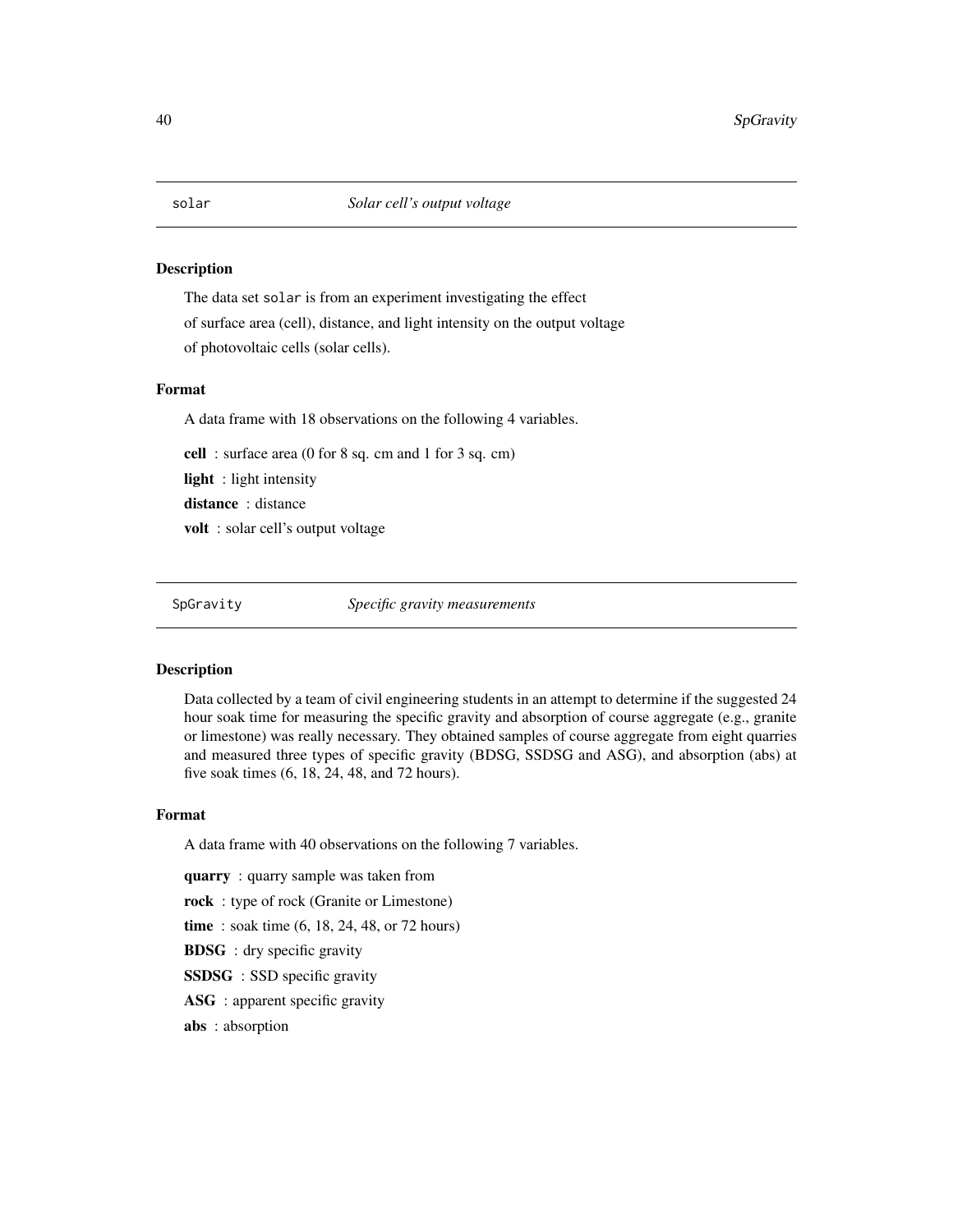## solar *Solar cell's output voltage*

### Description

The data set `solar` is from an experiment investigating the effect of surface area (cell), distance, and light intensity on the output voltage of photovoltaic cells (solar cells).

### Format

A data frame with 18 observations on the following 4 variables.

**cell** : surface area (0 for 8 sq. cm and 1 for 3 sq. cm)

**light** : light intensity

**distance** : distance

**volt** : solar cell's output voltage

## SpGravity *Specific gravity measurements*

### Description

Data collected by a team of civil engineering students in an attempt to determine if the suggested 24 hour soak time for measuring the specific gravity and absorption of course aggregate (e.g., granite or limestone) was really necessary. They obtained samples of course aggregate from eight quarries and measured three types of specific gravity (BDSG, SSDSG and ASG), and absorption (abs) at five soak times (6, 18, 24, 48, and 72 hours).

### Format

A data frame with 40 observations on the following 7 variables.

**quarry** : quarry sample was taken from

**rock** : type of rock (Granite or Limestone)

**time** : soak time (6, 18, 24, 48, or 72 hours)

**BDSG** : dry specific gravity

**SSDSG** : SSD specific gravity

**ASG** : apparent specific gravity

**abs** : absorption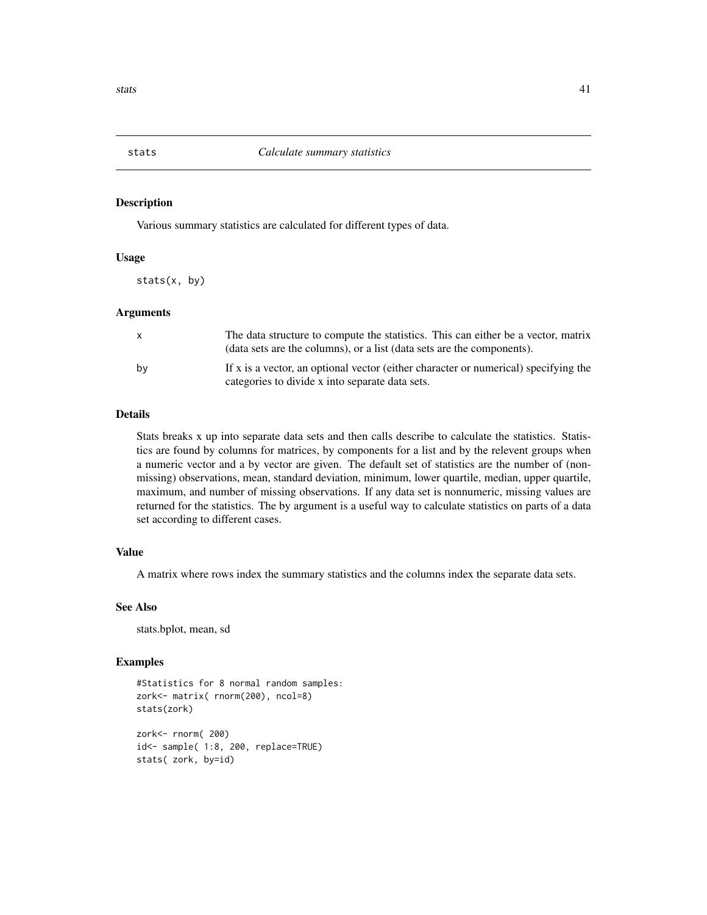## stats — *Calculate summary statistics*

### Description

Various summary statistics are calculated for different types of data.

### Usage

```
stats(x, by)
```

### Arguments

| | |
|---|---|
| x | The data structure to compute the statistics. This can either be a vector, matrix (data sets are the columns), or a list (data sets are the components). |
| by | If x is a vector, an optional vector (either character or numerical) specifying the categories to divide x into separate data sets. |

### Details

Stats breaks x up into separate data sets and then calls describe to calculate the statistics. Statistics are found by columns for matrices, by components for a list and by the relevent groups when a numeric vector and a by vector are given. The default set of statistics are the number of (non-missing) observations, mean, standard deviation, minimum, lower quartile, median, upper quartile, maximum, and number of missing observations. If any data set is nonnumeric, missing values are returned for the statistics. The by argument is a useful way to calculate statistics on parts of a data set according to different cases.

### Value

A matrix where rows index the summary statistics and the columns index the separate data sets.

### See Also

stats.bplot, mean, sd

### Examples

```
#Statistics for 8 normal random samples:
zork<- matrix( rnorm(200), ncol=8)
stats(zork)

zork<- rnorm( 200)
id<- sample( 1:8, 200, replace=TRUE)
stats( zork, by=id)
```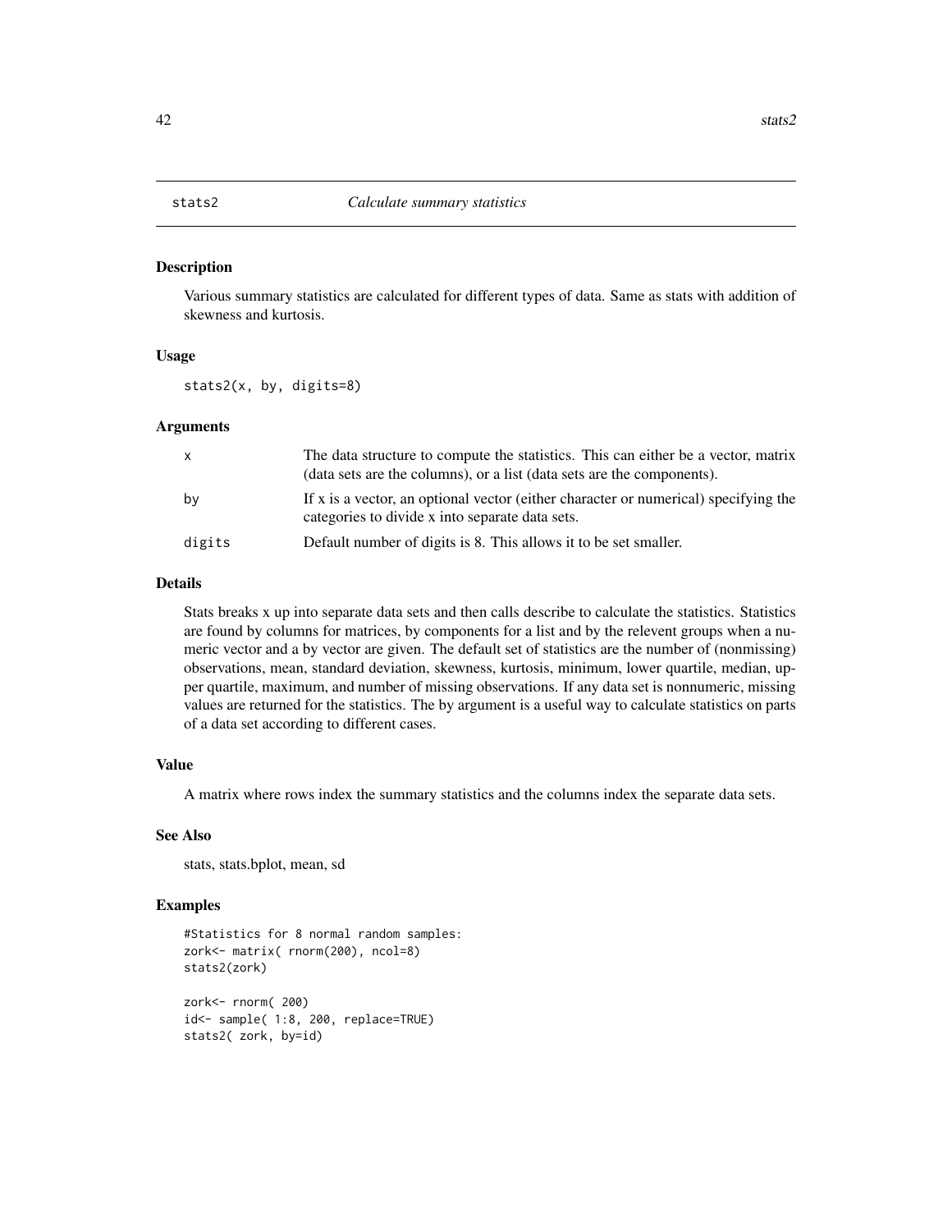# stats2 *Calculate summary statistics*

## Description

Various summary statistics are calculated for different types of data. Same as stats with addition of skewness and kurtosis.

## Usage

```
stats2(x, by, digits=8)
```

## Arguments

| | |
|---|---|
| x | The data structure to compute the statistics. This can either be a vector, matrix (data sets are the columns), or a list (data sets are the components). |
| by | If x is a vector, an optional vector (either character or numerical) specifying the categories to divide x into separate data sets. |
| digits | Default number of digits is 8. This allows it to be set smaller. |

## Details

Stats breaks x up into separate data sets and then calls describe to calculate the statistics. Statistics are found by columns for matrices, by components for a list and by the relevent groups when a numeric vector and a by vector are given. The default set of statistics are the number of (nonmissing) observations, mean, standard deviation, skewness, kurtosis, minimum, lower quartile, median, upper quartile, maximum, and number of missing observations. If any data set is nonnumeric, missing values are returned for the statistics. The by argument is a useful way to calculate statistics on parts of a data set according to different cases.

## Value

A matrix where rows index the summary statistics and the columns index the separate data sets.

## See Also

stats, stats.bplot, mean, sd

## Examples

```
#Statistics for 8 normal random samples:
zork<- matrix( rnorm(200), ncol=8)
stats2(zork)

zork<- rnorm( 200)
id<- sample( 1:8, 200, replace=TRUE)
stats2( zork, by=id)
```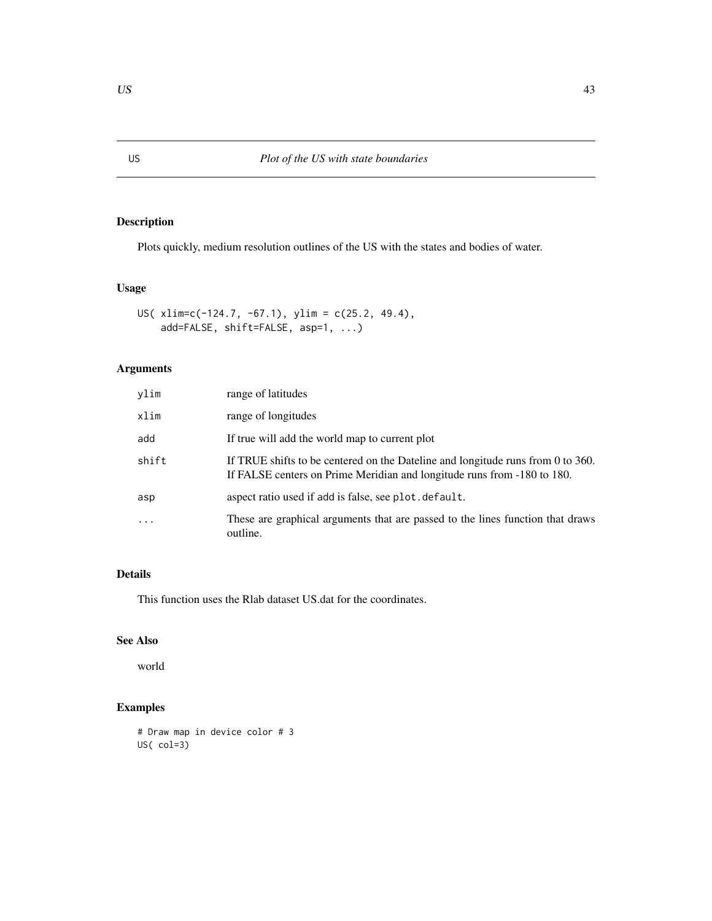# US — *Plot of the US with state boundaries*

## Description

Plots quickly, medium resolution outlines of the US with the states and bodies of water.

## Usage

```
US( xlim=c(-124.7, -67.1), ylim = c(25.2, 49.4),
    add=FALSE, shift=FALSE, asp=1, ...)
```

## Arguments

| | |
|---|---|
| `ylim` | range of latitudes |
| `xlim` | range of longitudes |
| `add` | If true will add the world map to current plot |
| `shift` | If TRUE shifts to be centered on the Dateline and longitude runs from 0 to 360. If FALSE centers on Prime Meridian and longitude runs from -180 to 180. |
| `asp` | aspect ratio used if `add` is false, see `plot.default`. |
| `...` | These are graphical arguments that are passed to the lines function that draws outline. |

## Details

This function uses the Rlab dataset US.dat for the coordinates.

## See Also

world

## Examples

```
# Draw map in device color # 3
US( col=3)
```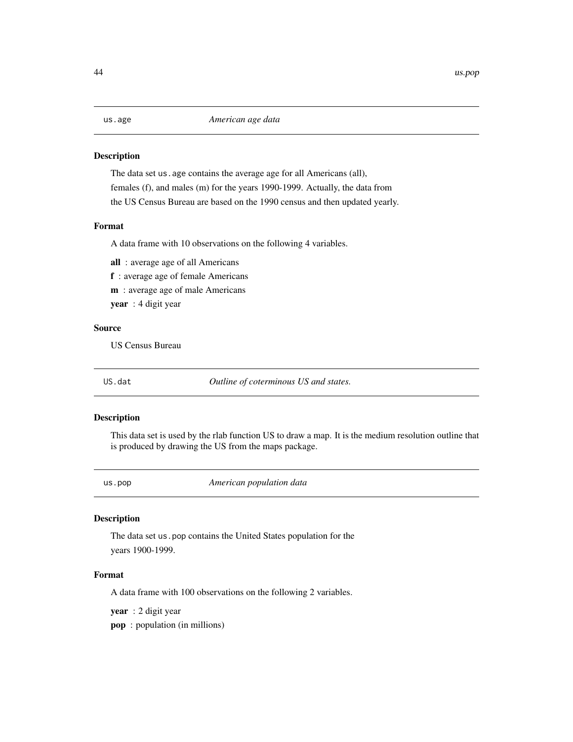## us.age *American age data*

### Description

The data set `us.age` contains the average age for all Americans (all), females (f), and males (m) for the years 1990-1999. Actually, the data from the US Census Bureau are based on the 1990 census and then updated yearly.

### Format

A data frame with 10 observations on the following 4 variables.

**all** : average age of all Americans

**f** : average age of female Americans

**m** : average age of male Americans

**year** : 4 digit year

### Source

US Census Bureau

## US.dat *Outline of coterminous US and states.*

### Description

This data set is used by the rlab function US to draw a map. It is the medium resolution outline that is produced by drawing the US from the maps package.

## us.pop *American population data*

### Description

The data set `us.pop` contains the United States population for the years 1900-1999.

### Format

A data frame with 100 observations on the following 2 variables.

**year** : 2 digit year

**pop** : population (in millions)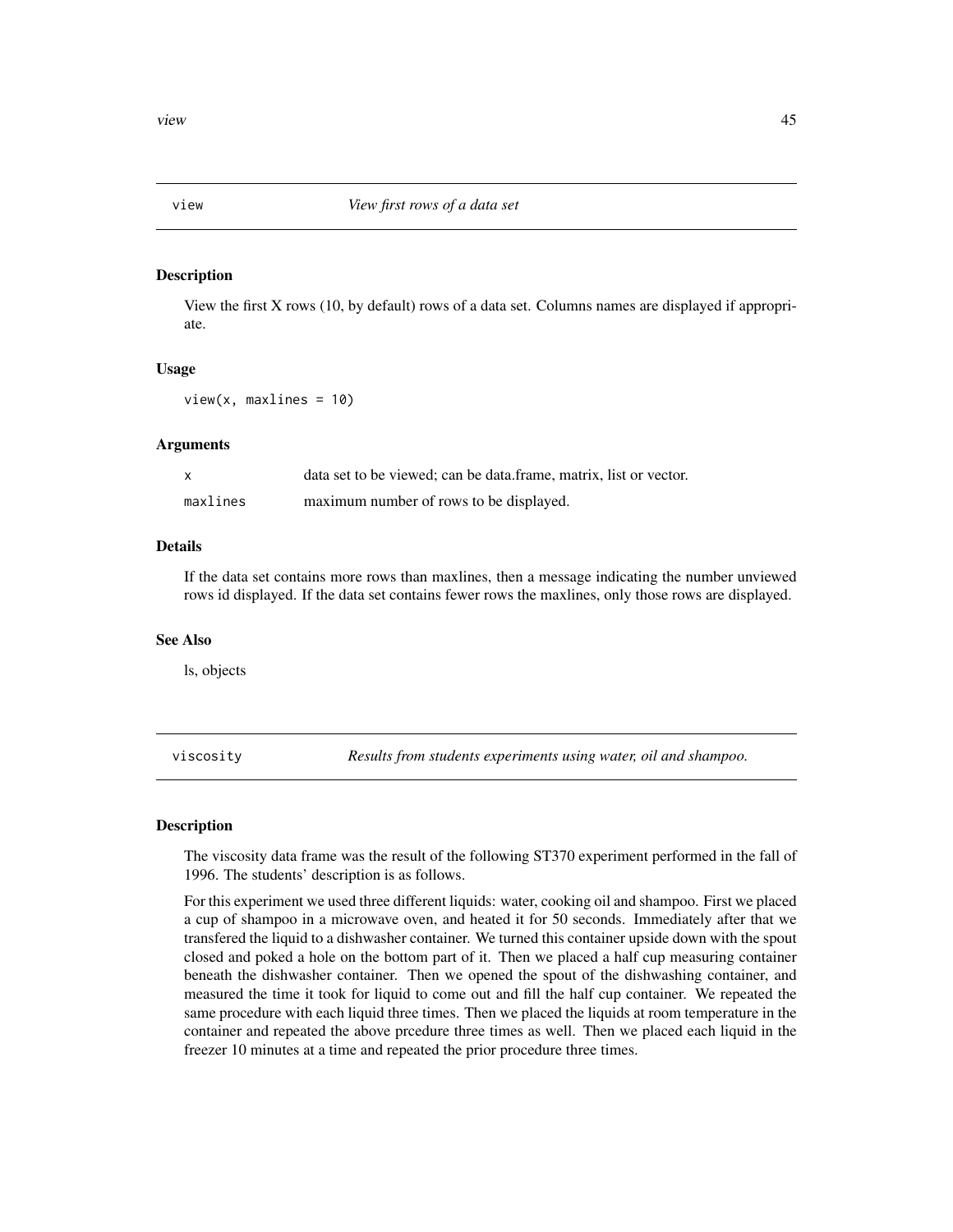## view — *View first rows of a data set*

### Description

View the first X rows (10, by default) rows of a data set. Columns names are displayed if appropriate.

### Usage

```
view(x, maxlines = 10)
```

### Arguments

| | |
|---|---|
| `x` | data set to be viewed; can be data.frame, matrix, list or vector. |
| `maxlines` | maximum number of rows to be displayed. |

### Details

If the data set contains more rows than maxlines, then a message indicating the number unviewed rows id displayed. If the data set contains fewer rows the maxlines, only those rows are displayed.

### See Also

ls, objects

## viscosity — *Results from students experiments using water, oil and shampoo.*

### Description

The viscosity data frame was the result of the following ST370 experiment performed in the fall of 1996. The students' description is as follows.

For this experiment we used three different liquids: water, cooking oil and shampoo. First we placed a cup of shampoo in a microwave oven, and heated it for 50 seconds. Immediately after that we transfered the liquid to a dishwasher container. We turned this container upside down with the spout closed and poked a hole on the bottom part of it. Then we placed a half cup measuring container beneath the dishwasher container. Then we opened the spout of the dishwashing container, and measured the time it took for liquid to come out and fill the half cup container. We repeated the same procedure with each liquid three times. Then we placed the liquids at room temperature in the container and repeated the above prcedure three times as well. Then we placed each liquid in the freezer 10 minutes at a time and repeated the prior procedure three times.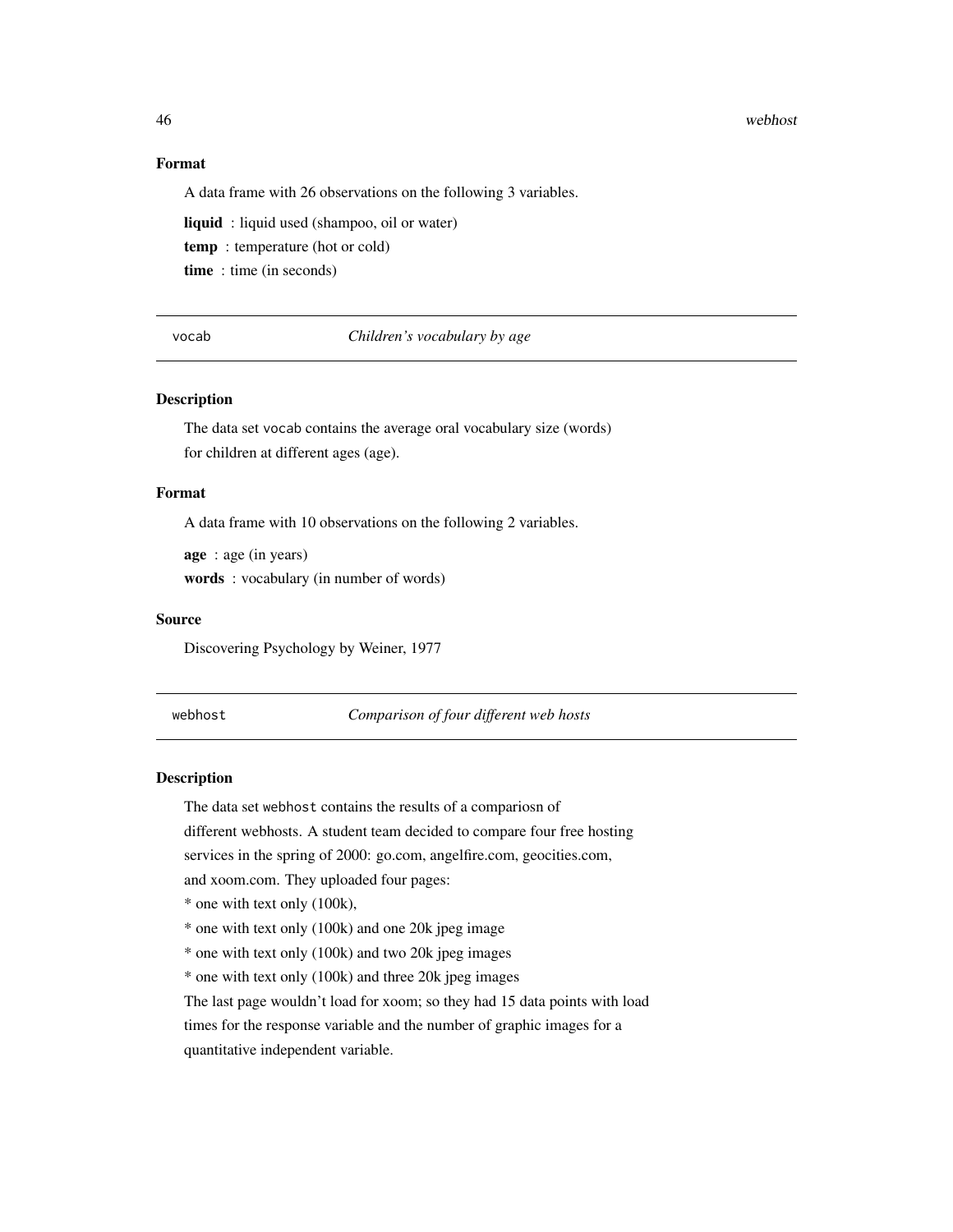### Format

A data frame with 26 observations on the following 3 variables.

**liquid** : liquid used (shampoo, oil or water)

**temp** : temperature (hot or cold)

**time** : time (in seconds)

---

## vocab — *Children's vocabulary by age*

### Description

The data set `vocab` contains the average oral vocabulary size (words)
for children at different ages (age).

### Format

A data frame with 10 observations on the following 2 variables.

**age** : age (in years)

**words** : vocabulary (in number of words)

### Source

Discovering Psychology by Weiner, 1977

---

## webhost — *Comparison of four different web hosts*

### Description

The data set `webhost` contains the results of a compariosn of
different webhosts. A student team decided to compare four free hosting
services in the spring of 2000: go.com, angelfire.com, geocities.com,
and xoom.com. They uploaded four pages:

* one with text only (100k),
* one with text only (100k) and one 20k jpeg image
* one with text only (100k) and two 20k jpeg images
* one with text only (100k) and three 20k jpeg images

The last page wouldn't load for xoom; so they had 15 data points with load
times for the response variable and the number of graphic images for a
quantitative independent variable.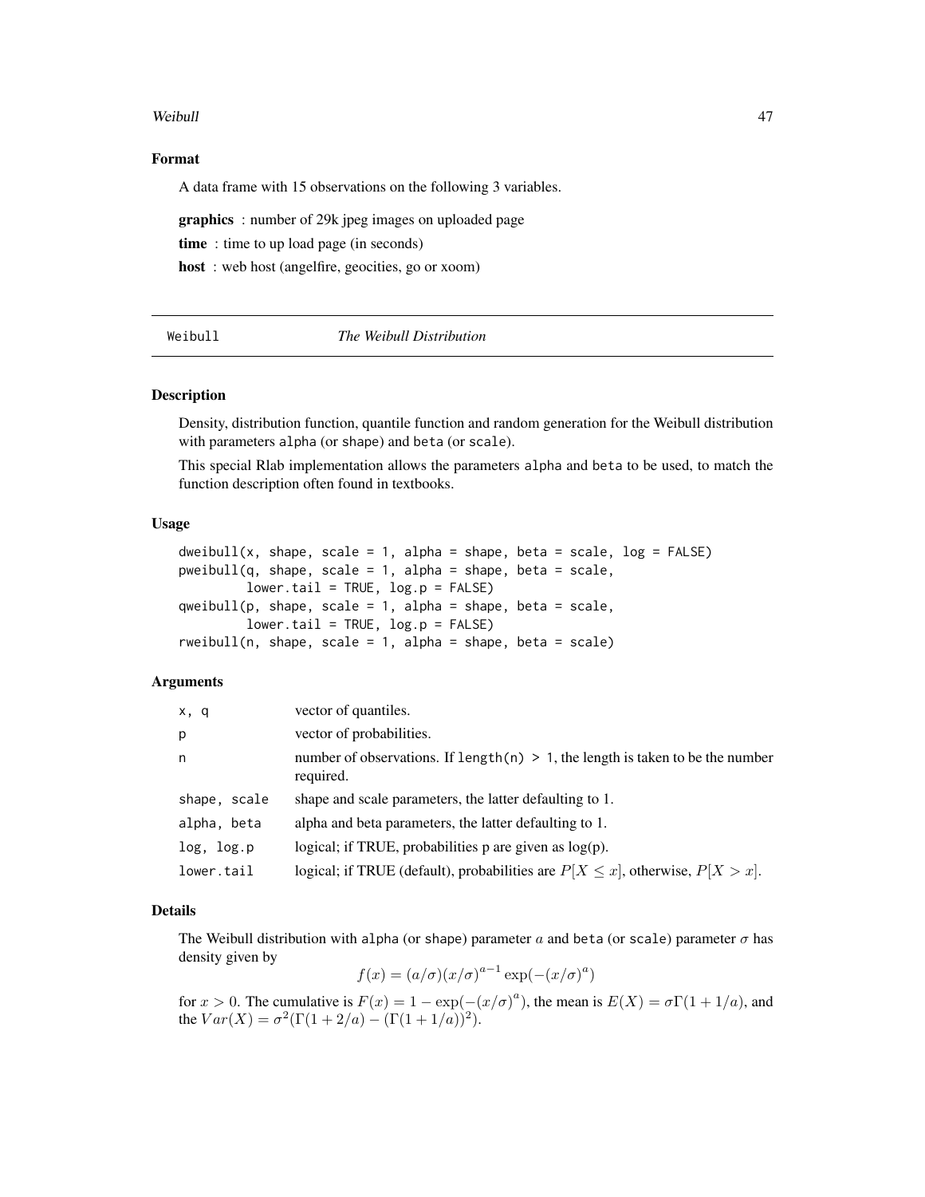### Format

A data frame with 15 observations on the following 3 variables.

**graphics** : number of 29k jpeg images on uploaded page

**time** : time to up load page (in seconds)

**host** : web host (angelfire, geocities, go or xoom)

---

## Weibull *The Weibull Distribution*

---

### Description

Density, distribution function, quantile function and random generation for the Weibull distribution with parameters alpha (or shape) and beta (or scale).

This special Rlab implementation allows the parameters alpha and beta to be used, to match the function description often found in textbooks.

### Usage

```
dweibull(x, shape, scale = 1, alpha = shape, beta = scale, log = FALSE)
pweibull(q, shape, scale = 1, alpha = shape, beta = scale,
        lower.tail = TRUE, log.p = FALSE)
qweibull(p, shape, scale = 1, alpha = shape, beta = scale,
        lower.tail = TRUE, log.p = FALSE)
rweibull(n, shape, scale = 1, alpha = shape, beta = scale)
```

### Arguments

| | |
|---|---|
| x, q | vector of quantiles. |
| p | vector of probabilities. |
| n | number of observations. If length(n) > 1, the length is taken to be the number required. |
| shape, scale | shape and scale parameters, the latter defaulting to 1. |
| alpha, beta | alpha and beta parameters, the latter defaulting to 1. |
| log, log.p | logical; if TRUE, probabilities p are given as log(p). |
| lower.tail | logical; if TRUE (default), probabilities are $P[X \le x]$, otherwise, $P[X > x]$. |

### Details

The Weibull distribution with alpha (or shape) parameter $a$ and beta (or scale) parameter $\sigma$ has density given by

$$f(x) = (a/\sigma)(x/\sigma)^{a-1} \exp(-(x/\sigma)^a)$$

for $x > 0$. The cumulative is $F(x) = 1 - \exp(-(x/\sigma)^a)$, the mean is $E(X) = \sigma\Gamma(1 + 1/a)$, and the $Var(X) = \sigma^2(\Gamma(1 + 2/a) - (\Gamma(1 + 1/a))^2)$.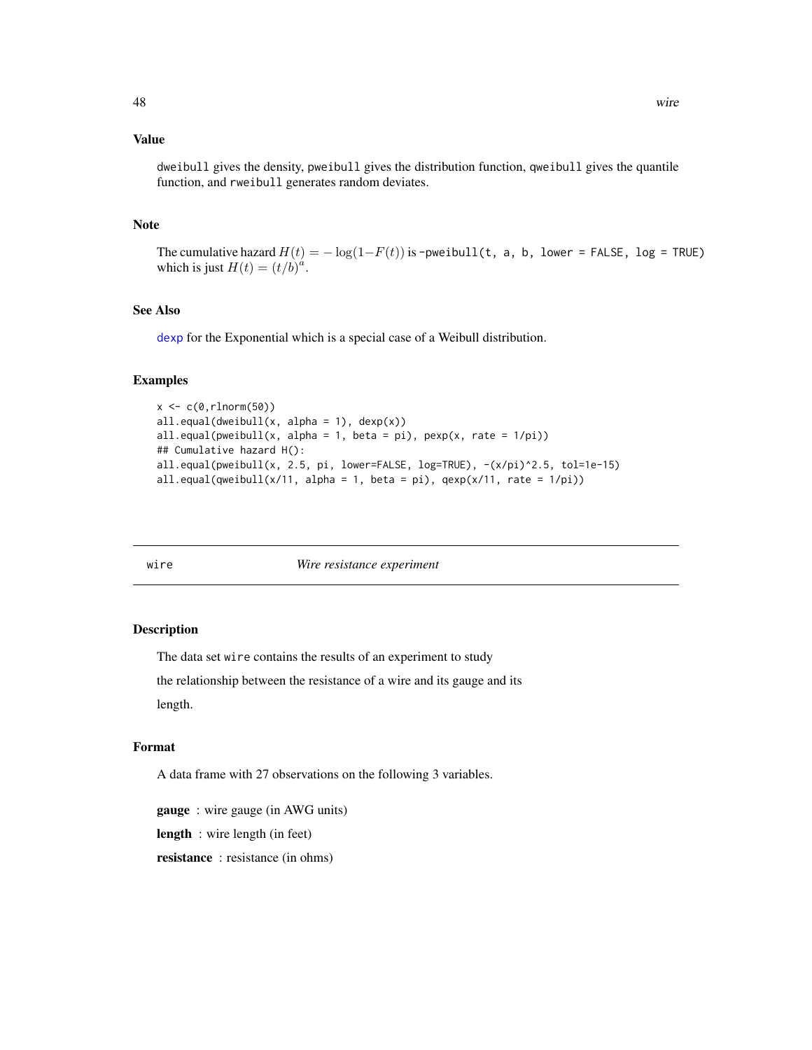## Value

`dweibull` gives the density, `pweibull` gives the distribution function, `qweibull` gives the quantile function, and `rweibull` generates random deviates.

## Note

The cumulative hazard $H(t) = -\log(1-F(t))$ is `-pweibull(t, a, b, lower = FALSE, log = TRUE)` which is just $H(t) = (t/b)^a$.

## See Also

`dexp` for the Exponential which is a special case of a Weibull distribution.

## Examples

```
x <- c(0,rlnorm(50))
all.equal(dweibull(x, alpha = 1), dexp(x))
all.equal(pweibull(x, alpha = 1, beta = pi), pexp(x, rate = 1/pi))
## Cumulative hazard H():
all.equal(pweibull(x, 2.5, pi, lower=FALSE, log=TRUE), -(x/pi)^2.5, tol=1e-15)
all.equal(qweibull(x/11, alpha = 1, beta = pi), qexp(x/11, rate = 1/pi))
```

---

# wire — *Wire resistance experiment*

## Description

The data set `wire` contains the results of an experiment to study

the relationship between the resistance of a wire and its gauge and its

length.

## Format

A data frame with 27 observations on the following 3 variables.

**gauge** : wire gauge (in AWG units)

**length** : wire length (in feet)

**resistance** : resistance (in ohms)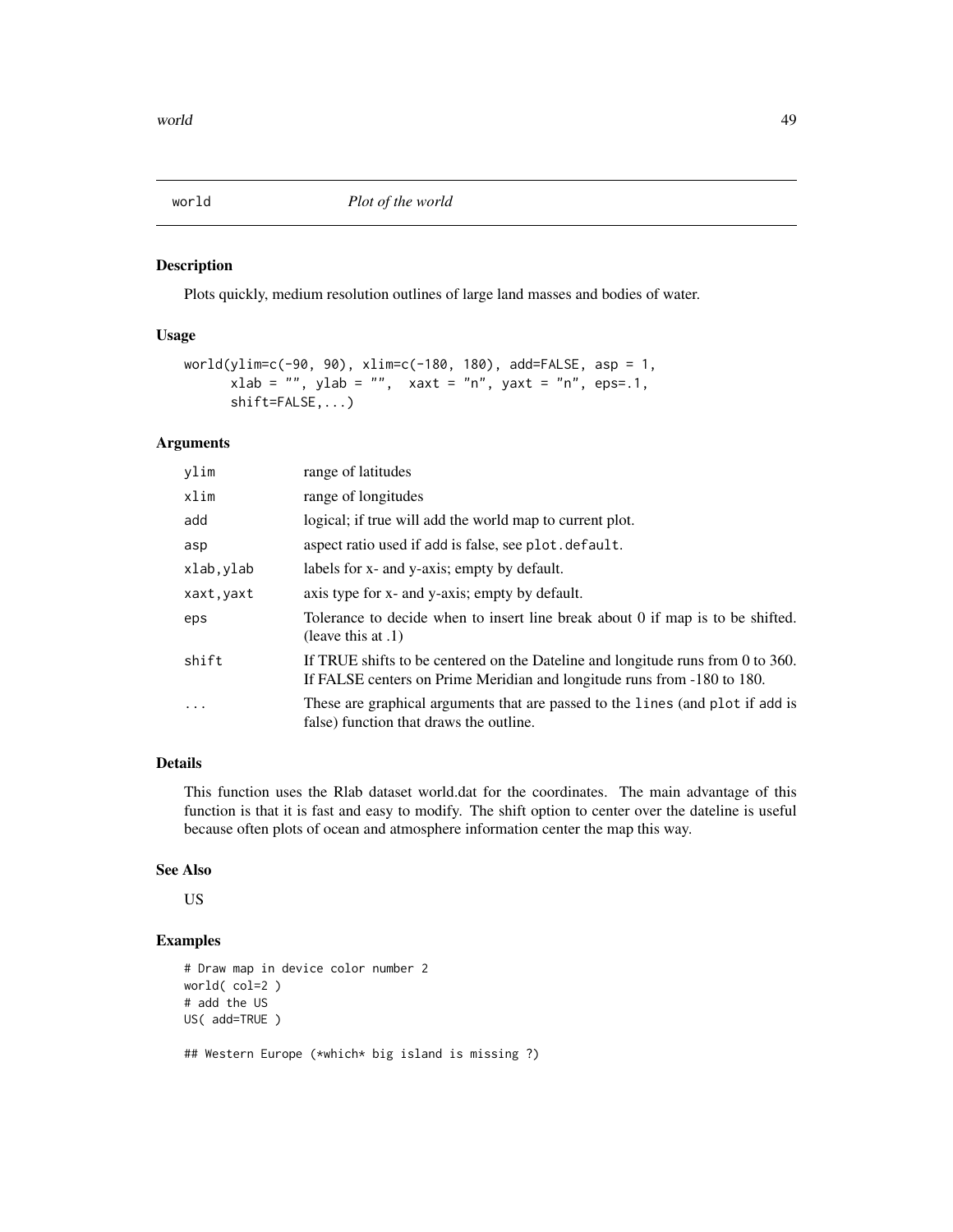# world — *Plot of the world*

## Description

Plots quickly, medium resolution outlines of large land masses and bodies of water.

## Usage

```
world(ylim=c(-90, 90), xlim=c(-180, 180), add=FALSE, asp = 1,
      xlab = "", ylab = "",  xaxt = "n", yaxt = "n", eps=.1,
      shift=FALSE,...)
```

## Arguments

| | |
|---|---|
| `ylim` | range of latitudes |
| `xlim` | range of longitudes |
| `add` | logical; if true will add the world map to current plot. |
| `asp` | aspect ratio used if add is false, see `plot.default`. |
| `xlab,ylab` | labels for x- and y-axis; empty by default. |
| `xaxt,yaxt` | axis type for x- and y-axis; empty by default. |
| `eps` | Tolerance to decide when to insert line break about 0 if map is to be shifted. (leave this at .1) |
| `shift` | If TRUE shifts to be centered on the Dateline and longitude runs from 0 to 360. If FALSE centers on Prime Meridian and longitude runs from -180 to 180. |
| `...` | These are graphical arguments that are passed to the `lines` (and `plot` if add is false) function that draws the outline. |

## Details

This function uses the Rlab dataset world.dat for the coordinates. The main advantage of this function is that it is fast and easy to modify. The shift option to center over the dateline is useful because often plots of ocean and atmosphere information center the map this way.

## See Also

US

## Examples

```
# Draw map in device color number 2
world( col=2 )
# add the US
US( add=TRUE )

## Western Europe (*which* big island is missing ?)
```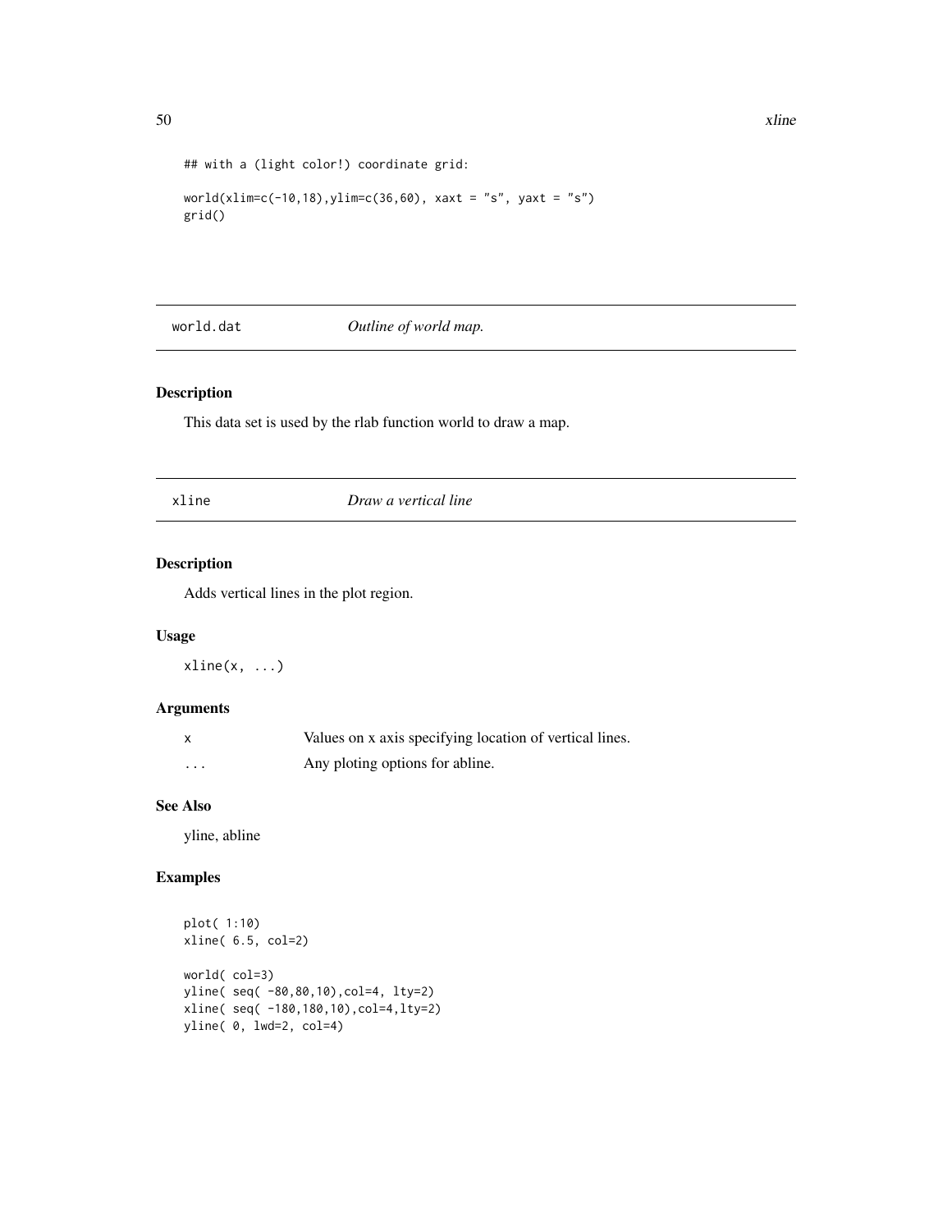```
## with a (light color!) coordinate grid:

world(xlim=c(-10,18),ylim=c(36,60), xaxt = "s", yaxt = "s")
grid()
```

## world.dat *Outline of world map.*

### Description

This data set is used by the rlab function world to draw a map.

## xline *Draw a vertical line*

### Description

Adds vertical lines in the plot region.

### Usage

```
xline(x, ...)
```

### Arguments

| | |
|---|---|
| x | Values on x axis specifying location of vertical lines. |
| ... | Any ploting options for abline. |

### See Also

yline, abline

### Examples

```
plot( 1:10)
xline( 6.5, col=2)

world( col=3)
yline( seq( -80,80,10),col=4, lty=2)
xline( seq( -180,180,10),col=4,lty=2)
yline( 0, lwd=2, col=4)
```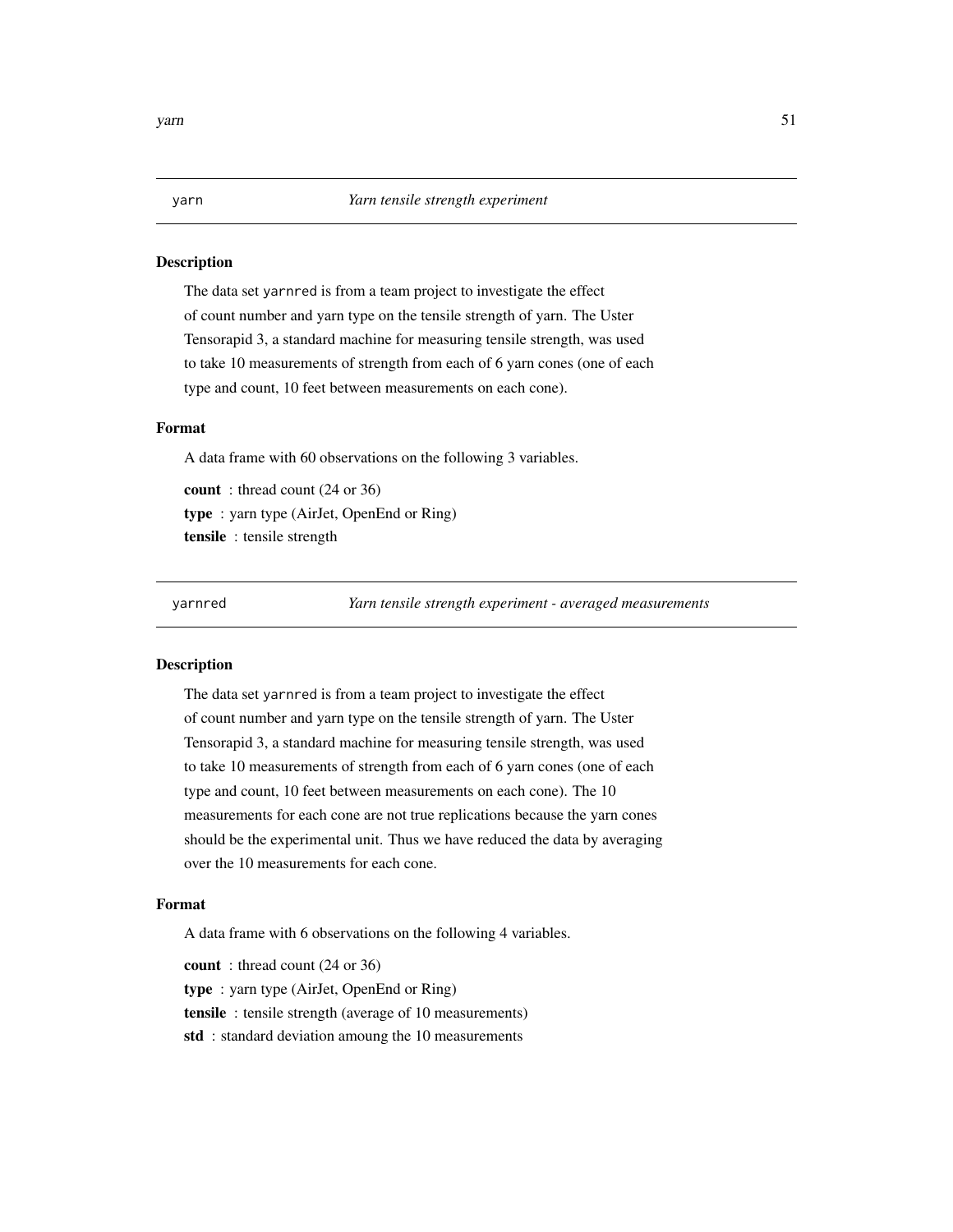## yarn — *Yarn tensile strength experiment*

### Description

The data set yarnred is from a team project to investigate the effect of count number and yarn type on the tensile strength of yarn. The Uster Tensorapid 3, a standard machine for measuring tensile strength, was used to take 10 measurements of strength from each of 6 yarn cones (one of each type and count, 10 feet between measurements on each cone).

### Format

A data frame with 60 observations on the following 3 variables.

**count** : thread count (24 or 36)
**type** : yarn type (AirJet, OpenEnd or Ring)
**tensile** : tensile strength

## yarnred — *Yarn tensile strength experiment - averaged measurements*

### Description

The data set yarnred is from a team project to investigate the effect of count number and yarn type on the tensile strength of yarn. The Uster Tensorapid 3, a standard machine for measuring tensile strength, was used to take 10 measurements of strength from each of 6 yarn cones (one of each type and count, 10 feet between measurements on each cone). The 10 measurements for each cone are not true replications because the yarn cones should be the experimental unit. Thus we have reduced the data by averaging over the 10 measurements for each cone.

### Format

A data frame with 6 observations on the following 4 variables.

**count** : thread count (24 or 36)
**type** : yarn type (AirJet, OpenEnd or Ring)
**tensile** : tensile strength (average of 10 measurements)
**std** : standard deviation amoung the 10 measurements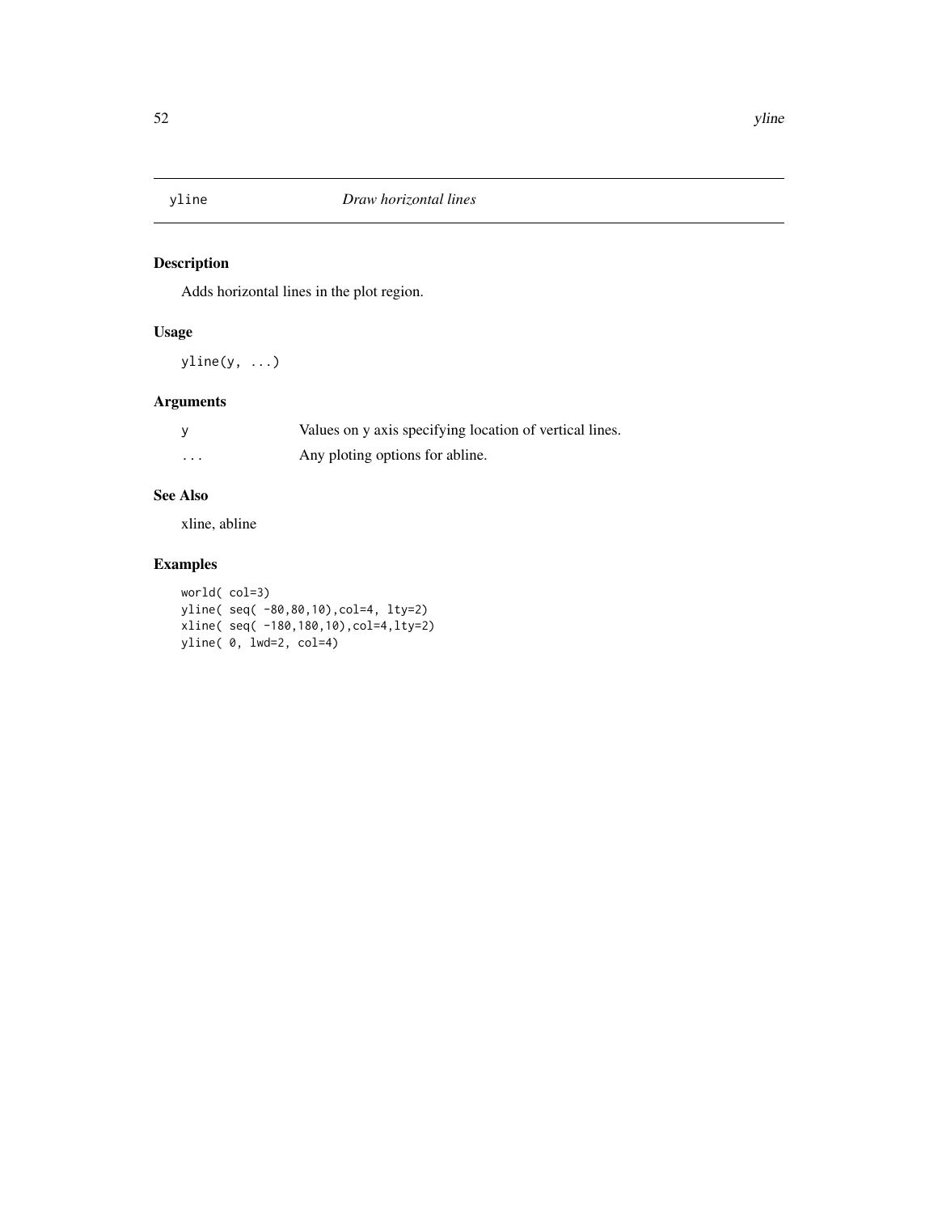yline *Draw horizontal lines*

## Description

Adds horizontal lines in the plot region.

## Usage

```
yline(y, ...)
```

## Arguments

| | |
|---|---|
| y | Values on y axis specifying location of vertical lines. |
| ... | Any ploting options for abline. |

## See Also

xline, abline

## Examples

```
world( col=3)
yline( seq( -80,80,10),col=4, lty=2)
xline( seq( -180,180,10),col=4,lty=2)
yline( 0, lwd=2, col=4)
```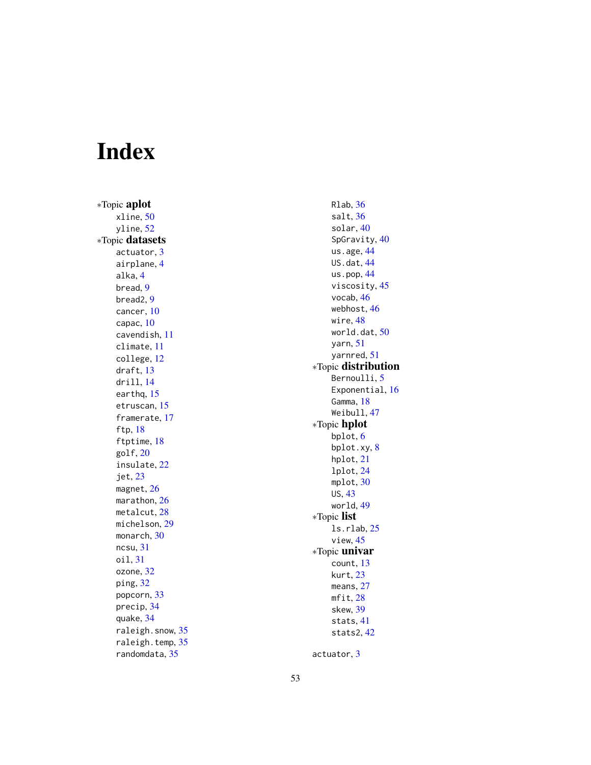# Index

*Topic **aplot**
- xline, 50
- yline, 52

*Topic **datasets**
- actuator, 3
- airplane, 4
- alka, 4
- bread, 9
- bread2, 9
- cancer, 10
- capac, 10
- cavendish, 11
- climate, 11
- college, 12
- draft, 13
- drill, 14
- earthq, 15
- etruscan, 15
- framerate, 17
- ftp, 18
- ftptime, 18
- golf, 20
- insulate, 22
- jet, 23
- magnet, 26
- marathon, 26
- metalcut, 28
- michelson, 29
- monarch, 30
- ncsu, 31
- oil, 31
- ozone, 32
- ping, 32
- popcorn, 33
- precip, 34
- quake, 34
- raleigh.snow, 35
- raleigh.temp, 35
- randomdata, 35
- Rlab, 36
- salt, 36
- solar, 40
- SpGravity, 40
- us.age, 44
- US.dat, 44
- us.pop, 44
- viscosity, 45
- vocab, 46
- webhost, 46
- wire, 48
- world.dat, 50
- yarn, 51
- yarnred, 51

*Topic **distribution**
- Bernoulli, 5
- Exponential, 16
- Gamma, 18
- Weibull, 47

*Topic **hplot**
- bplot, 6
- bplot.xy, 8
- hplot, 21
- lplot, 24
- mplot, 30
- US, 43
- world, 49

*Topic **list**
- ls.rlab, 25
- view, 45

*Topic **univar**
- count, 13
- kurt, 23
- means, 27
- mfit, 28
- skew, 39
- stats, 41
- stats2, 42

actuator, 3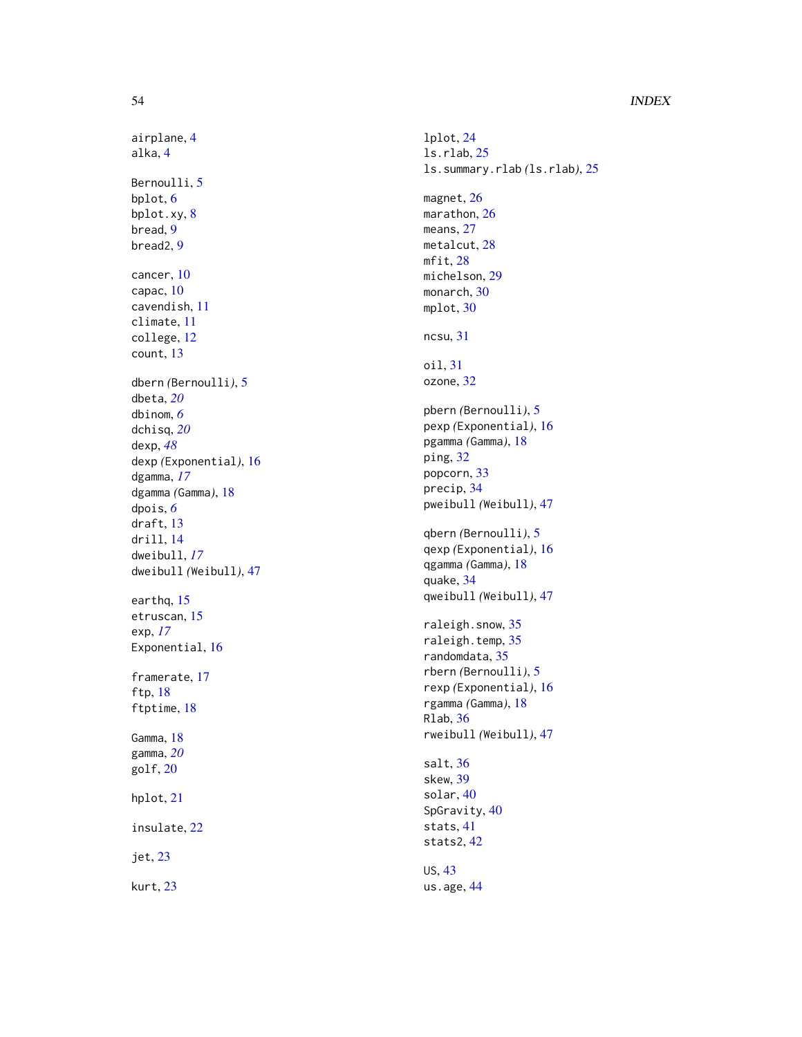airplane, 4
alka, 4

Bernoulli, 5
bplot, 6
bplot.xy, 8
bread, 9
bread2, 9

cancer, 10
capac, 10
cavendish, 11
climate, 11
college, 12
count, 13

dbern *(*Bernoulli*)*, 5
dbeta, *20*
dbinom, *6*
dchisq, *20*
dexp, *48*
dexp *(*Exponential*)*, 16
dgamma, *17*
dgamma *(*Gamma*)*, 18
dpois, *6*
draft, 13
drill, 14
dweibull, *17*
dweibull *(*Weibull*)*, 47

earthq, 15
etruscan, 15
exp, *17*
Exponential, 16

framerate, 17
ftp, 18
ftptime, 18

Gamma, 18
gamma, *20*
golf, 20

hplot, 21

insulate, 22

jet, 23

kurt, 23

lplot, 24
ls.rlab, 25
ls.summary.rlab *(*ls.rlab*)*, 25

magnet, 26
marathon, 26
means, 27
metalcut, 28
mfit, 28
michelson, 29
monarch, 30
mplot, 30

ncsu, 31

oil, 31
ozone, 32

pbern *(*Bernoulli*)*, 5
pexp *(*Exponential*)*, 16
pgamma *(*Gamma*)*, 18
ping, 32
popcorn, 33
precip, 34
pweibull *(*Weibull*)*, 47

qbern *(*Bernoulli*)*, 5
qexp *(*Exponential*)*, 16
qgamma *(*Gamma*)*, 18
quake, 34
qweibull *(*Weibull*)*, 47

raleigh.snow, 35
raleigh.temp, 35
randomdata, 35
rbern *(*Bernoulli*)*, 5
rexp *(*Exponential*)*, 16
rgamma *(*Gamma*)*, 18
Rlab, 36
rweibull *(*Weibull*)*, 47

salt, 36
skew, 39
solar, 40
SpGravity, 40
stats, 41
stats2, 42

US, 43
us.age, 44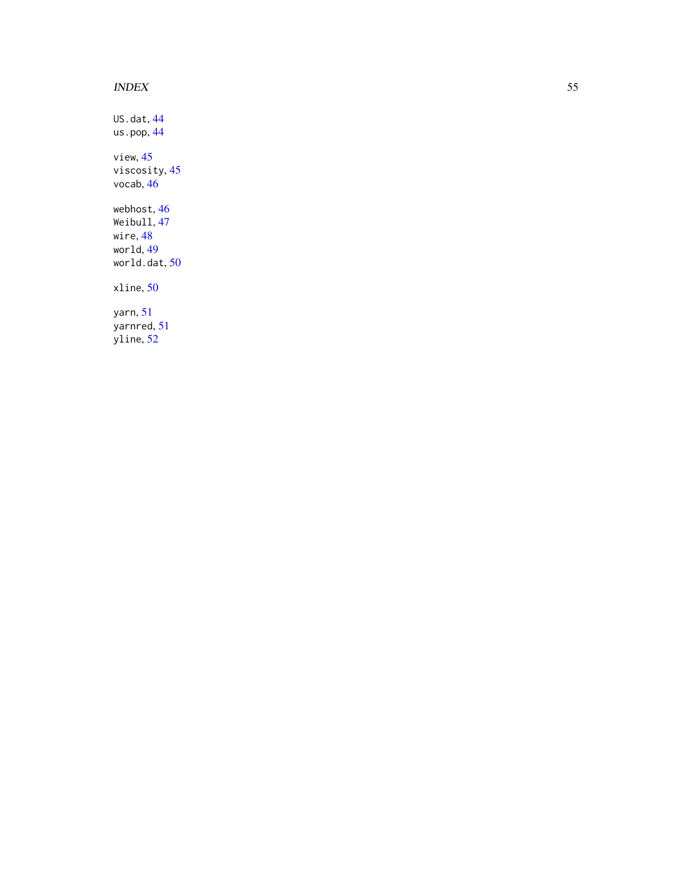US.dat, 44
us.pop, 44

view, 45
viscosity, 45
vocab, 46

webhost, 46
Weibull, 47
wire, 48
world, 49
world.dat, 50

xline, 50

yarn, 51
yarnred, 51
yline, 52